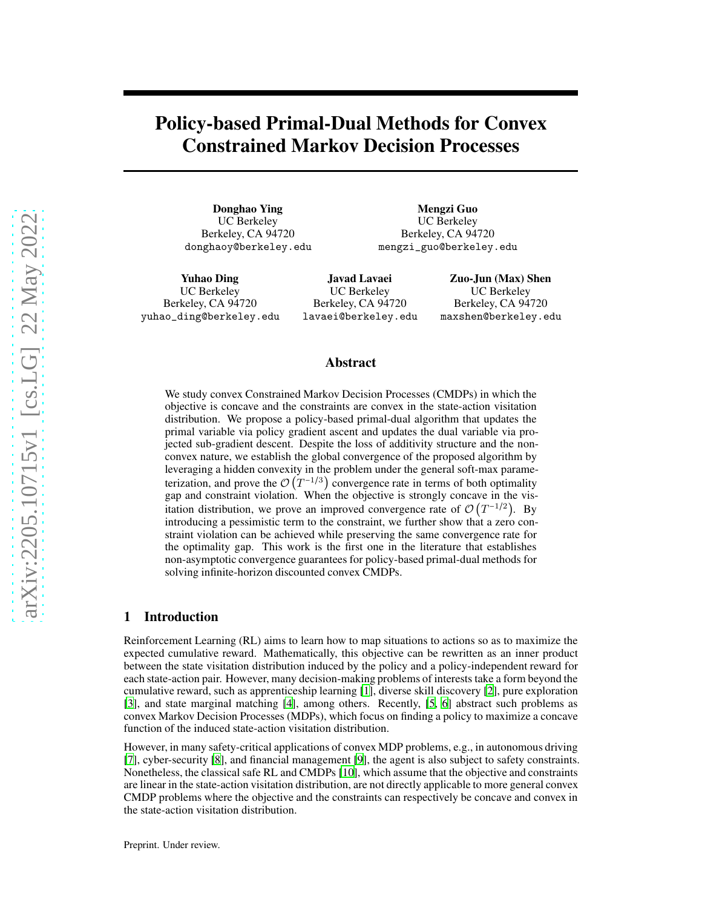# Policy-based Primal-Dual Methods for Convex Constrained Markov Decision Processes

**Donghao Ying**
UC Berkeley
Berkeley, CA 94720
donghaoy@berkeley.edu

**Mengzi Guo**
UC Berkeley
Berkeley, CA 94720
mengzi_guo@berkeley.edu

**Yuhao Ding**
UC Berkeley
Berkeley, CA 94720
yuhao_ding@berkeley.edu

**Javad Lavaei**
UC Berkeley
Berkeley, CA 94720
lavaei@berkeley.edu

**Zuo-Jun (Max) Shen**
UC Berkeley
Berkeley, CA 94720
maxshen@berkeley.edu

## Abstract

We study convex Constrained Markov Decision Processes (CMDPs) in which the objective is concave and the constraints are convex in the state-action visitation distribution. We propose a policy-based primal-dual algorithm that updates the primal variable via policy gradient ascent and updates the dual variable via projected sub-gradient descent. Despite the loss of additivity structure and the non-convex nature, we establish the global convergence of the proposed algorithm by leveraging a hidden convexity in the problem under the general soft-max parameterization, and prove the $\mathcal{O}\left(T^{-1/3}\right)$ convergence rate in terms of both optimality gap and constraint violation. When the objective is strongly concave in the visitation distribution, we prove an improved convergence rate of $\mathcal{O}\left(T^{-1/2}\right)$. By introducing a pessimistic term to the constraint, we further show that a zero constraint violation can be achieved while preserving the same convergence rate for the optimality gap. This work is the first one in the literature that establishes non-asymptotic convergence guarantees for policy-based primal-dual methods for solving infinite-horizon discounted convex CMDPs.

## 1 Introduction

Reinforcement Learning (RL) aims to learn how to map situations to actions so as to maximize the expected cumulative reward. Mathematically, this objective can be rewritten as an inner product between the state visitation distribution induced by the policy and a policy-independent reward for each state-action pair. However, many decision-making problems of interests take a form beyond the cumulative reward, such as apprenticeship learning [1], diverse skill discovery [2], pure exploration [3], and state marginal matching [4], among others. Recently, [5, 6] abstract such problems as convex Markov Decision Processes (MDPs), which focus on finding a policy to maximize a concave function of the induced state-action visitation distribution.

However, in many safety-critical applications of convex MDP problems, e.g., in autonomous driving [7], cyber-security [8], and financial management [9], the agent is also subject to safety constraints. Nonetheless, the classical safe RL and CMDPs [10], which assume that the objective and constraints are linear in the state-action visitation distribution, are not directly applicable to more general convex CMDP problems where the objective and the constraints can respectively be concave and convex in the state-action visitation distribution.

Preprint. Under review.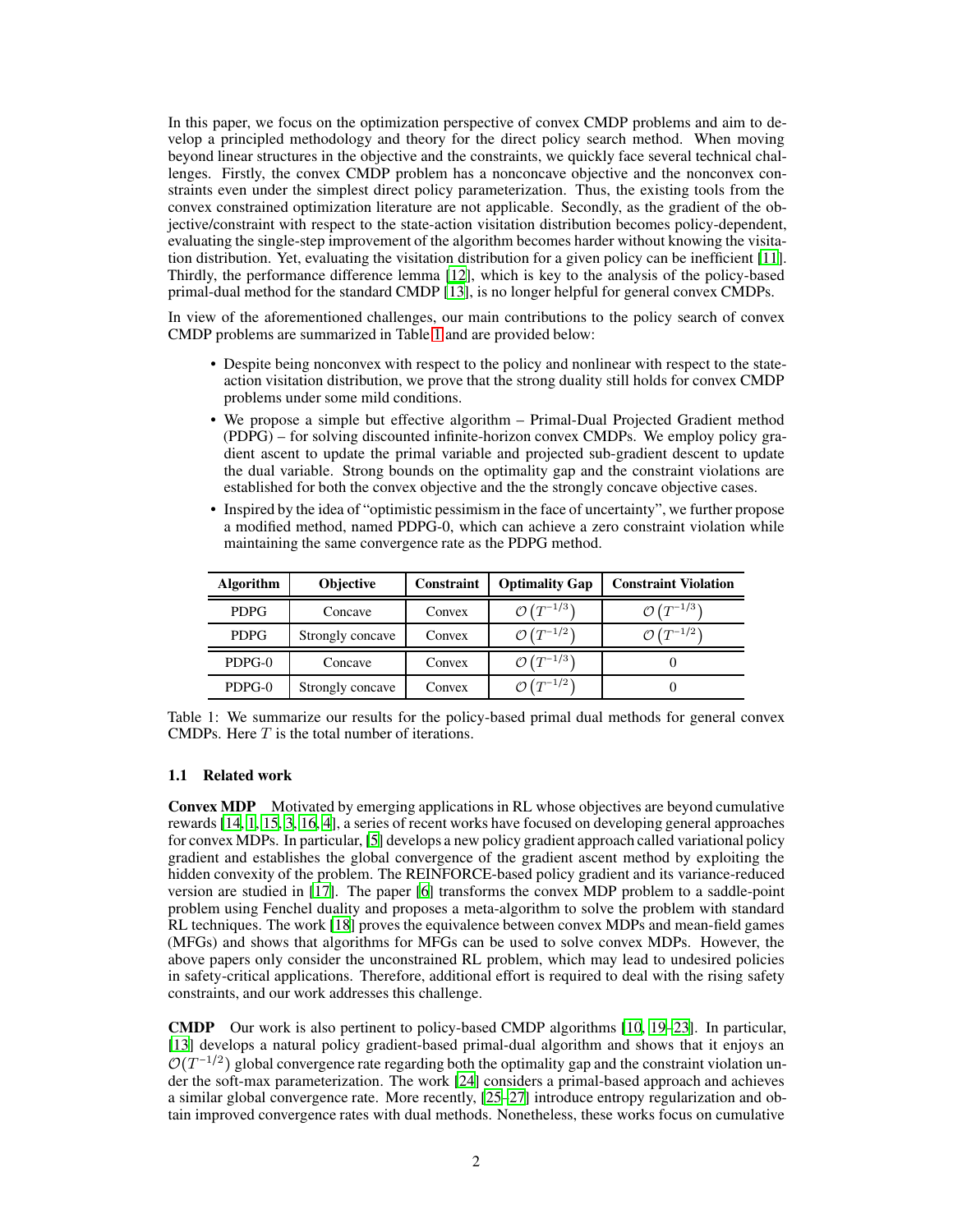In this paper, we focus on the optimization perspective of convex CMDP problems and aim to develop a principled methodology and theory for the direct policy search method. When moving beyond linear structures in the objective and the constraints, we quickly face several technical challenges. Firstly, the convex CMDP problem has a nonconcave objective and the nonconvex constraints even under the simplest direct policy parameterization. Thus, the existing tools from the convex constrained optimization literature are not applicable. Secondly, as the gradient of the objective/constraint with respect to the state-action visitation distribution becomes policy-dependent, evaluating the single-step improvement of the algorithm becomes harder without knowing the visitation distribution. Yet, evaluating the visitation distribution for a given policy can be inefficient [11]. Thirdly, the performance difference lemma [12], which is key to the analysis of the policy-based primal-dual method for the standard CMDP [13], is no longer helpful for general convex CMDPs.

In view of the aforementioned challenges, our main contributions to the policy search of convex CMDP problems are summarized in Table 1 and are provided below:

- Despite being nonconvex with respect to the policy and nonlinear with respect to the state-action visitation distribution, we prove that the strong duality still holds for convex CMDP problems under some mild conditions.
- We propose a simple but effective algorithm – Primal-Dual Projected Gradient method (PDPG) – for solving discounted infinite-horizon convex CMDPs. We employ policy gradient ascent to update the primal variable and projected sub-gradient descent to update the dual variable. Strong bounds on the optimality gap and the constraint violations are established for both the convex objective and the the strongly concave objective cases.
- Inspired by the idea of "optimistic pessimism in the face of uncertainty", we further propose a modified method, named PDPG-0, which can achieve a zero constraint violation while maintaining the same convergence rate as the PDPG method.

| Algorithm | Objective | Constraint | Optimality Gap | Constraint Violation |
|---|---|---|---|---|
| PDPG | Concave | Convex | $\mathcal{O}\left(T^{-1/3}\right)$ | $\mathcal{O}\left(T^{-1/3}\right)$ |
| PDPG | Strongly concave | Convex | $\mathcal{O}\left(T^{-1/2}\right)$ | $\mathcal{O}\left(T^{-1/2}\right)$ |
| PDPG-0 | Concave | Convex | $\mathcal{O}\left(T^{-1/3}\right)$ | 0 |
| PDPG-0 | Strongly concave | Convex | $\mathcal{O}\left(T^{-1/2}\right)$ | 0 |

Table 1: We summarize our results for the policy-based primal dual methods for general convex CMDPs. Here $T$ is the total number of iterations.

### 1.1 Related work

**Convex MDP** Motivated by emerging applications in RL whose objectives are beyond cumulative rewards [14, 1, 15, 3, 16, 4], a series of recent works have focused on developing general approaches for convex MDPs. In particular, [5] develops a new policy gradient approach called variational policy gradient and establishes the global convergence of the gradient ascent method by exploiting the hidden convexity of the problem. The REINFORCE-based policy gradient and its variance-reduced version are studied in [17]. The paper [6] transforms the convex MDP problem to a saddle-point problem using Fenchel duality and proposes a meta-algorithm to solve the problem with standard RL techniques. The work [18] proves the equivalence between convex MDPs and mean-field games (MFGs) and shows that algorithms for MFGs can be used to solve convex MDPs. However, the above papers only consider the unconstrained RL problem, which may lead to undesired policies in safety-critical applications. Therefore, additional effort is required to deal with the rising safety constraints, and our work addresses this challenge.

**CMDP** Our work is also pertinent to policy-based CMDP algorithms [10, 19–23]. In particular, [13] develops a natural policy gradient-based primal-dual algorithm and shows that it enjoys an $\mathcal{O}(T^{-1/2})$ global convergence rate regarding both the optimality gap and the constraint violation under the soft-max parameterization. The work [24] considers a primal-based approach and achieves a similar global convergence rate. More recently, [25–27] introduce entropy regularization and obtain improved convergence rates with dual methods. Nonetheless, these works focus on cumulative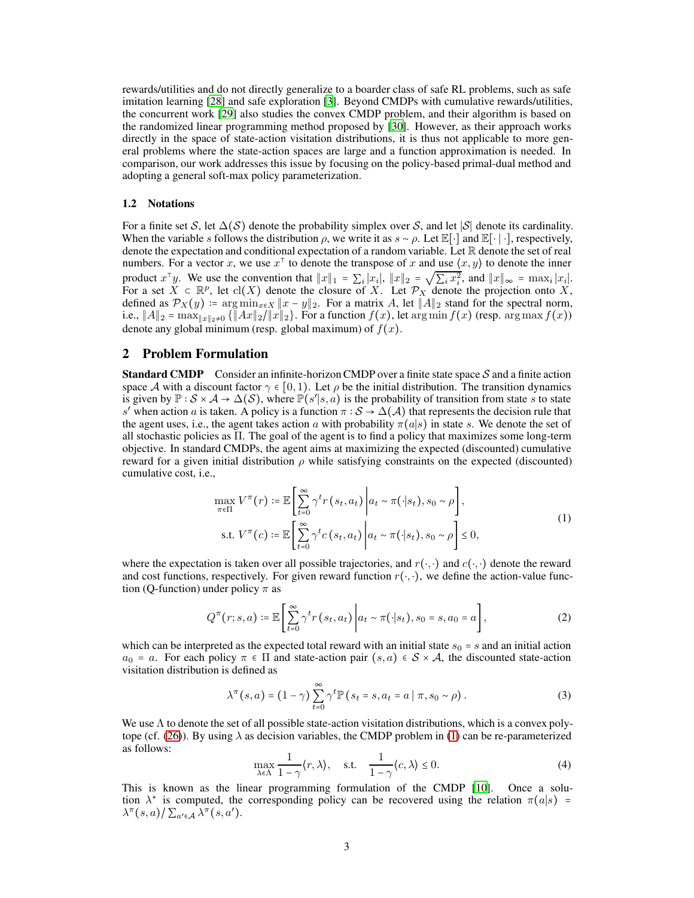rewards/utilities and do not directly generalize to a boarder class of safe RL problems, such as safe imitation learning [28] and safe exploration [3]. Beyond CMDPs with cumulative rewards/utilities, the concurrent work [29] also studies the convex CMDP problem, and their algorithm is based on the randomized linear programming method proposed by [30]. However, as their approach works directly in the space of state-action visitation distributions, it is thus not applicable to more general problems where the state-action spaces are large and a function approximation is needed. In comparison, our work addresses this issue by focusing on the policy-based primal-dual method and adopting a general soft-max policy parameterization.

### 1.2 Notations

For a finite set $\mathcal{S}$, let $\Delta(\mathcal{S})$ denote the probability simplex over $\mathcal{S}$, and let $|\mathcal{S}|$ denote its cardinality. When the variable $s$ follows the distribution $\rho$, we write it as $s \sim \rho$. Let $\mathbb{E}[\cdot]$ and $\mathbb{E}[\cdot \mid \cdot]$, respectively, denote the expectation and conditional expectation of a random variable. Let $\mathbb{R}$ denote the set of real numbers. For a vector $x$, we use $x^\top$ to denote the transpose of $x$ and use $\langle x, y \rangle$ to denote the inner product $x^\top y$. We use the convention that $\|x\|_1 = \sum_i |x_i|$, $\|x\|_2 = \sqrt{\sum_i x_i^2}$, and $\|x\|_\infty = \max_i |x_i|$. For a set $X \subset \mathbb{R}^p$, let $\mathrm{cl}(X)$ denote the closure of $X$. Let $\mathcal{P}_X$ denote the projection onto $X$, defined as $\mathcal{P}_X(y) \coloneqq \arg\min_{x \in X} \|x - y\|_2$. For a matrix $A$, let $\|A\|_2$ stand for the spectral norm, i.e., $\|A\|_2 = \max_{\|x\|_2 \neq 0} \{\|Ax\|_2 / \|x\|_2\}$. For a function $f(x)$, let $\arg\min f(x)$ (resp. $\arg\max f(x)$) denote any global minimum (resp. global maximum) of $f(x)$.

## 2 Problem Formulation

**Standard CMDP** Consider an infinite-horizon CMDP over a finite state space $\mathcal{S}$ and a finite action space $\mathcal{A}$ with a discount factor $\gamma \in [0, 1)$. Let $\rho$ be the initial distribution. The transition dynamics is given by $\mathbb{P} : \mathcal{S} \times \mathcal{A} \to \Delta(\mathcal{S})$, where $\mathbb{P}(s'|s, a)$ is the probability of transition from state $s$ to state $s'$ when action $a$ is taken. A policy is a function $\pi : \mathcal{S} \to \Delta(\mathcal{A})$ that represents the decision rule that the agent uses, i.e., the agent takes action $a$ with probability $\pi(a|s)$ in state $s$. We denote the set of all stochastic policies as $\Pi$. The goal of the agent is to find a policy that maximizes some long-term objective. In standard CMDPs, the agent aims at maximizing the expected (discounted) cumulative reward for a given initial distribution $\rho$ while satisfying constraints on the expected (discounted) cumulative cost, i.e.,

$$
\begin{aligned}
\max_{\pi \in \Pi} V^\pi(r) &\coloneqq \mathbb{E}\left[\sum_{t=0}^{\infty} \gamma^t r(s_t, a_t) \,\middle|\, a_t \sim \pi(\cdot|s_t), s_0 \sim \rho\right], \\
\text{s.t. } V^\pi(c) &\coloneqq \mathbb{E}\left[\sum_{t=0}^{\infty} \gamma^t c(s_t, a_t) \,\middle|\, a_t \sim \pi(\cdot|s_t), s_0 \sim \rho\right] \leq 0,
\end{aligned} \tag{1}
$$

where the expectation is taken over all possible trajectories, and $r(\cdot, \cdot)$ and $c(\cdot, \cdot)$ denote the reward and cost functions, respectively. For given reward function $r(\cdot, \cdot)$, we define the action-value function (Q-function) under policy $\pi$ as

$$
Q^\pi(r; s, a) \coloneqq \mathbb{E}\left[\sum_{t=0}^{\infty} \gamma^t r(s_t, a_t) \,\middle|\, a_t \sim \pi(\cdot|s_t), s_0 = s, a_0 = a\right], \tag{2}
$$

which can be interpreted as the expected total reward with an initial state $s_0 = s$ and an initial action $a_0 = a$. For each policy $\pi \in \Pi$ and state-action pair $(s, a) \in \mathcal{S} \times \mathcal{A}$, the discounted state-action visitation distribution is defined as

$$
\lambda^\pi(s, a) = (1 - \gamma) \sum_{t=0}^{\infty} \gamma^t \mathbb{P}(s_t = s, a_t = a \mid \pi, s_0 \sim \rho). \tag{3}
$$

We use $\Lambda$ to denote the set of all possible state-action visitation distributions, which is a convex polytope (cf. [26]). By using $\lambda$ as decision variables, the CMDP problem in (1) can be re-parameterized as follows:

$$
\max_{\lambda \in \Lambda} \frac{1}{1 - \gamma} \langle r, \lambda \rangle, \quad \text{s.t.} \quad \frac{1}{1 - \gamma} \langle c, \lambda \rangle \leq 0. \tag{4}
$$

This is known as the linear programming formulation of the CMDP [10]. Once a solution $\lambda^\star$ is computed, the corresponding policy can be recovered using the relation $\pi(a|s) = \lambda^\pi(s, a) / \sum_{a' \in \mathcal{A}} \lambda^\pi(s, a')$.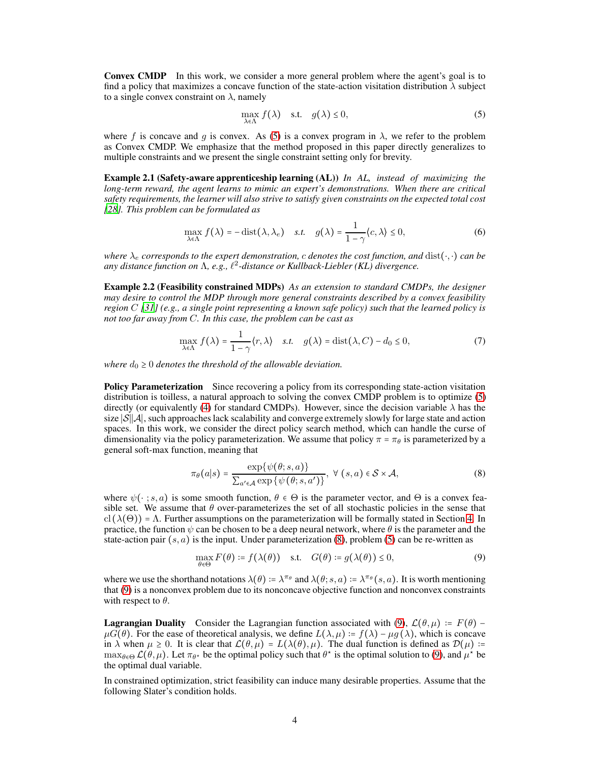**Convex CMDP** In this work, we consider a more general problem where the agent's goal is to find a policy that maximizes a concave function of the state-action visitation distribution $\lambda$ subject to a single convex constraint on $\lambda$, namely

$$\max_{\lambda \in \Lambda} f(\lambda) \quad \text{s.t.} \quad g(\lambda) \leq 0, \tag{5}$$

where $f$ is concave and $g$ is convex. As (5) is a convex program in $\lambda$, we refer to the problem as Convex CMDP. We emphasize that the method proposed in this paper directly generalizes to multiple constraints and we present the single constraint setting only for brevity.

**Example 2.1 (Safety-aware apprenticeship learning (AL))** *In AL, instead of maximizing the long-term reward, the agent learns to mimic an expert's demonstrations. When there are critical safety requirements, the learner will also strive to satisfy given constraints on the expected total cost [28]. This problem can be formulated as*

$$\max_{\lambda \in \Lambda} f(\lambda) = -\operatorname{dist}(\lambda, \lambda_e) \quad \text{s.t.} \quad g(\lambda) = \frac{1}{1-\gamma}\langle c, \lambda \rangle \leq 0, \tag{6}$$

*where $\lambda_e$ corresponds to the expert demonstration, $c$ denotes the cost function, and $\operatorname{dist}(\cdot, \cdot)$ can be any distance function on $\Lambda$, e.g., $\ell^2$-distance or Kullback-Liebler (KL) divergence.*

**Example 2.2 (Feasibility constrained MDPs)** *As an extension to standard CMDPs, the designer may desire to control the MDP through more general constraints described by a convex feasibility region $C$ [31] (e.g., a single point representing a known safe policy) such that the learned policy is not too far away from $C$. In this case, the problem can be cast as*

$$\max_{\lambda \in \Lambda} f(\lambda) = \frac{1}{1-\gamma}\langle r, \lambda \rangle \quad \text{s.t.} \quad g(\lambda) = \operatorname{dist}(\lambda, C) - d_0 \leq 0, \tag{7}$$

*where $d_0 \geq 0$ denotes the threshold of the allowable deviation.*

**Policy Parameterization** Since recovering a policy from its corresponding state-action visitation distribution is toilless, a natural approach to solving the convex CMDP problem is to optimize (5) directly (or equivalently (4) for standard CMDPs). However, since the decision variable $\lambda$ has the size $|\mathcal{S}||\mathcal{A}|$, such approaches lack scalability and converge extremely slowly for large state and action spaces. In this work, we consider the direct policy search method, which can handle the curse of dimensionality via the policy parameterization. We assume that policy $\pi = \pi_\theta$ is parameterized by a general soft-max function, meaning that

$$\pi_\theta(a|s) = \frac{\exp\{\psi(\theta; s, a)\}}{\sum_{a' \in \mathcal{A}} \exp\{\psi(\theta; s, a')\}}, \ \forall\ (s, a) \in \mathcal{S} \times \mathcal{A}, \tag{8}$$

where $\psi(\cdot\, ; s, a)$ is some smooth function, $\theta \in \Theta$ is the parameter vector, and $\Theta$ is a convex feasible set. We assume that $\theta$ over-parameterizes the set of all stochastic policies in the sense that $\operatorname{cl}(\lambda(\Theta)) = \Lambda$. Further assumptions on the parameterization will be formally stated in Section 4. In practice, the function $\psi$ can be chosen to be a deep neural network, where $\theta$ is the parameter and the state-action pair $(s, a)$ is the input. Under parameterization (8), problem (5) can be re-written as

$$\max_{\theta \in \Theta} F(\theta) \coloneqq f(\lambda(\theta)) \quad \text{s.t.} \quad G(\theta) \coloneqq g(\lambda(\theta)) \leq 0, \tag{9}$$

where we use the shorthand notations $\lambda(\theta) \coloneqq \lambda^{\pi_\theta}$ and $\lambda(\theta; s, a) \coloneqq \lambda^{\pi_\theta}(s, a)$. It is worth mentioning that (9) is a nonconvex problem due to its nonconcave objective function and nonconvex constraints with respect to $\theta$.

**Lagrangian Duality** Consider the Lagrangian function associated with (9), $\mathcal{L}(\theta, \mu) \coloneqq F(\theta) - \mu G(\theta)$. For the ease of theoretical analysis, we define $L(\lambda, \mu) \coloneqq f(\lambda) - \mu g(\lambda)$, which is concave in $\lambda$ when $\mu \geq 0$. It is clear that $\mathcal{L}(\theta, \mu) = L(\lambda(\theta), \mu)$. The dual function is defined as $\mathcal{D}(\mu) \coloneqq \max_{\theta \in \Theta} \mathcal{L}(\theta, \mu)$. Let $\pi_{\theta^\star}$ be the optimal policy such that $\theta^\star$ is the optimal solution to (9), and $\mu^\star$ be the optimal dual variable.

In constrained optimization, strict feasibility can induce many desirable properties. Assume that the following Slater's condition holds.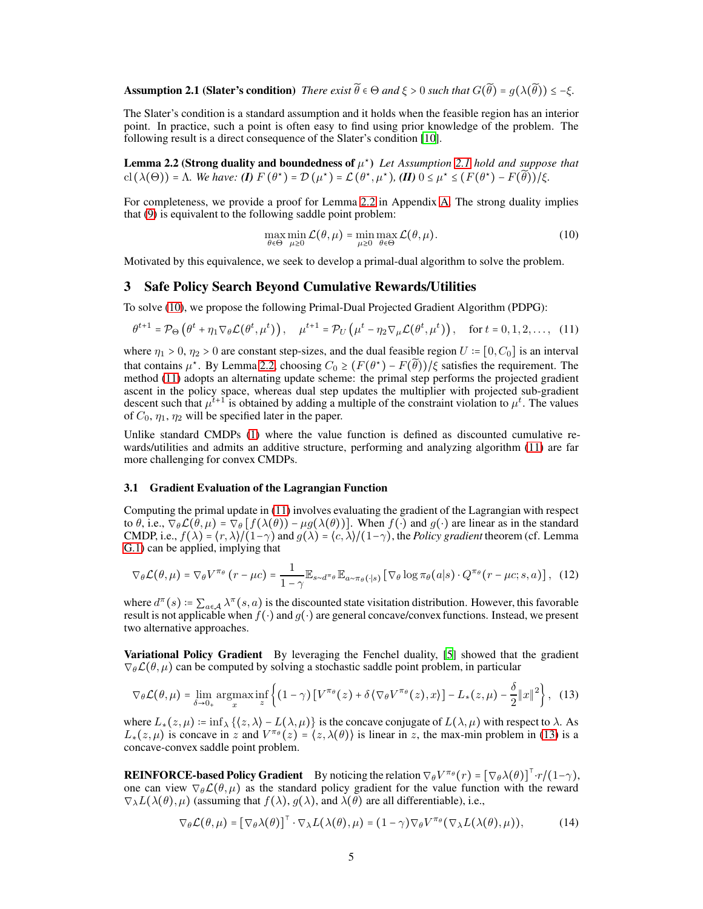**Assumption 2.1 (Slater's condition)** *There exist $\widetilde{\theta} \in \Theta$ and $\xi > 0$ such that $G(\widetilde{\theta}) = g(\lambda(\widetilde{\theta})) \leq -\xi$.*

The Slater's condition is a standard assumption and it holds when the feasible region has an interior point. In practice, such a point is often easy to find using prior knowledge of the problem. The following result is a direct consequence of the Slater's condition [10].

**Lemma 2.2 (Strong duality and boundedness of $\mu^\star$)** *Let Assumption 2.1 hold and suppose that $\mathrm{cl}(\lambda(\Theta)) = \Lambda$. We have: **(I)** $F(\theta^\star) = \mathcal{D}(\mu^\star) = \mathcal{L}(\theta^\star, \mu^\star)$, **(II)** $0 \leq \mu^\star \leq (F(\theta^\star) - F(\widetilde{\theta}))/\xi$.*

For completeness, we provide a proof for Lemma 2.2 in Appendix A. The strong duality implies that (9) is equivalent to the following saddle point problem:

$$\max_{\theta \in \Theta} \min_{\mu \geq 0} \mathcal{L}(\theta, \mu) = \min_{\mu \geq 0} \max_{\theta \in \Theta} \mathcal{L}(\theta, \mu). \tag{10}$$

Motivated by this equivalence, we seek to develop a primal-dual algorithm to solve the problem.

# 3 Safe Policy Search Beyond Cumulative Rewards/Utilities

To solve (10), we propose the following Primal-Dual Projected Gradient Algorithm (PDPG):

$$\theta^{t+1} = \mathcal{P}_\Theta\left(\theta^t + \eta_1 \nabla_\theta \mathcal{L}(\theta^t, \mu^t)\right), \quad \mu^{t+1} = \mathcal{P}_U\left(\mu^t - \eta_2 \nabla_\mu \mathcal{L}(\theta^t, \mu^t)\right), \quad \text{for } t = 0, 1, 2, \ldots, \tag{11}$$

where $\eta_1 > 0$, $\eta_2 > 0$ are constant step-sizes, and the dual feasible region $U := [0, C_0]$ is an interval that contains $\mu^\star$. By Lemma 2.2, choosing $C_0 \geq (F(\theta^\star) - F(\widetilde{\theta}))/\xi$ satisfies the requirement. The method (11) adopts an alternating update scheme: the primal step performs the projected gradient ascent in the policy space, whereas dual step updates the multiplier with projected sub-gradient descent such that $\mu^{t+1}$ is obtained by adding a multiple of the constraint violation to $\mu^t$. The values of $C_0$, $\eta_1$, $\eta_2$ will be specified later in the paper.

Unlike standard CMDPs (1) where the value function is defined as discounted cumulative rewards/utilities and admits an additive structure, performing and analyzing algorithm (11) are far more challenging for convex CMDPs.

### 3.1 Gradient Evaluation of the Lagrangian Function

Computing the primal update in (11) involves evaluating the gradient of the Lagrangian with respect to $\theta$, i.e., $\nabla_\theta \mathcal{L}(\theta, \mu) = \nabla_\theta \left[f(\lambda(\theta)) - \mu g(\lambda(\theta))\right]$. When $f(\cdot)$ and $g(\cdot)$ are linear as in the standard CMDP, i.e., $f(\lambda) = \langle r, \lambda \rangle/(1-\gamma)$ and $g(\lambda) = \langle c, \lambda \rangle/(1-\gamma)$, the *Policy gradient* theorem (cf. Lemma G.1) can be applied, implying that

$$\nabla_\theta \mathcal{L}(\theta, \mu) = \nabla_\theta V^{\pi_\theta}(r - \mu c) = \frac{1}{1-\gamma} \mathbb{E}_{s \sim d^{\pi_\theta}} \mathbb{E}_{a \sim \pi_\theta(\cdot|s)}\left[\nabla_\theta \log \pi_\theta(a|s) \cdot Q^{\pi_\theta}(r - \mu c; s, a)\right], \tag{12}$$

where $d^\pi(s) := \sum_{a \in \mathcal{A}} \lambda^\pi(s, a)$ is the discounted state visitation distribution. However, this favorable result is not applicable when $f(\cdot)$ and $g(\cdot)$ are general concave/convex functions. Instead, we present two alternative approaches.

**Variational Policy Gradient** By leveraging the Fenchel duality, [5] showed that the gradient $\nabla_\theta \mathcal{L}(\theta, \mu)$ can be computed by solving a stochastic saddle point problem, in particular

$$\nabla_\theta \mathcal{L}(\theta, \mu) = \lim_{\delta \to 0_+} \operatorname*{argmax}_x \inf_z \left\{(1-\gamma)\left[V^{\pi_\theta}(z) + \delta \langle \nabla_\theta V^{\pi_\theta}(z), x \rangle\right] - L_*(z, \mu) - \frac{\delta}{2}\|x\|^2\right\}, \tag{13}$$

where $L_*(z, \mu) := \inf_\lambda \{\langle z, \lambda \rangle - L(\lambda, \mu)\}$ is the concave conjugate of $L(\lambda, \mu)$ with respect to $\lambda$. As $L_*(z, \mu)$ is concave in $z$ and $V^{\pi_\theta}(z) = \langle z, \lambda(\theta) \rangle$ is linear in $z$, the max-min problem in (13) is a concave-convex saddle point problem.

**REINFORCE-based Policy Gradient** By noticing the relation $\nabla_\theta V^{\pi_\theta}(r) = \left[\nabla_\theta \lambda(\theta)\right]^\top \cdot r/(1-\gamma)$, one can view $\nabla_\theta \mathcal{L}(\theta, \mu)$ as the standard policy gradient for the value function with the reward $\nabla_\lambda L(\lambda(\theta), \mu)$ (assuming that $f(\lambda)$, $g(\lambda)$, and $\lambda(\theta)$ are all differentiable), i.e.,

$$\nabla_\theta \mathcal{L}(\theta, \mu) = \left[\nabla_\theta \lambda(\theta)\right]^\top \cdot \nabla_\lambda L(\lambda(\theta), \mu) = (1-\gamma)\nabla_\theta V^{\pi_\theta}(\nabla_\lambda L(\lambda(\theta), \mu)), \tag{14}$$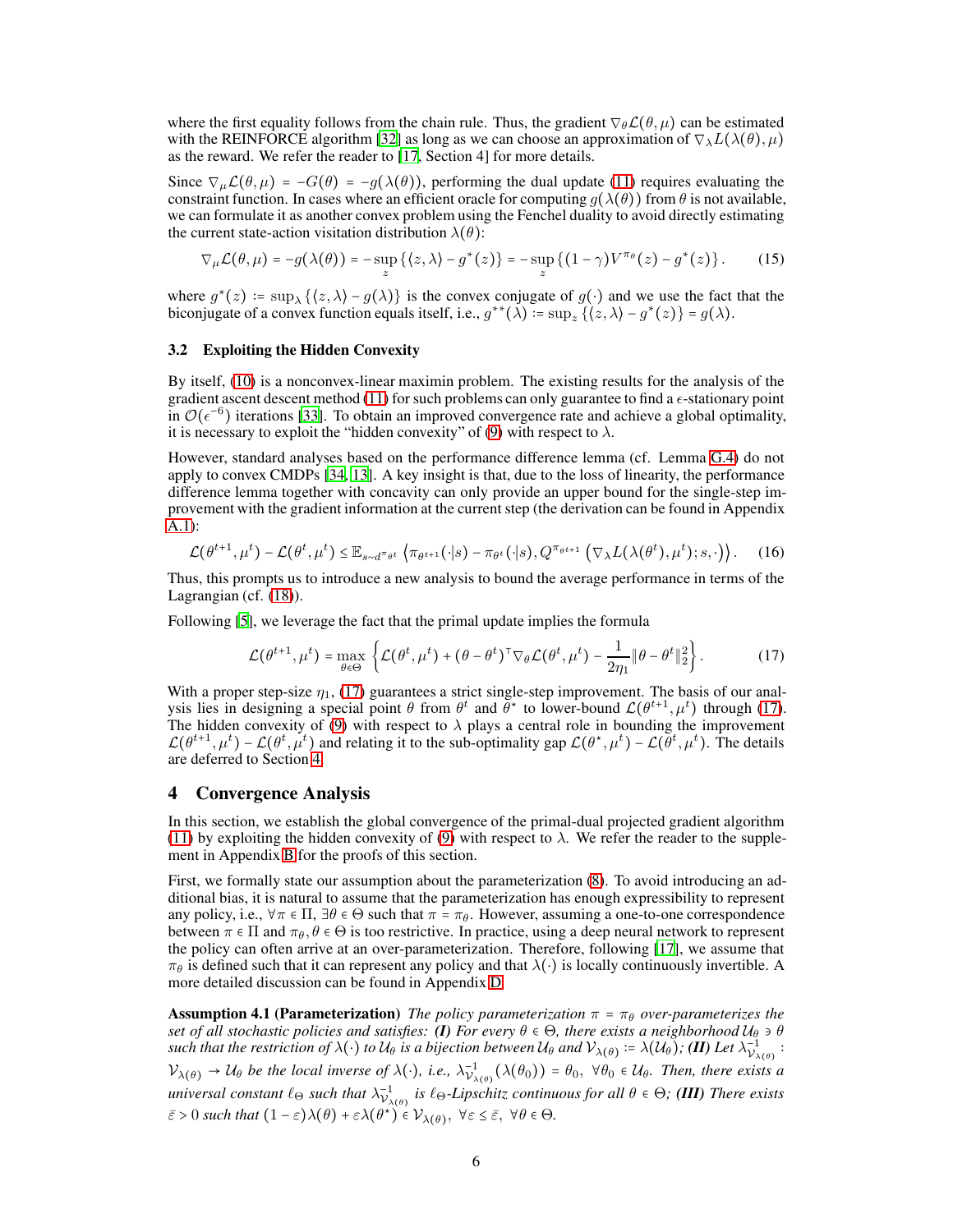where the first equality follows from the chain rule. Thus, the gradient $\nabla_\theta \mathcal{L}(\theta, \mu)$ can be estimated with the REINFORCE algorithm [32] as long as we can choose an approximation of $\nabla_\lambda L(\lambda(\theta), \mu)$ as the reward. We refer the reader to [17, Section 4] for more details.

Since $\nabla_\mu \mathcal{L}(\theta, \mu) = -G(\theta) = -g(\lambda(\theta))$, performing the dual update (11) requires evaluating the constraint function. In cases where an efficient oracle for computing $g(\lambda(\theta))$ from $\theta$ is not available, we can formulate it as another convex problem using the Fenchel duality to avoid directly estimating the current state-action visitation distribution $\lambda(\theta)$:

$$\nabla_\mu \mathcal{L}(\theta, \mu) = -g(\lambda(\theta)) = -\sup_z \{\langle z, \lambda \rangle - g^*(z)\} = -\sup_z \{(1-\gamma) V^{\pi_\theta}(z) - g^*(z)\}. \tag{15}$$

where $g^*(z) := \sup_\lambda \{\langle z, \lambda \rangle - g(\lambda)\}$ is the convex conjugate of $g(\cdot)$ and we use the fact that the biconjugate of a convex function equals itself, i.e., $g^{**}(\lambda) := \sup_z \{\langle z, \lambda \rangle - g^*(z)\} = g(\lambda)$.

### 3.2 Exploiting the Hidden Convexity

By itself, (10) is a nonconvex-linear maximin problem. The existing results for the analysis of the gradient ascent descent method (11) for such problems can only guarantee to find a $\epsilon$-stationary point in $\mathcal{O}(\epsilon^{-6})$ iterations [33]. To obtain an improved convergence rate and achieve a global optimality, it is necessary to exploit the "hidden convexity" of (9) with respect to $\lambda$.

However, standard analyses based on the performance difference lemma (cf. Lemma G.4) do not apply to convex CMDPs [34, 13]. A key insight is that, due to the loss of linearity, the performance difference lemma together with concavity can only provide an upper bound for the single-step improvement with the gradient information at the current step (the derivation can be found in Appendix A.1):

$$\mathcal{L}(\theta^{t+1}, \mu^t) - \mathcal{L}(\theta^t, \mu^t) \leq \mathbb{E}_{s \sim d^{\pi_{\theta^t}}} \left\langle \pi_{\theta^{t+1}}(\cdot|s) - \pi_{\theta^t}(\cdot|s), Q^{\pi_{\theta^{t+1}}}\left(\nabla_\lambda L(\lambda(\theta^t), \mu^t); s, \cdot\right)\right\rangle. \tag{16}$$

Thus, this prompts us to introduce a new analysis to bound the average performance in terms of the Lagrangian (cf. (18)).

Following [5], we leverage the fact that the primal update implies the formula

$$\mathcal{L}(\theta^{t+1}, \mu^t) = \max_{\theta \in \Theta} \left\{ \mathcal{L}(\theta^t, \mu^t) + (\theta - \theta^t)^\top \nabla_\theta \mathcal{L}(\theta^t, \mu^t) - \frac{1}{2\eta_1}\|\theta - \theta^t\|_2^2 \right\}. \tag{17}$$

With a proper step-size $\eta_1$, (17) guarantees a strict single-step improvement. The basis of our analysis lies in designing a special point $\theta$ from $\theta^t$ and $\theta^\star$ to lower-bound $\mathcal{L}(\theta^{t+1}, \mu^t)$ through (17). The hidden convexity of (9) with respect to $\lambda$ plays a central role in bounding the improvement $\mathcal{L}(\theta^{t+1}, \mu^t) - \mathcal{L}(\theta^t, \mu^t)$ and relating it to the sub-optimality gap $\mathcal{L}(\theta^\star, \mu^t) - \mathcal{L}(\theta^t, \mu^t)$. The details are deferred to Section 4.

## 4 Convergence Analysis

In this section, we establish the global convergence of the primal-dual projected gradient algorithm (11) by exploiting the hidden convexity of (9) with respect to $\lambda$. We refer the reader to the supplement in Appendix B for the proofs of this section.

First, we formally state our assumption about the parameterization (8). To avoid introducing an additional bias, it is natural to assume that the parameterization has enough expressibility to represent any policy, i.e., $\forall \pi \in \Pi$, $\exists \theta \in \Theta$ such that $\pi = \pi_\theta$. However, assuming a one-to-one correspondence between $\pi \in \Pi$ and $\pi_\theta, \theta \in \Theta$ is too restrictive. In practice, using a deep neural network to represent the policy can often arrive at an over-parameterization. Therefore, following [17], we assume that $\pi_\theta$ is defined such that it can represent any policy and that $\lambda(\cdot)$ is locally continuously invertible. A more detailed discussion can be found in Appendix D.

**Assumption 4.1 (Parameterization)** *The policy parameterization $\pi = \pi_\theta$ over-parameterizes the set of all stochastic policies and satisfies: **(I)** For every $\theta \in \Theta$, there exists a neighborhood $\mathcal{U}_\theta \ni \theta$ such that the restriction of $\lambda(\cdot)$ to $\mathcal{U}_\theta$ is a bijection between $\mathcal{U}_\theta$ and $\mathcal{V}_{\lambda(\theta)} := \lambda(\mathcal{U}_\theta)$; **(II)** Let $\lambda^{-1}_{\mathcal{V}_{\lambda(\theta)}} : \mathcal{V}_{\lambda(\theta)} \to \mathcal{U}_\theta$ be the local inverse of $\lambda(\cdot)$, i.e., $\lambda^{-1}_{\mathcal{V}_{\lambda(\theta)}}(\lambda(\theta_0)) = \theta_0$, $\forall \theta_0 \in \mathcal{U}_\theta$. Then, there exists a universal constant $\ell_\Theta$ such that $\lambda^{-1}_{\mathcal{V}_{\lambda(\theta)}}$ is $\ell_\Theta$-Lipschitz continuous for all $\theta \in \Theta$; **(III)** There exists $\bar{\varepsilon} > 0$ such that $(1-\varepsilon)\lambda(\theta) + \varepsilon\lambda(\theta^\star) \in \mathcal{V}_{\lambda(\theta)}$, $\forall \varepsilon \leq \bar{\varepsilon}$, $\forall \theta \in \Theta$.*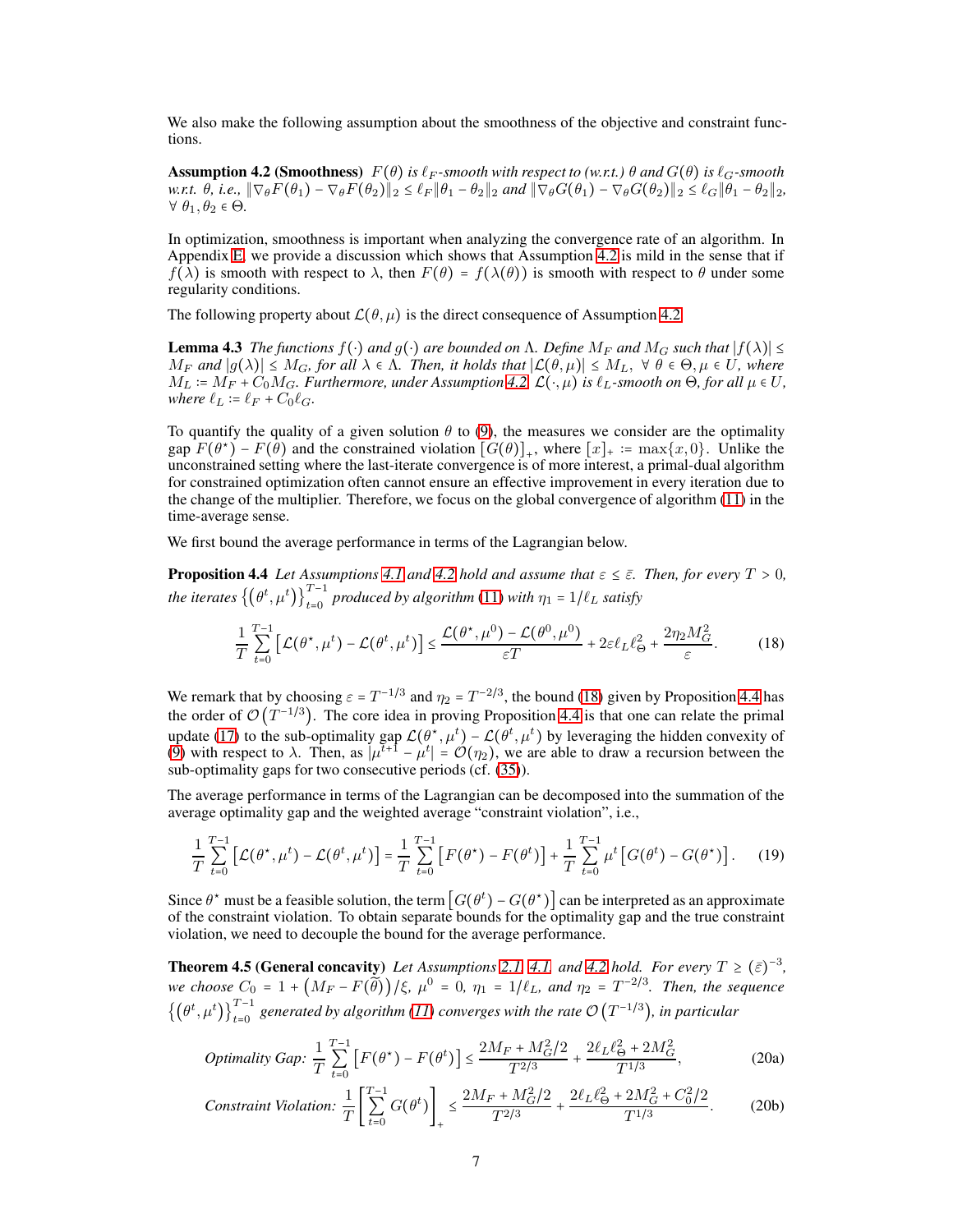We also make the following assumption about the smoothness of the objective and constraint functions.

**Assumption 4.2 (Smoothness)** *$F(\theta)$ is $\ell_F$-smooth with respect to (w.r.t.) $\theta$ and $G(\theta)$ is $\ell_G$-smooth w.r.t. $\theta$, i.e., $\|\nabla_\theta F(\theta_1) - \nabla_\theta F(\theta_2)\|_2 \le \ell_F \|\theta_1 - \theta_2\|_2$ and $\|\nabla_\theta G(\theta_1) - \nabla_\theta G(\theta_2)\|_2 \le \ell_G \|\theta_1 - \theta_2\|_2$, $\forall\ \theta_1, \theta_2 \in \Theta$.*

In optimization, smoothness is important when analyzing the convergence rate of an algorithm. In Appendix E, we provide a discussion which shows that Assumption 4.2 is mild in the sense that if $f(\lambda)$ is smooth with respect to $\lambda$, then $F(\theta) = f(\lambda(\theta))$ is smooth with respect to $\theta$ under some regularity conditions.

The following property about $\mathcal{L}(\theta, \mu)$ is the direct consequence of Assumption 4.2.

**Lemma 4.3** *The functions $f(\cdot)$ and $g(\cdot)$ are bounded on $\Lambda$. Define $M_F$ and $M_G$ such that $|f(\lambda)| \le M_F$ and $|g(\lambda)| \le M_G$, for all $\lambda \in \Lambda$. Then, it holds that $|\mathcal{L}(\theta, \mu)| \le M_L,\ \forall\ \theta \in \Theta, \mu \in U$, where $M_L := M_F + C_0 M_G$. Furthermore, under Assumption 4.2, $\mathcal{L}(\cdot, \mu)$ is $\ell_L$-smooth on $\Theta$, for all $\mu \in U$, where $\ell_L := \ell_F + C_0 \ell_G$.*

To quantify the quality of a given solution $\theta$ to (9), the measures we consider are the optimality gap $F(\theta^\star) - F(\theta)$ and the constrained violation $[G(\theta)]_+$, where $[x]_+ := \max\{x, 0\}$. Unlike the unconstrained setting where the last-iterate convergence is of more interest, a primal-dual algorithm for constrained optimization often cannot ensure an effective improvement in every iteration due to the change of the multiplier. Therefore, we focus on the global convergence of algorithm (11) in the time-average sense.

We first bound the average performance in terms of the Lagrangian below.

**Proposition 4.4** *Let Assumptions 4.1 and 4.2 hold and assume that $\varepsilon \le \bar{\varepsilon}$. Then, for every $T > 0$, the iterates $\{(\theta^t, \mu^t)\}_{t=0}^{T-1}$ produced by algorithm (11) with $\eta_1 = 1/\ell_L$ satisfy*

$$\frac{1}{T}\sum_{t=0}^{T-1}\left[\mathcal{L}(\theta^\star, \mu^t) - \mathcal{L}(\theta^t, \mu^t)\right] \le \frac{\mathcal{L}(\theta^\star, \mu^0) - \mathcal{L}(\theta^0, \mu^0)}{\varepsilon T} + 2\varepsilon \ell_L \ell_\Theta^2 + \frac{2\eta_2 M_G^2}{\varepsilon}. \tag{18}$$

We remark that by choosing $\varepsilon = T^{-1/3}$ and $\eta_2 = T^{-2/3}$, the bound (18) given by Proposition 4.4 has the order of $\mathcal{O}(T^{-1/3})$. The core idea in proving Proposition 4.4 is that one can relate the primal update (17) to the sub-optimality gap $\mathcal{L}(\theta^\star, \mu^t) - \mathcal{L}(\theta^t, \mu^t)$ by leveraging the hidden convexity of (9) with respect to $\lambda$. Then, as $|\mu^{t+1} - \mu^t| = \mathcal{O}(\eta_2)$, we are able to draw a recursion between the sub-optimality gaps for two consecutive periods (cf. (35)).

The average performance in terms of the Lagrangian can be decomposed into the summation of the average optimality gap and the weighted average "constraint violation", i.e.,

$$\frac{1}{T}\sum_{t=0}^{T-1}\left[\mathcal{L}(\theta^\star, \mu^t) - \mathcal{L}(\theta^t, \mu^t)\right] = \frac{1}{T}\sum_{t=0}^{T-1}\left[F(\theta^\star) - F(\theta^t)\right] + \frac{1}{T}\sum_{t=0}^{T-1}\mu^t\left[G(\theta^t) - G(\theta^\star)\right]. \tag{19}$$

Since $\theta^\star$ must be a feasible solution, the term $\left[G(\theta^t) - G(\theta^\star)\right]$ can be interpreted as an approximate of the constraint violation. To obtain separate bounds for the optimality gap and the true constraint violation, we need to decouple the bound for the average performance.

**Theorem 4.5 (General concavity)** *Let Assumptions 2.1, 4.1, and 4.2 hold. For every $T \ge (\bar{\varepsilon})^{-3}$, we choose $C_0 = 1 + \left(M_F - F(\tilde{\theta})\right)/\xi$, $\mu^0 = 0$, $\eta_1 = 1/\ell_L$, and $\eta_2 = T^{-2/3}$. Then, the sequence $\{(\theta^t, \mu^t)\}_{t=0}^{T-1}$ generated by algorithm (11) converges with the rate $\mathcal{O}(T^{-1/3})$, in particular*

$$\textit{Optimality Gap: } \frac{1}{T}\sum_{t=0}^{T-1}\left[F(\theta^\star) - F(\theta^t)\right] \le \frac{2M_F + M_G^2/2}{T^{2/3}} + \frac{2\ell_L \ell_\Theta^2 + 2M_G^2}{T^{1/3}}, \tag{20a}$$

$$\textit{Constraint Violation: } \frac{1}{T}\left[\sum_{t=0}^{T-1} G(\theta^t)\right]_+ \le \frac{2M_F + M_G^2/2}{T^{2/3}} + \frac{2\ell_L \ell_\Theta^2 + 2M_G^2 + C_0^2/2}{T^{1/3}}. \tag{20b}$$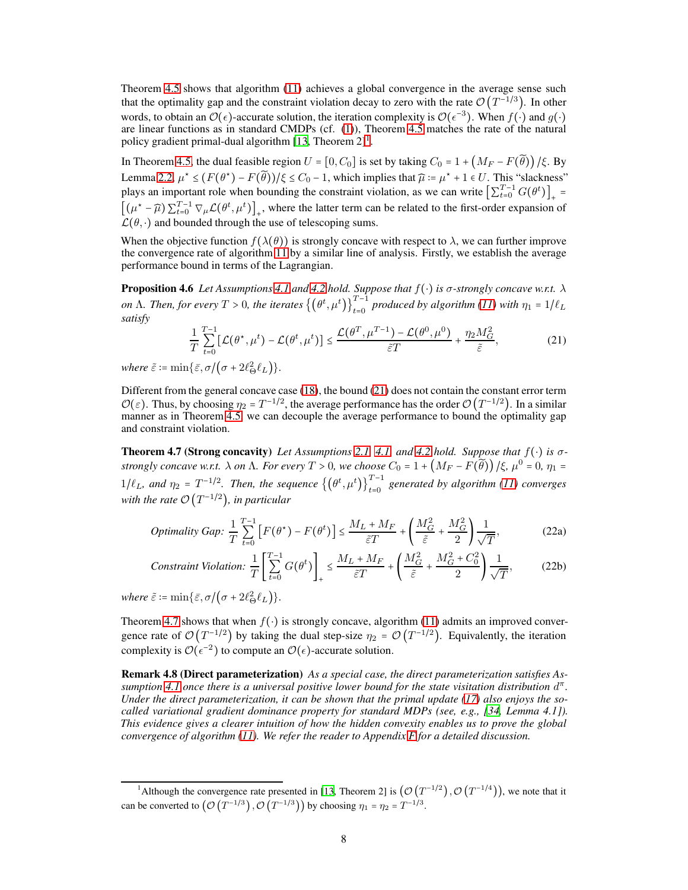Theorem 4.5 shows that algorithm (11) achieves a global convergence in the average sense such that the optimality gap and the constraint violation decay to zero with the rate $\mathcal{O}\left(T^{-1/3}\right)$. In other words, to obtain an $\mathcal{O}(\epsilon)$-accurate solution, the iteration complexity is $\mathcal{O}(\epsilon^{-3})$. When $f(\cdot)$ and $g(\cdot)$ are linear functions as in standard CMDPs (cf. (1)), Theorem 4.5 matches the rate of the natural policy gradient primal-dual algorithm [13, Theorem 2][1].

In Theorem 4.5, the dual feasible region $U = [0, C_0]$ is set by taking $C_0 = 1 + \left(M_F - F(\widetilde{\theta})\right)/\xi$. By Lemma 2.2, $\mu^\star \leq (F(\theta^\star) - F(\widetilde{\theta}))/\xi \leq C_0 - 1$, which implies that $\widehat{\mu} := \mu^\star + 1 \in U$. This "slackness" plays an important role when bounding the constraint violation, as we can write $\left[\sum_{t=0}^{T-1} G(\theta^t)\right]_+ = \left[(\mu^\star - \widehat{\mu})\sum_{t=0}^{T-1} \nabla_\mu \mathcal{L}(\theta^t, \mu^t)\right]_+$, where the latter term can be related to the first-order expansion of $\mathcal{L}(\theta, \cdot)$ and bounded through the use of telescoping sums.

When the objective function $f(\lambda(\theta))$ is strongly concave with respect to $\lambda$, we can further improve the convergence rate of algorithm 11 by a similar line of analysis. Firstly, we establish the average performance bound in terms of the Lagrangian.

**Proposition 4.6** *Let Assumptions 4.1 and 4.2 hold. Suppose that $f(\cdot)$ is $\sigma$-strongly concave w.r.t. $\lambda$ on $\Lambda$. Then, for every $T > 0$, the iterates $\left\{\left(\theta^t, \mu^t\right)\right\}_{t=0}^{T-1}$ produced by algorithm (11) with $\eta_1 = 1/\ell_L$ satisfy*

$$\frac{1}{T}\sum_{t=0}^{T-1}\left[\mathcal{L}(\theta^\star, \mu^t) - \mathcal{L}(\theta^t, \mu^t)\right] \leq \frac{\mathcal{L}(\theta^T, \mu^{T-1}) - \mathcal{L}(\theta^0, \mu^0)}{\tilde{\varepsilon}T} + \frac{\eta_2 M_G^2}{\tilde{\varepsilon}}, \tag{21}$$

*where $\tilde{\varepsilon} := \min\{\bar{\varepsilon}, \sigma/\left(\sigma + 2\ell_\Theta^2 \ell_L\right)\}$.*

Different from the general concave case (18), the bound (21) does not contain the constant error term $\mathcal{O}(\varepsilon)$. Thus, by choosing $\eta_2 = T^{-1/2}$, the average performance has the order $\mathcal{O}\left(T^{-1/2}\right)$. In a similar manner as in Theorem 4.5, we can decouple the average performance to bound the optimality gap and constraint violation.

**Theorem 4.7 (Strong concavity)** *Let Assumptions 2.1, 4.1, and 4.2 hold. Suppose that $f(\cdot)$ is $\sigma$-strongly concave w.r.t. $\lambda$ on $\Lambda$. For every $T > 0$, we choose $C_0 = 1 + \left(M_F - F(\widetilde{\theta})\right)/\xi$, $\mu^0 = 0$, $\eta_1 = 1/\ell_L$, and $\eta_2 = T^{-1/2}$. Then, the sequence $\left\{\left(\theta^t, \mu^t\right)\right\}_{t=0}^{T-1}$ generated by algorithm (11) converges with the rate $\mathcal{O}\left(T^{-1/2}\right)$, in particular*

$$\textit{Optimality Gap: } \frac{1}{T}\sum_{t=0}^{T-1}\left[F(\theta^\star) - F(\theta^t)\right] \leq \frac{M_L + M_F}{\tilde{\varepsilon}T} + \left(\frac{M_G^2}{\tilde{\varepsilon}} + \frac{M_G^2}{2}\right)\frac{1}{\sqrt{T}}, \tag{22a}$$

$$\textit{Constraint Violation: } \frac{1}{T}\left[\sum_{t=0}^{T-1} G(\theta^t)\right]_+ \leq \frac{M_L + M_F}{\tilde{\varepsilon}T} + \left(\frac{M_G^2}{\tilde{\varepsilon}} + \frac{M_G^2 + C_0^2}{2}\right)\frac{1}{\sqrt{T}}, \tag{22b}$$

*where $\tilde{\varepsilon} := \min\{\bar{\varepsilon}, \sigma/\left(\sigma + 2\ell_\Theta^2 \ell_L\right)\}$.*

Theorem 4.7 shows that when $f(\cdot)$ is strongly concave, algorithm (11) admits an improved convergence rate of $\mathcal{O}\left(T^{-1/2}\right)$ by taking the dual step-size $\eta_2 = \mathcal{O}\left(T^{-1/2}\right)$. Equivalently, the iteration complexity is $\mathcal{O}(\epsilon^{-2})$ to compute an $\mathcal{O}(\epsilon)$-accurate solution.

**Remark 4.8 (Direct parameterization)** *As a special case, the direct parameterization satisfies Assumption 4.1 once there is a universal positive lower bound for the state visitation distribution $d^\pi$. Under the direct parameterization, it can be shown that the primal update (17) also enjoys the so-called variational gradient dominance property for standard MDPs (see, e.g., [34, Lemma 4.1]). This evidence gives a clearer intuition of how the hidden convexity enables us to prove the global convergence of algorithm (11). We refer the reader to Appendix F for a detailed discussion.*

---

[1] Although the convergence rate presented in [13, Theorem 2] is $\left(\mathcal{O}\left(T^{-1/2}\right), \mathcal{O}\left(T^{-1/4}\right)\right)$, we note that it can be converted to $\left(\mathcal{O}\left(T^{-1/3}\right), \mathcal{O}\left(T^{-1/3}\right)\right)$ by choosing $\eta_1 = \eta_2 = T^{-1/3}$.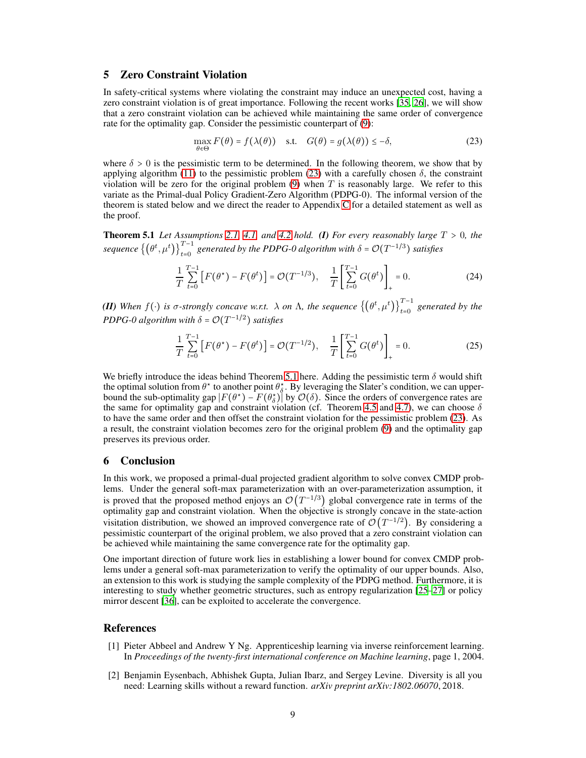## 5 Zero Constraint Violation

In safety-critical systems where violating the constraint may induce an unexpected cost, having a zero constraint violation is of great importance. Following the recent works [35, 26], we will show that a zero constraint violation can be achieved while maintaining the same order of convergence rate for the optimality gap. Consider the pessimistic counterpart of (9):

$$\max_{\theta \in \Theta} F(\theta) = f(\lambda(\theta)) \quad \text{s.t.} \quad G(\theta) = g(\lambda(\theta)) \leq -\delta, \tag{23}$$

where $\delta > 0$ is the pessimistic term to be determined. In the following theorem, we show that by applying algorithm (11) to the pessimistic problem (23) with a carefully chosen $\delta$, the constraint violation will be zero for the original problem (9) when $T$ is reasonably large. We refer to this variate as the Primal-dual Policy Gradient-Zero Algorithm (PDPG-0). The informal version of the theorem is stated below and we direct the reader to Appendix C for a detailed statement as well as the proof.

**Theorem 5.1** *Let Assumptions 2.1, 4.1, and 4.2 hold.* ***(I)*** *For every reasonably large $T > 0$, the sequence $\left\{\left(\theta^t, \mu^t\right)\right\}_{t=0}^{T-1}$ generated by the PDPG-0 algorithm with $\delta = \mathcal{O}(T^{-1/3})$ satisfies*

$$\frac{1}{T}\sum_{t=0}^{T-1}\left[F(\theta^\star) - F(\theta^t)\right] = \mathcal{O}(T^{-1/3}), \quad \frac{1}{T}\left[\sum_{t=0}^{T-1} G(\theta^t)\right]_+ = 0. \tag{24}$$

***(II)*** *When $f(\cdot)$ is $\sigma$-strongly concave w.r.t. $\lambda$ on $\Lambda$, the sequence $\left\{\left(\theta^t, \mu^t\right)\right\}_{t=0}^{T-1}$ generated by the PDPG-0 algorithm with $\delta = \mathcal{O}(T^{-1/2})$ satisfies*

$$\frac{1}{T}\sum_{t=0}^{T-1}\left[F(\theta^\star) - F(\theta^t)\right] = \mathcal{O}(T^{-1/2}), \quad \frac{1}{T}\left[\sum_{t=0}^{T-1} G(\theta^t)\right]_+ = 0. \tag{25}$$

We briefly introduce the ideas behind Theorem 5.1 here. Adding the pessimistic term $\delta$ would shift the optimal solution from $\theta^\star$ to another point $\theta^\star_\delta$. By leveraging the Slater's condition, we can upper-bound the sub-optimality gap $|F(\theta^\star) - F(\theta^\star_\delta)|$ by $\mathcal{O}(\delta)$. Since the orders of convergence rates are the same for optimality gap and constraint violation (cf. Theorem 4.5 and 4.7), we can choose $\delta$ to have the same order and then offset the constraint violation for the pessimistic problem (23). As a result, the constraint violation becomes zero for the original problem (9) and the optimality gap preserves its previous order.

## 6 Conclusion

In this work, we proposed a primal-dual projected gradient algorithm to solve convex CMDP problems. Under the general soft-max parameterization with an over-parameterization assumption, it is proved that the proposed method enjoys an $\mathcal{O}\left(T^{-1/3}\right)$ global convergence rate in terms of the optimality gap and constraint violation. When the objective is strongly concave in the state-action visitation distribution, we showed an improved convergence rate of $\mathcal{O}\left(T^{-1/2}\right)$. By considering a pessimistic counterpart of the original problem, we also proved that a zero constraint violation can be achieved while maintaining the same convergence rate for the optimality gap.

One important direction of future work lies in establishing a lower bound for convex CMDP problems under a general soft-max parameterization to verify the optimality of our upper bounds. Also, an extension to this work is studying the sample complexity of the PDPG method. Furthermore, it is interesting to study whether geometric structures, such as entropy regularization [25–27] or policy mirror descent [36], can be exploited to accelerate the convergence.

## References

[1] Pieter Abbeel and Andrew Y Ng. Apprenticeship learning via inverse reinforcement learning. In *Proceedings of the twenty-first international conference on Machine learning*, page 1, 2004.

[2] Benjamin Eysenbach, Abhishek Gupta, Julian Ibarz, and Sergey Levine. Diversity is all you need: Learning skills without a reward function. *arXiv preprint arXiv:1802.06070*, 2018.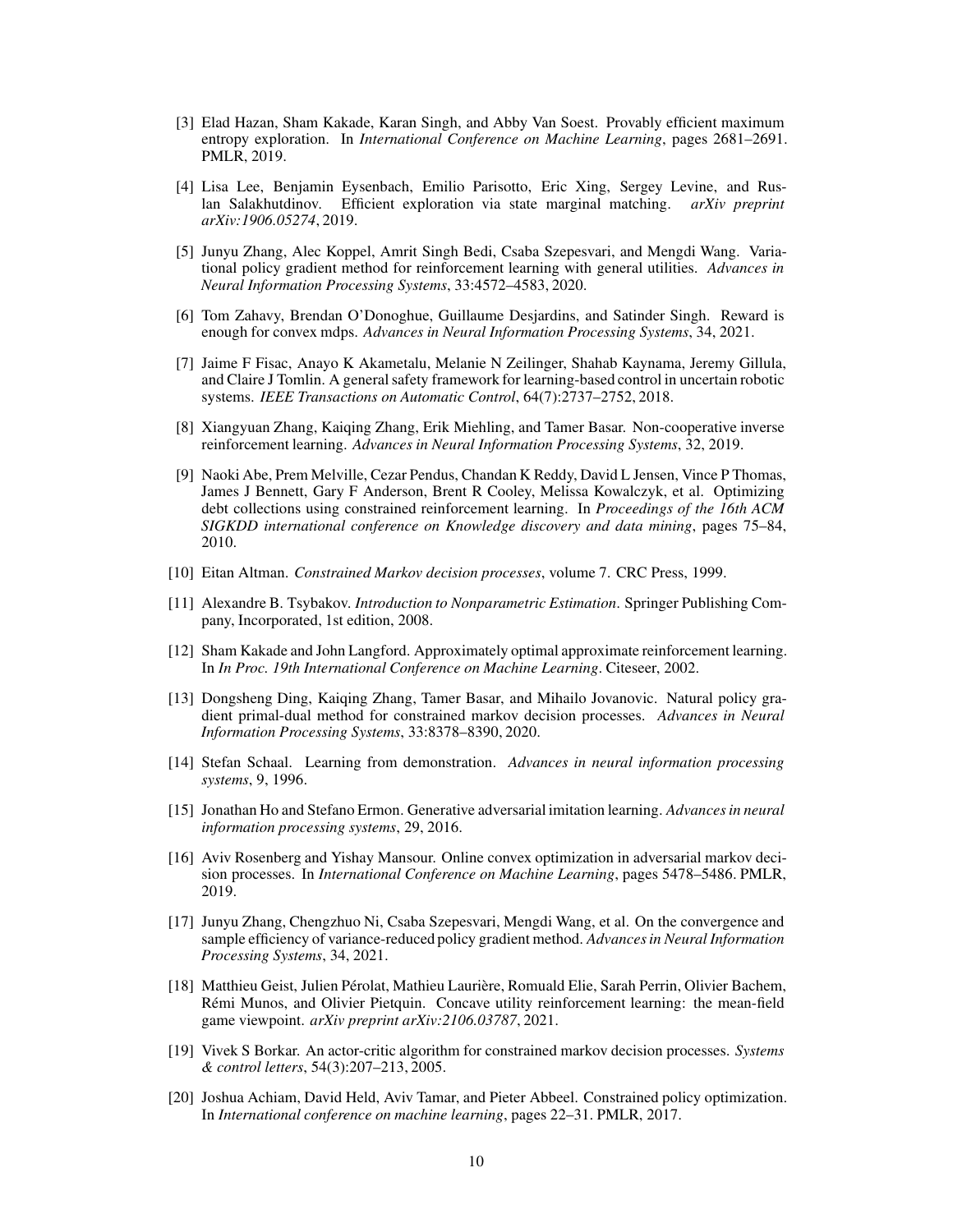[3] Elad Hazan, Sham Kakade, Karan Singh, and Abby Van Soest. Provably efficient maximum entropy exploration. In *International Conference on Machine Learning*, pages 2681–2691. PMLR, 2019.

[4] Lisa Lee, Benjamin Eysenbach, Emilio Parisotto, Eric Xing, Sergey Levine, and Ruslan Salakhutdinov. Efficient exploration via state marginal matching. *arXiv preprint arXiv:1906.05274*, 2019.

[5] Junyu Zhang, Alec Koppel, Amrit Singh Bedi, Csaba Szepesvari, and Mengdi Wang. Variational policy gradient method for reinforcement learning with general utilities. *Advances in Neural Information Processing Systems*, 33:4572–4583, 2020.

[6] Tom Zahavy, Brendan O'Donoghue, Guillaume Desjardins, and Satinder Singh. Reward is enough for convex mdps. *Advances in Neural Information Processing Systems*, 34, 2021.

[7] Jaime F Fisac, Anayo K Akametalu, Melanie N Zeilinger, Shahab Kaynama, Jeremy Gillula, and Claire J Tomlin. A general safety framework for learning-based control in uncertain robotic systems. *IEEE Transactions on Automatic Control*, 64(7):2737–2752, 2018.

[8] Xiangyuan Zhang, Kaiqing Zhang, Erik Miehling, and Tamer Basar. Non-cooperative inverse reinforcement learning. *Advances in Neural Information Processing Systems*, 32, 2019.

[9] Naoki Abe, Prem Melville, Cezar Pendus, Chandan K Reddy, David L Jensen, Vince P Thomas, James J Bennett, Gary F Anderson, Brent R Cooley, Melissa Kowalczyk, et al. Optimizing debt collections using constrained reinforcement learning. In *Proceedings of the 16th ACM SIGKDD international conference on Knowledge discovery and data mining*, pages 75–84, 2010.

[10] Eitan Altman. *Constrained Markov decision processes*, volume 7. CRC Press, 1999.

[11] Alexandre B. Tsybakov. *Introduction to Nonparametric Estimation*. Springer Publishing Company, Incorporated, 1st edition, 2008.

[12] Sham Kakade and John Langford. Approximately optimal approximate reinforcement learning. In *In Proc. 19th International Conference on Machine Learning*. Citeseer, 2002.

[13] Dongsheng Ding, Kaiqing Zhang, Tamer Basar, and Mihailo Jovanovic. Natural policy gradient primal-dual method for constrained markov decision processes. *Advances in Neural Information Processing Systems*, 33:8378–8390, 2020.

[14] Stefan Schaal. Learning from demonstration. *Advances in neural information processing systems*, 9, 1996.

[15] Jonathan Ho and Stefano Ermon. Generative adversarial imitation learning. *Advances in neural information processing systems*, 29, 2016.

[16] Aviv Rosenberg and Yishay Mansour. Online convex optimization in adversarial markov decision processes. In *International Conference on Machine Learning*, pages 5478–5486. PMLR, 2019.

[17] Junyu Zhang, Chengzhuo Ni, Csaba Szepesvari, Mengdi Wang, et al. On the convergence and sample efficiency of variance-reduced policy gradient method. *Advances in Neural Information Processing Systems*, 34, 2021.

[18] Matthieu Geist, Julien Pérolat, Mathieu Laurière, Romuald Elie, Sarah Perrin, Olivier Bachem, Rémi Munos, and Olivier Pietquin. Concave utility reinforcement learning: the mean-field game viewpoint. *arXiv preprint arXiv:2106.03787*, 2021.

[19] Vivek S Borkar. An actor-critic algorithm for constrained markov decision processes. *Systems & control letters*, 54(3):207–213, 2005.

[20] Joshua Achiam, David Held, Aviv Tamar, and Pieter Abbeel. Constrained policy optimization. In *International conference on machine learning*, pages 22–31. PMLR, 2017.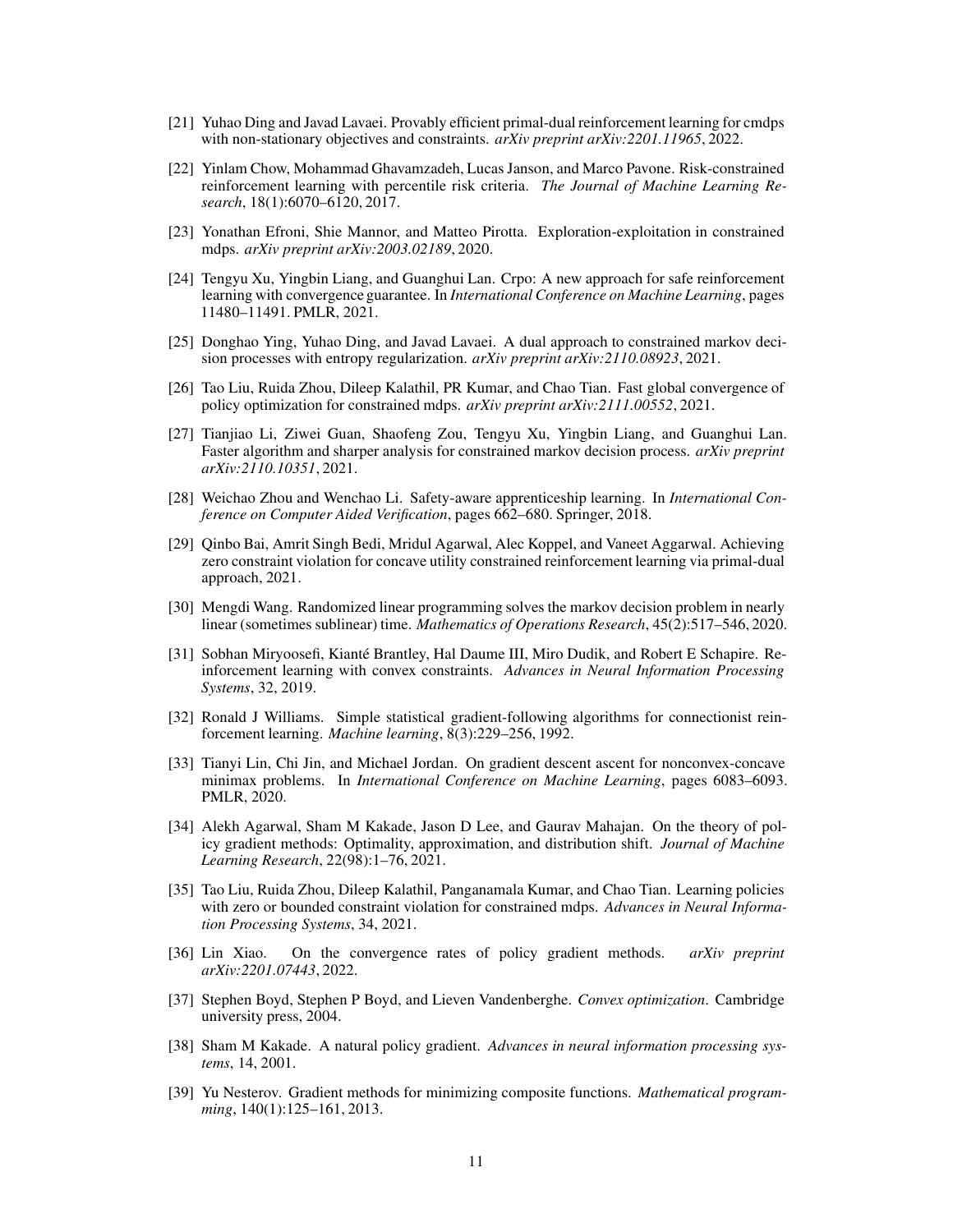[21] Yuhao Ding and Javad Lavaei. Provably efficient primal-dual reinforcement learning for cmdps with non-stationary objectives and constraints. *arXiv preprint arXiv:2201.11965*, 2022.

[22] Yinlam Chow, Mohammad Ghavamzadeh, Lucas Janson, and Marco Pavone. Risk-constrained reinforcement learning with percentile risk criteria. *The Journal of Machine Learning Research*, 18(1):6070–6120, 2017.

[23] Yonathan Efroni, Shie Mannor, and Matteo Pirotta. Exploration-exploitation in constrained mdps. *arXiv preprint arXiv:2003.02189*, 2020.

[24] Tengyu Xu, Yingbin Liang, and Guanghui Lan. Crpo: A new approach for safe reinforcement learning with convergence guarantee. In *International Conference on Machine Learning*, pages 11480–11491. PMLR, 2021.

[25] Donghao Ying, Yuhao Ding, and Javad Lavaei. A dual approach to constrained markov decision processes with entropy regularization. *arXiv preprint arXiv:2110.08923*, 2021.

[26] Tao Liu, Ruida Zhou, Dileep Kalathil, PR Kumar, and Chao Tian. Fast global convergence of policy optimization for constrained mdps. *arXiv preprint arXiv:2111.00552*, 2021.

[27] Tianjiao Li, Ziwei Guan, Shaofeng Zou, Tengyu Xu, Yingbin Liang, and Guanghui Lan. Faster algorithm and sharper analysis for constrained markov decision process. *arXiv preprint arXiv:2110.10351*, 2021.

[28] Weichao Zhou and Wenchao Li. Safety-aware apprenticeship learning. In *International Conference on Computer Aided Verification*, pages 662–680. Springer, 2018.

[29] Qinbo Bai, Amrit Singh Bedi, Mridul Agarwal, Alec Koppel, and Vaneet Aggarwal. Achieving zero constraint violation for concave utility constrained reinforcement learning via primal-dual approach, 2021.

[30] Mengdi Wang. Randomized linear programming solves the markov decision problem in nearly linear (sometimes sublinear) time. *Mathematics of Operations Research*, 45(2):517–546, 2020.

[31] Sobhan Miryoosefi, Kianté Brantley, Hal Daume III, Miro Dudik, and Robert E Schapire. Reinforcement learning with convex constraints. *Advances in Neural Information Processing Systems*, 32, 2019.

[32] Ronald J Williams. Simple statistical gradient-following algorithms for connectionist reinforcement learning. *Machine learning*, 8(3):229–256, 1992.

[33] Tianyi Lin, Chi Jin, and Michael Jordan. On gradient descent ascent for nonconvex-concave minimax problems. In *International Conference on Machine Learning*, pages 6083–6093. PMLR, 2020.

[34] Alekh Agarwal, Sham M Kakade, Jason D Lee, and Gaurav Mahajan. On the theory of policy gradient methods: Optimality, approximation, and distribution shift. *Journal of Machine Learning Research*, 22(98):1–76, 2021.

[35] Tao Liu, Ruida Zhou, Dileep Kalathil, Panganamala Kumar, and Chao Tian. Learning policies with zero or bounded constraint violation for constrained mdps. *Advances in Neural Information Processing Systems*, 34, 2021.

[36] Lin Xiao. On the convergence rates of policy gradient methods. *arXiv preprint arXiv:2201.07443*, 2022.

[37] Stephen Boyd, Stephen P Boyd, and Lieven Vandenberghe. *Convex optimization*. Cambridge university press, 2004.

[38] Sham M Kakade. A natural policy gradient. *Advances in neural information processing systems*, 14, 2001.

[39] Yu Nesterov. Gradient methods for minimizing composite functions. *Mathematical programming*, 140(1):125–161, 2013.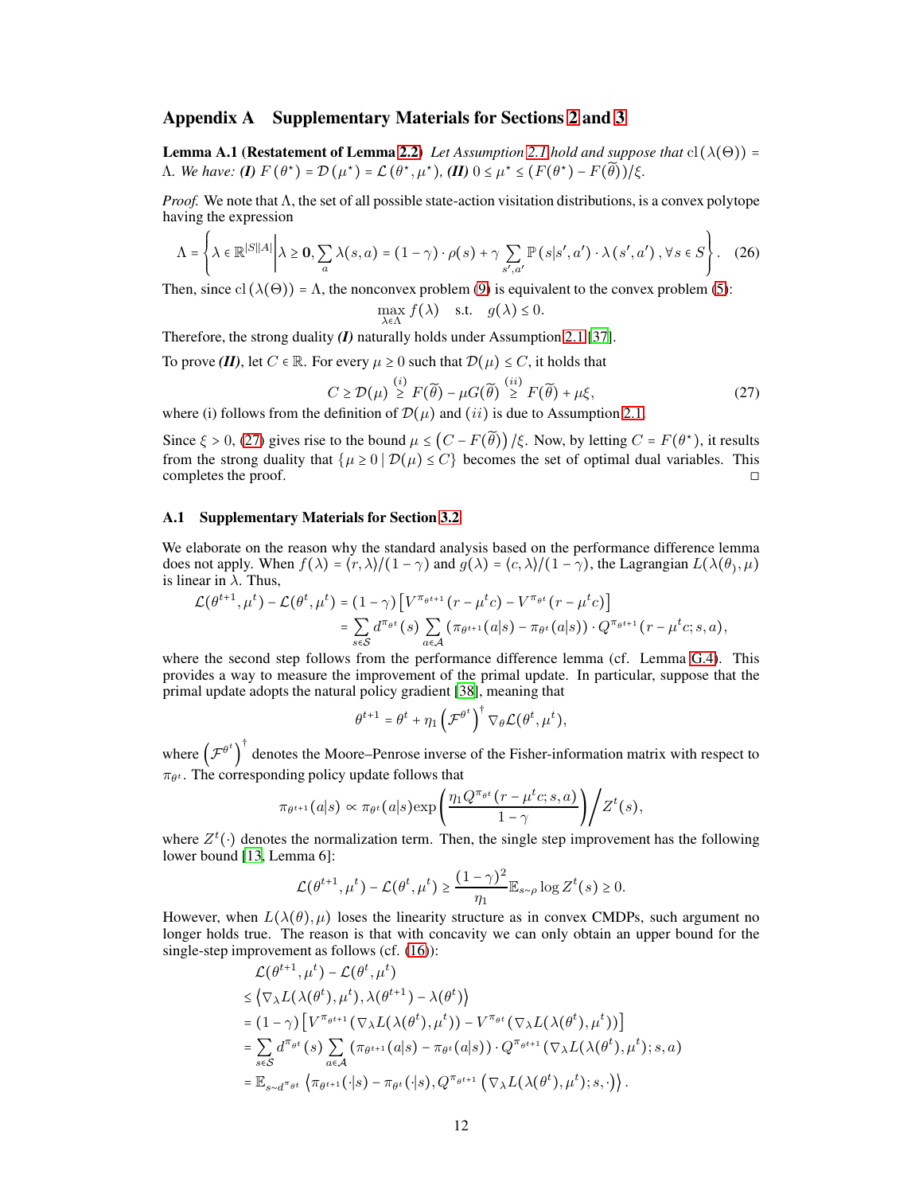## Appendix A  Supplementary Materials for Sections 2 and 3

**Lemma A.1 (Restatement of Lemma 2.2)** *Let Assumption 2.1 hold and suppose that* $\mathrm{cl}(\lambda(\Theta)) = \Lambda$. *We have:* ***(I)*** $F(\theta^\star) = \mathcal{D}(\mu^\star) = \mathcal{L}(\theta^\star, \mu^\star)$, ***(II)*** $0 \le \mu^\star \le (F(\theta^\star) - F(\widetilde{\theta}))/\xi$.

*Proof.* We note that $\Lambda$, the set of all possible state-action visitation distributions, is a convex polytope having the expression

$$
\Lambda = \left\{ \lambda \in \mathbb{R}^{|S||A|} \,\middle|\, \lambda \ge \mathbf{0}, \sum_a \lambda(s,a) = (1-\gamma)\cdot\rho(s) + \gamma \sum_{s',a'} \mathbb{P}(s|s',a')\cdot\lambda(s',a'), \forall s \in S \right\}. \quad (26)
$$

Then, since $\mathrm{cl}(\lambda(\Theta)) = \Lambda$, the nonconvex problem (9) is equivalent to the convex problem (5):

$$
\max_{\lambda\in\Lambda} f(\lambda) \quad \text{s.t.} \quad g(\lambda) \le 0.
$$

Therefore, the strong duality ***(I)*** naturally holds under Assumption 2.1 [37].

To prove ***(II)***, let $C \in \mathbb{R}$. For every $\mu \ge 0$ such that $\mathcal{D}(\mu) \le C$, it holds that

$$
C \ge \mathcal{D}(\mu) \overset{(i)}{\ge} F(\widetilde{\theta}) - \mu G(\widetilde{\theta}) \overset{(ii)}{\ge} F(\widetilde{\theta}) + \mu\xi, \quad (27)
$$

where (i) follows from the definition of $\mathcal{D}(\mu)$ and $(ii)$ is due to Assumption 2.1.

Since $\xi > 0$, (27) gives rise to the bound $\mu \le \left(C - F(\widetilde{\theta})\right)/\xi$. Now, by letting $C = F(\theta^\star)$, it results from the strong duality that $\{\mu \ge 0 \,|\, \mathcal{D}(\mu) \le C\}$ becomes the set of optimal dual variables. This completes the proof. □

### A.1  Supplementary Materials for Section 3.2

We elaborate on the reason why the standard analysis based on the performance difference lemma does not apply. When $f(\lambda) = \langle r, \lambda\rangle/(1-\gamma)$ and $g(\lambda) = \langle c, \lambda\rangle/(1-\gamma)$, the Lagrangian $L(\lambda(\theta), \mu)$ is linear in $\lambda$. Thus,

$$
\begin{aligned}
\mathcal{L}(\theta^{t+1},\mu^t) - \mathcal{L}(\theta^t,\mu^t) &= (1-\gamma)\left[V^{\pi_{\theta^{t+1}}}(r-\mu^t c) - V^{\pi_{\theta^t}}(r-\mu^t c)\right] \\
&= \sum_{s\in\mathcal{S}} d^{\pi_{\theta^t}}(s) \sum_{a\in\mathcal{A}} (\pi_{\theta^{t+1}}(a|s) - \pi_{\theta^t}(a|s)) \cdot Q^{\pi_{\theta^{t+1}}}(r-\mu^t c; s,a),
\end{aligned}
$$

where the second step follows from the performance difference lemma (cf. Lemma G.4). This provides a way to measure the improvement of the primal update. In particular, suppose that the primal update adopts the natural policy gradient [38], meaning that

$$
\theta^{t+1} = \theta^t + \eta_1 \left(\mathcal{F}^{\theta^t}\right)^\dagger \nabla_\theta \mathcal{L}(\theta^t,\mu^t),
$$

where $\left(\mathcal{F}^{\theta^t}\right)^\dagger$ denotes the Moore–Penrose inverse of the Fisher-information matrix with respect to $\pi_{\theta^t}$. The corresponding policy update follows that

$$
\pi_{\theta^{t+1}}(a|s) \propto \pi_{\theta^t}(a|s)\exp\left(\frac{\eta_1 Q^{\pi_{\theta^t}}(r-\mu^t c; s,a)}{1-\gamma}\right) \bigg/ Z^t(s),
$$

where $Z^t(\cdot)$ denotes the normalization term. Then, the single step improvement has the following lower bound [13, Lemma 6]:

$$
\mathcal{L}(\theta^{t+1},\mu^t) - \mathcal{L}(\theta^t,\mu^t) \ge \frac{(1-\gamma)^2}{\eta_1}\mathbb{E}_{s\sim\rho}\log Z^t(s) \ge 0.
$$

However, when $L(\lambda(\theta),\mu)$ loses the linearity structure as in convex CMDPs, such argument no longer holds true. The reason is that with concavity we can only obtain an upper bound for the single-step improvement as follows (cf. (16)):

$$
\begin{aligned}
&\mathcal{L}(\theta^{t+1},\mu^t) - \mathcal{L}(\theta^t,\mu^t) \\
&\le \left\langle \nabla_\lambda L(\lambda(\theta^t),\mu^t), \lambda(\theta^{t+1}) - \lambda(\theta^t)\right\rangle \\
&= (1-\gamma)\left[V^{\pi_{\theta^{t+1}}}(\nabla_\lambda L(\lambda(\theta^t),\mu^t)) - V^{\pi_{\theta^t}}(\nabla_\lambda L(\lambda(\theta^t),\mu^t))\right] \\
&= \sum_{s\in\mathcal{S}} d^{\pi_{\theta^t}}(s) \sum_{a\in\mathcal{A}} (\pi_{\theta^{t+1}}(a|s) - \pi_{\theta^t}(a|s)) \cdot Q^{\pi_{\theta^{t+1}}}(\nabla_\lambda L(\lambda(\theta^t),\mu^t); s,a) \\
&= \mathbb{E}_{s\sim d^{\pi_{\theta^t}}} \left\langle \pi_{\theta^{t+1}}(\cdot|s) - \pi_{\theta^t}(\cdot|s), Q^{\pi_{\theta^{t+1}}}\left(\nabla_\lambda L(\lambda(\theta^t),\mu^t); s,\cdot\right)\right\rangle.
\end{aligned}
$$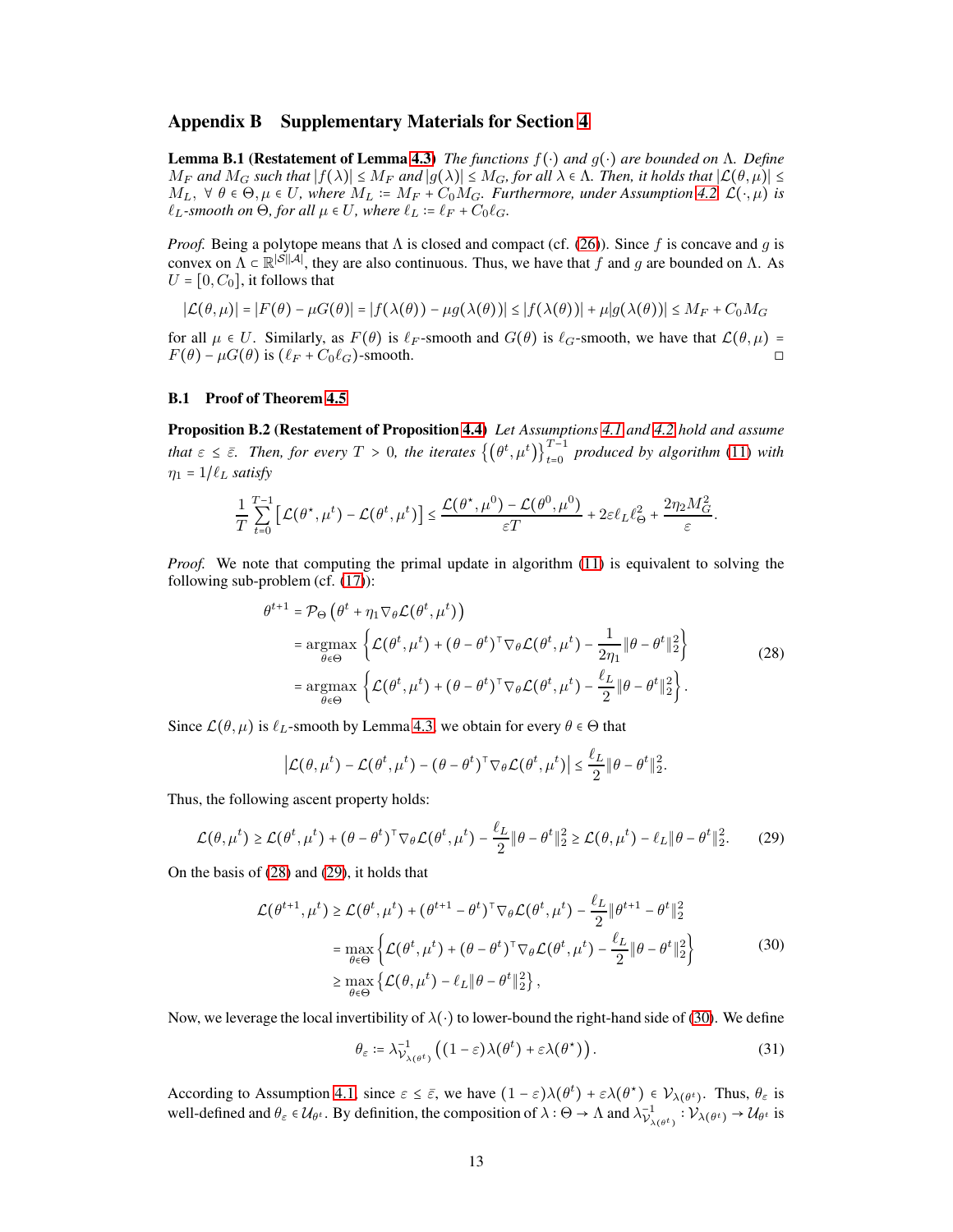## Appendix B Supplementary Materials for Section 4

**Lemma B.1 (Restatement of Lemma 4.3)** *The functions $f(\cdot)$ and $g(\cdot)$ are bounded on $\Lambda$. Define $M_F$ and $M_G$ such that $|f(\lambda)| \le M_F$ and $|g(\lambda)| \le M_G$, for all $\lambda \in \Lambda$. Then, it holds that $|\mathcal{L}(\theta,\mu)| \le M_L$, $\forall\ \theta \in \Theta, \mu \in U$, where $M_L := M_F + C_0 M_G$. Furthermore, under Assumption 4.2, $\mathcal{L}(\cdot,\mu)$ is $\ell_L$-smooth on $\Theta$, for all $\mu \in U$, where $\ell_L := \ell_F + C_0\ell_G$.*

*Proof.* Being a polytope means that $\Lambda$ is closed and compact (cf. (26)). Since $f$ is concave and $g$ is convex on $\Lambda \subset \mathbb{R}^{|\mathcal{S}||\mathcal{A}|}$, they are also continuous. Thus, we have that $f$ and $g$ are bounded on $\Lambda$. As $U = [0, C_0]$, it follows that

$$|\mathcal{L}(\theta,\mu)| = |F(\theta) - \mu G(\theta)| = |f(\lambda(\theta)) - \mu g(\lambda(\theta))| \le |f(\lambda(\theta))| + \mu |g(\lambda(\theta))| \le M_F + C_0 M_G$$

for all $\mu \in U$. Similarly, as $F(\theta)$ is $\ell_F$-smooth and $G(\theta)$ is $\ell_G$-smooth, we have that $\mathcal{L}(\theta,\mu) = F(\theta) - \mu G(\theta)$ is $(\ell_F + C_0\ell_G)$-smooth. □

### B.1 Proof of Theorem 4.5

**Proposition B.2 (Restatement of Proposition 4.4)** *Let Assumptions 4.1 and 4.2 hold and assume that $\varepsilon \le \bar{\varepsilon}$. Then, for every $T > 0$, the iterates $\{(\theta^t,\mu^t)\}_{t=0}^{T-1}$ produced by algorithm (11) with $\eta_1 = 1/\ell_L$ satisfy*

$$\frac{1}{T}\sum_{t=0}^{T-1}\left[\mathcal{L}(\theta^\star,\mu^t) - \mathcal{L}(\theta^t,\mu^t)\right] \le \frac{\mathcal{L}(\theta^\star,\mu^0) - \mathcal{L}(\theta^0,\mu^0)}{\varepsilon T} + 2\varepsilon\ell_L\ell_\Theta^2 + \frac{2\eta_2 M_G^2}{\varepsilon}.$$

*Proof.* We note that computing the primal update in algorithm (11) is equivalent to solving the following sub-problem (cf. (17)):

$$\begin{aligned}
\theta^{t+1} &= \mathcal{P}_\Theta\left(\theta^t + \eta_1 \nabla_\theta \mathcal{L}(\theta^t,\mu^t)\right) \\
&= \underset{\theta\in\Theta}{\operatorname{argmax}} \left\{ \mathcal{L}(\theta^t,\mu^t) + (\theta-\theta^t)^\top \nabla_\theta \mathcal{L}(\theta^t,\mu^t) - \frac{1}{2\eta_1}\|\theta-\theta^t\|_2^2 \right\} \\
&= \underset{\theta\in\Theta}{\operatorname{argmax}} \left\{ \mathcal{L}(\theta^t,\mu^t) + (\theta-\theta^t)^\top \nabla_\theta \mathcal{L}(\theta^t,\mu^t) - \frac{\ell_L}{2}\|\theta-\theta^t\|_2^2 \right\}.
\end{aligned} \tag{28}$$

Since $\mathcal{L}(\theta,\mu)$ is $\ell_L$-smooth by Lemma 4.3, we obtain for every $\theta \in \Theta$ that

$$\left|\mathcal{L}(\theta,\mu^t) - \mathcal{L}(\theta^t,\mu^t) - (\theta-\theta^t)^\top \nabla_\theta \mathcal{L}(\theta^t,\mu^t)\right| \le \frac{\ell_L}{2}\|\theta-\theta^t\|_2^2.$$

Thus, the following ascent property holds:

$$\mathcal{L}(\theta,\mu^t) \ge \mathcal{L}(\theta^t,\mu^t) + (\theta-\theta^t)^\top \nabla_\theta \mathcal{L}(\theta^t,\mu^t) - \frac{\ell_L}{2}\|\theta-\theta^t\|_2^2 \ge \mathcal{L}(\theta,\mu^t) - \ell_L\|\theta-\theta^t\|_2^2. \tag{29}$$

On the basis of (28) and (29), it holds that

$$\begin{aligned}
\mathcal{L}(\theta^{t+1},\mu^t) &\ge \mathcal{L}(\theta^t,\mu^t) + (\theta^{t+1}-\theta^t)^\top \nabla_\theta \mathcal{L}(\theta^t,\mu^t) - \frac{\ell_L}{2}\|\theta^{t+1}-\theta^t\|_2^2 \\
&= \max_{\theta\in\Theta}\left\{ \mathcal{L}(\theta^t,\mu^t) + (\theta-\theta^t)^\top \nabla_\theta \mathcal{L}(\theta^t,\mu^t) - \frac{\ell_L}{2}\|\theta-\theta^t\|_2^2 \right\} \\
&\ge \max_{\theta\in\Theta}\left\{ \mathcal{L}(\theta,\mu^t) - \ell_L\|\theta-\theta^t\|_2^2 \right\},
\end{aligned} \tag{30}$$

Now, we leverage the local invertibility of $\lambda(\cdot)$ to lower-bound the right-hand side of (30). We define

$$\theta_\varepsilon := \lambda^{-1}_{\mathcal{V}_{\lambda(\theta^t)}}\left((1-\varepsilon)\lambda(\theta^t) + \varepsilon\lambda(\theta^\star)\right). \tag{31}$$

According to Assumption 4.1, since $\varepsilon \le \bar{\varepsilon}$, we have $(1-\varepsilon)\lambda(\theta^t) + \varepsilon\lambda(\theta^\star) \in \mathcal{V}_{\lambda(\theta^t)}$. Thus, $\theta_\varepsilon$ is well-defined and $\theta_\varepsilon \in \mathcal{U}_{\theta^t}$. By definition, the composition of $\lambda : \Theta \to \Lambda$ and $\lambda^{-1}_{\mathcal{V}_{\lambda(\theta^t)}} : \mathcal{V}_{\lambda(\theta^t)} \to \mathcal{U}_{\theta^t}$ is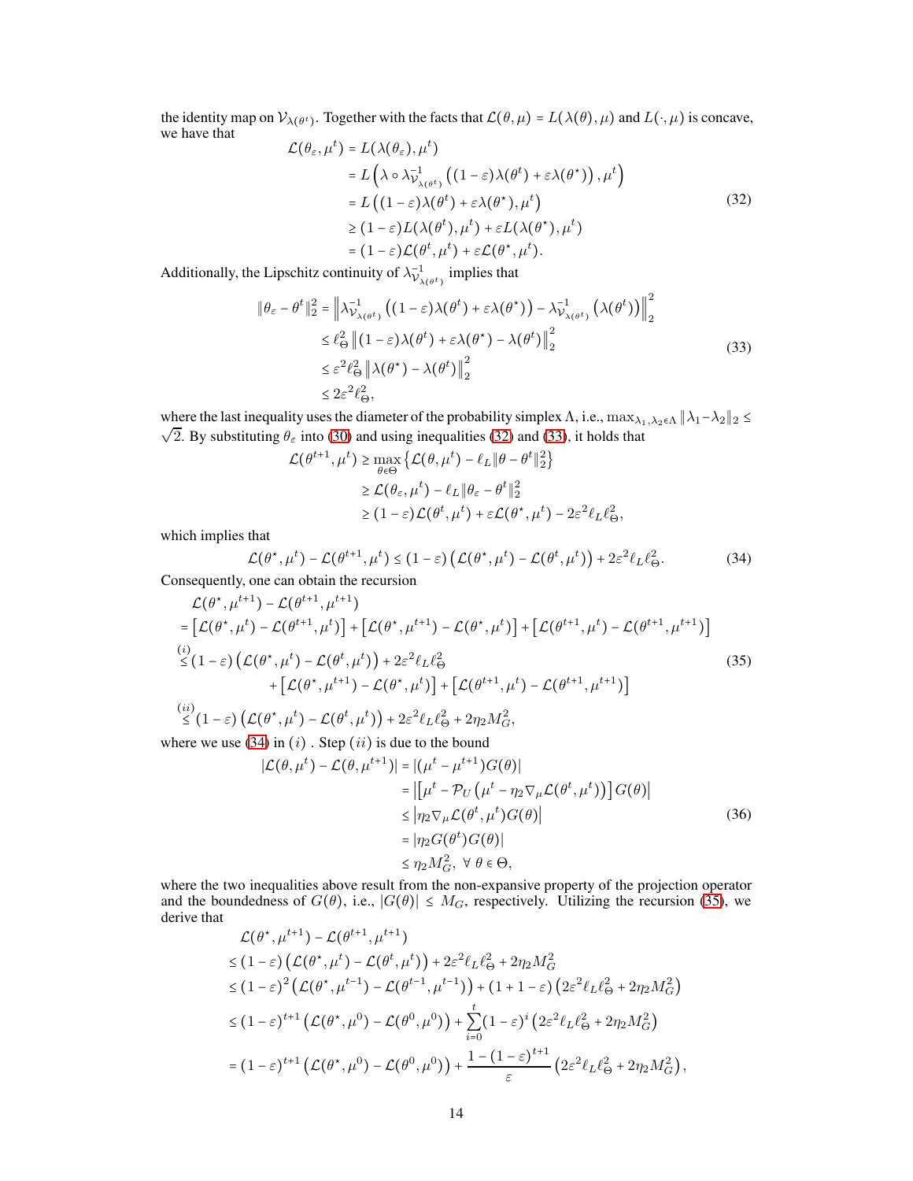the identity map on $\mathcal{V}_{\lambda(\theta^t)}$. Together with the facts that $\mathcal{L}(\theta,\mu) = L(\lambda(\theta),\mu)$ and $L(\cdot,\mu)$ is concave, we have that

$$
\begin{aligned}
\mathcal{L}(\theta_\varepsilon,\mu^t) &= L(\lambda(\theta_\varepsilon),\mu^t) \\
&= L\left(\lambda\circ\lambda^{-1}_{\mathcal{V}_{\lambda(\theta^t)}}\left((1-\varepsilon)\lambda(\theta^t)+\varepsilon\lambda(\theta^\star)\right),\mu^t\right) \\
&= L\left((1-\varepsilon)\lambda(\theta^t)+\varepsilon\lambda(\theta^\star),\mu^t\right) \\
&\geq (1-\varepsilon)L(\lambda(\theta^t),\mu^t)+\varepsilon L(\lambda(\theta^\star),\mu^t) \\
&= (1-\varepsilon)\mathcal{L}(\theta^t,\mu^t)+\varepsilon\mathcal{L}(\theta^\star,\mu^t).
\end{aligned}
\tag{32}
$$

Additionally, the Lipschitz continuity of $\lambda^{-1}_{\mathcal{V}_{\lambda(\theta^t)}}$ implies that

$$
\begin{aligned}
\|\theta_\varepsilon-\theta^t\|_2^2 &= \left\|\lambda^{-1}_{\mathcal{V}_{\lambda(\theta^t)}}\left((1-\varepsilon)\lambda(\theta^t)+\varepsilon\lambda(\theta^\star)\right)-\lambda^{-1}_{\mathcal{V}_{\lambda(\theta^t)}}\left(\lambda(\theta^t)\right)\right\|_2^2 \\
&\leq \ell_\Theta^2\left\|(1-\varepsilon)\lambda(\theta^t)+\varepsilon\lambda(\theta^\star)-\lambda(\theta^t)\right\|_2^2 \\
&\leq \varepsilon^2\ell_\Theta^2\left\|\lambda(\theta^\star)-\lambda(\theta^t)\right\|_2^2 \\
&\leq 2\varepsilon^2\ell_\Theta^2,
\end{aligned}
\tag{33}
$$

where the last inequality uses the diameter of the probability simplex $\Lambda$, i.e., $\max_{\lambda_1,\lambda_2\in\Lambda}\|\lambda_1-\lambda_2\|_2\leq\sqrt{2}$. By substituting $\theta_\varepsilon$ into (30) and using inequalities (32) and (33), it holds that

$$
\begin{aligned}
\mathcal{L}(\theta^{t+1},\mu^t) &\geq \max_{\theta\in\Theta}\left\{\mathcal{L}(\theta,\mu^t)-\ell_L\|\theta-\theta^t\|_2^2\right\} \\
&\geq \mathcal{L}(\theta_\varepsilon,\mu^t)-\ell_L\|\theta_\varepsilon-\theta^t\|_2^2 \\
&\geq (1-\varepsilon)\mathcal{L}(\theta^t,\mu^t)+\varepsilon\mathcal{L}(\theta^\star,\mu^t)-2\varepsilon^2\ell_L\ell_\Theta^2,
\end{aligned}
$$

which implies that

$$
\mathcal{L}(\theta^\star,\mu^t)-\mathcal{L}(\theta^{t+1},\mu^t)\leq(1-\varepsilon)\left(\mathcal{L}(\theta^\star,\mu^t)-\mathcal{L}(\theta^t,\mu^t)\right)+2\varepsilon^2\ell_L\ell_\Theta^2. \tag{34}
$$

Consequently, one can obtain the recursion

$$
\begin{aligned}
&\mathcal{L}(\theta^\star,\mu^{t+1})-\mathcal{L}(\theta^{t+1},\mu^{t+1}) \\
&=\left[\mathcal{L}(\theta^\star,\mu^t)-\mathcal{L}(\theta^{t+1},\mu^t)\right]+\left[\mathcal{L}(\theta^\star,\mu^{t+1})-\mathcal{L}(\theta^\star,\mu^t)\right]+\left[\mathcal{L}(\theta^{t+1},\mu^t)-\mathcal{L}(\theta^{t+1},\mu^{t+1})\right] \\
&\overset{(i)}{\leq}(1-\varepsilon)\left(\mathcal{L}(\theta^\star,\mu^t)-\mathcal{L}(\theta^t,\mu^t)\right)+2\varepsilon^2\ell_L\ell_\Theta^2 \\
&\qquad+\left[\mathcal{L}(\theta^\star,\mu^{t+1})-\mathcal{L}(\theta^\star,\mu^t)\right]+\left[\mathcal{L}(\theta^{t+1},\mu^t)-\mathcal{L}(\theta^{t+1},\mu^{t+1})\right] \\
&\overset{(ii)}{\leq}(1-\varepsilon)\left(\mathcal{L}(\theta^\star,\mu^t)-\mathcal{L}(\theta^t,\mu^t)\right)+2\varepsilon^2\ell_L\ell_\Theta^2+2\eta_2M_G^2,
\end{aligned}
\tag{35}
$$

where we use (34) in $(i)$ . Step $(ii)$ is due to the bound

$$
\begin{aligned}
|\mathcal{L}(\theta,\mu^t)-\mathcal{L}(\theta,\mu^{t+1})| &= |(\mu^t-\mu^{t+1})G(\theta)| \\
&= \left|\left[\mu^t-\mathcal{P}_U\left(\mu^t-\eta_2\nabla_\mu\mathcal{L}(\theta^t,\mu^t)\right)\right]G(\theta)\right| \\
&\leq \left|\eta_2\nabla_\mu\mathcal{L}(\theta^t,\mu^t)G(\theta)\right| \\
&= \left|\eta_2G(\theta^t)G(\theta)\right| \\
&\leq \eta_2M_G^2,\ \forall\ \theta\in\Theta,
\end{aligned}
\tag{36}
$$

where the two inequalities above result from the non-expansive property of the projection operator and the boundedness of $G(\theta)$, i.e., $|G(\theta)|\leq M_G$, respectively. Utilizing the recursion (35), we derive that

$$
\begin{aligned}
&\mathcal{L}(\theta^\star,\mu^{t+1})-\mathcal{L}(\theta^{t+1},\mu^{t+1}) \\
&\leq(1-\varepsilon)\left(\mathcal{L}(\theta^\star,\mu^t)-\mathcal{L}(\theta^t,\mu^t)\right)+2\varepsilon^2\ell_L\ell_\Theta^2+2\eta_2M_G^2 \\
&\leq(1-\varepsilon)^2\left(\mathcal{L}(\theta^\star,\mu^{t-1})-\mathcal{L}(\theta^{t-1},\mu^{t-1})\right)+(1+1-\varepsilon)\left(2\varepsilon^2\ell_L\ell_\Theta^2+2\eta_2M_G^2\right) \\
&\leq(1-\varepsilon)^{t+1}\left(\mathcal{L}(\theta^\star,\mu^0)-\mathcal{L}(\theta^0,\mu^0)\right)+\sum_{i=0}^{t}(1-\varepsilon)^i\left(2\varepsilon^2\ell_L\ell_\Theta^2+2\eta_2M_G^2\right) \\
&=(1-\varepsilon)^{t+1}\left(\mathcal{L}(\theta^\star,\mu^0)-\mathcal{L}(\theta^0,\mu^0)\right)+\frac{1-(1-\varepsilon)^{t+1}}{\varepsilon}\left(2\varepsilon^2\ell_L\ell_\Theta^2+2\eta_2M_G^2\right),
\end{aligned}
$$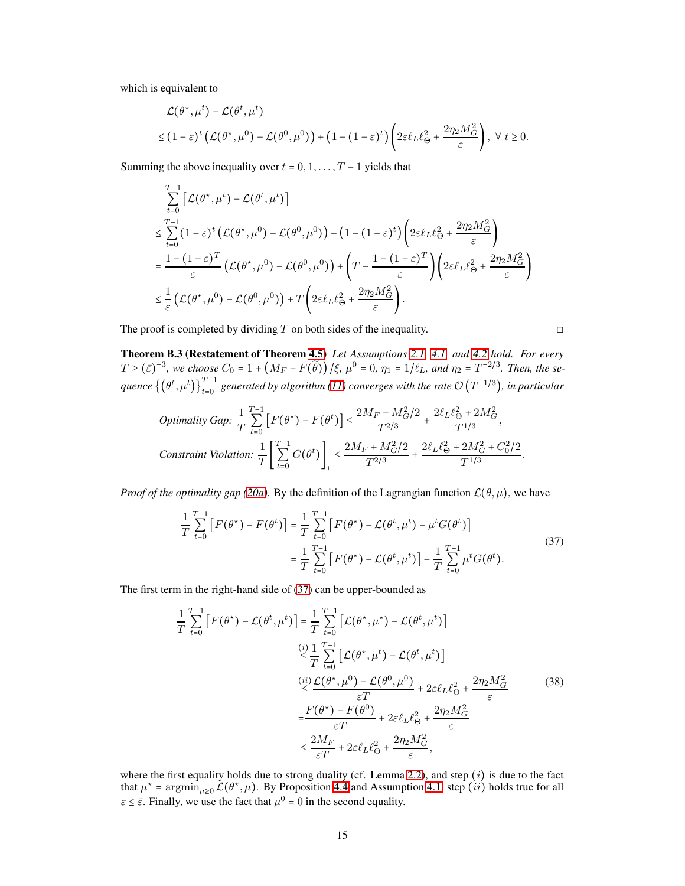which is equivalent to

$$
\begin{aligned}
&\mathcal{L}(\theta^\star,\mu^t) - \mathcal{L}(\theta^t,\mu^t) \\
&\leq (1-\varepsilon)^t \left(\mathcal{L}(\theta^\star,\mu^0) - \mathcal{L}(\theta^0,\mu^0)\right) + \left(1-(1-\varepsilon)^t\right)\left(2\varepsilon\ell_L\ell_\Theta^2 + \frac{2\eta_2 M_G^2}{\varepsilon}\right),\ \forall\ t\geq 0.
\end{aligned}
$$

Summing the above inequality over $t = 0, 1, \ldots, T-1$ yields that

$$
\begin{aligned}
&\sum_{t=0}^{T-1}\left[\mathcal{L}(\theta^\star,\mu^t) - \mathcal{L}(\theta^t,\mu^t)\right] \\
&\leq \sum_{t=0}^{T-1}(1-\varepsilon)^t\left(\mathcal{L}(\theta^\star,\mu^0) - \mathcal{L}(\theta^0,\mu^0)\right) + \left(1-(1-\varepsilon)^t\right)\left(2\varepsilon\ell_L\ell_\Theta^2 + \frac{2\eta_2 M_G^2}{\varepsilon}\right) \\
&= \frac{1-(1-\varepsilon)^T}{\varepsilon}\left(\mathcal{L}(\theta^\star,\mu^0) - \mathcal{L}(\theta^0,\mu^0)\right) + \left(T - \frac{1-(1-\varepsilon)^T}{\varepsilon}\right)\left(2\varepsilon\ell_L\ell_\Theta^2 + \frac{2\eta_2 M_G^2}{\varepsilon}\right) \\
&\leq \frac{1}{\varepsilon}\left(\mathcal{L}(\theta^\star,\mu^0) - \mathcal{L}(\theta^0,\mu^0)\right) + T\left(2\varepsilon\ell_L\ell_\Theta^2 + \frac{2\eta_2 M_G^2}{\varepsilon}\right).
\end{aligned}
$$

The proof is completed by dividing $T$ on both sides of the inequality. □

**Theorem B.3 (Restatement of Theorem 4.5)** *Let Assumptions 2.1, 4.1, and 4.2 hold. For every $T \geq (\bar{\varepsilon})^{-3}$, we choose $C_0 = 1 + \left(M_F - F(\widetilde{\theta})\right)/\xi$, $\mu^0 = 0$, $\eta_1 = 1/\ell_L$, and $\eta_2 = T^{-2/3}$. Then, the sequence $\left\{\left(\theta^t,\mu^t\right)\right\}_{t=0}^{T-1}$ generated by algorithm (11) converges with the rate $\mathcal{O}\left(T^{-1/3}\right)$, in particular*

$$
\textit{Optimality Gap: } \frac{1}{T}\sum_{t=0}^{T-1}\left[F(\theta^\star) - F(\theta^t)\right] \leq \frac{2M_F + M_G^2/2}{T^{2/3}} + \frac{2\ell_L\ell_\Theta^2 + 2M_G^2}{T^{1/3}},
$$

$$
\textit{Constraint Violation: } \frac{1}{T}\left[\sum_{t=0}^{T-1} G(\theta^t)\right]_+ \leq \frac{2M_F + M_G^2/2}{T^{2/3}} + \frac{2\ell_L\ell_\Theta^2 + 2M_G^2 + C_0^2/2}{T^{1/3}}.
$$

*Proof of the optimality gap (20a).* By the definition of the Lagrangian function $\mathcal{L}(\theta,\mu)$, we have

$$
\begin{aligned}
\frac{1}{T}\sum_{t=0}^{T-1}\left[F(\theta^\star) - F(\theta^t)\right] &= \frac{1}{T}\sum_{t=0}^{T-1}\left[F(\theta^\star) - \mathcal{L}(\theta^t,\mu^t) - \mu^t G(\theta^t)\right] \\
&= \frac{1}{T}\sum_{t=0}^{T-1}\left[F(\theta^\star) - \mathcal{L}(\theta^t,\mu^t)\right] - \frac{1}{T}\sum_{t=0}^{T-1}\mu^t G(\theta^t).
\end{aligned} \tag{37}
$$

The first term in the right-hand side of (37) can be upper-bounded as

$$
\begin{aligned}
\frac{1}{T}\sum_{t=0}^{T-1}\left[F(\theta^\star) - \mathcal{L}(\theta^t,\mu^t)\right] &= \frac{1}{T}\sum_{t=0}^{T-1}\left[\mathcal{L}(\theta^\star,\mu^\star) - \mathcal{L}(\theta^t,\mu^t)\right] \\
&\overset{(i)}{\leq} \frac{1}{T}\sum_{t=0}^{T-1}\left[\mathcal{L}(\theta^\star,\mu^t) - \mathcal{L}(\theta^t,\mu^t)\right] \\
&\overset{(ii)}{\leq} \frac{\mathcal{L}(\theta^\star,\mu^0) - \mathcal{L}(\theta^0,\mu^0)}{\varepsilon T} + 2\varepsilon\ell_L\ell_\Theta^2 + \frac{2\eta_2 M_G^2}{\varepsilon} \\
&= \frac{F(\theta^\star) - F(\theta^0)}{\varepsilon T} + 2\varepsilon\ell_L\ell_\Theta^2 + \frac{2\eta_2 M_G^2}{\varepsilon} \\
&\leq \frac{2M_F}{\varepsilon T} + 2\varepsilon\ell_L\ell_\Theta^2 + \frac{2\eta_2 M_G^2}{\varepsilon},
\end{aligned} \tag{38}
$$

where the first equality holds due to strong duality (cf. Lemma 2.2), and step $(i)$ is due to the fact that $\mu^\star = \operatorname{argmin}_{\mu\geq 0}\mathcal{L}(\theta^\star,\mu)$. By Proposition 4.4 and Assumption 4.1, step $(ii)$ holds true for all $\varepsilon \leq \bar{\varepsilon}$. Finally, we use the fact that $\mu^0 = 0$ in the second equality.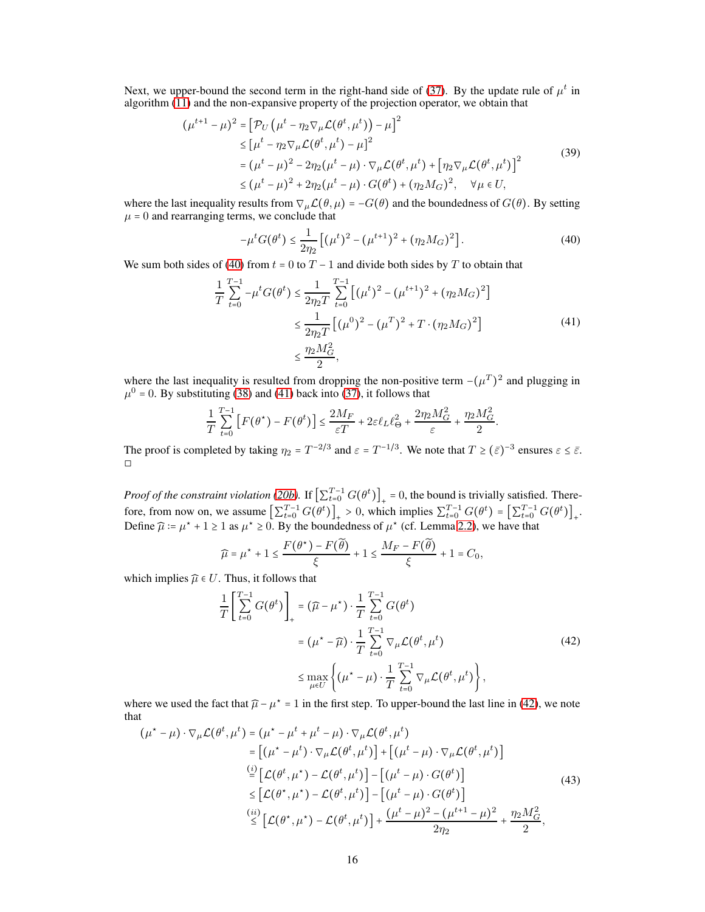Next, we upper-bound the second term in the right-hand side of (37). By the update rule of $\mu^t$ in algorithm (11) and the non-expansive property of the projection operator, we obtain that

$$
\begin{aligned}
(\mu^{t+1} - \mu)^2 &= \left[\mathcal{P}_U\left(\mu^t - \eta_2 \nabla_\mu \mathcal{L}(\theta^t, \mu^t)\right) - \mu\right]^2 \\
&\leq \left[\mu^t - \eta_2 \nabla_\mu \mathcal{L}(\theta^t, \mu^t) - \mu\right]^2 \\
&= (\mu^t - \mu)^2 - 2\eta_2(\mu^t - \mu) \cdot \nabla_\mu \mathcal{L}(\theta^t, \mu^t) + \left[\eta_2 \nabla_\mu \mathcal{L}(\theta^t, \mu^t)\right]^2 \\
&\leq (\mu^t - \mu)^2 + 2\eta_2(\mu^t - \mu) \cdot G(\theta^t) + (\eta_2 M_G)^2, \quad \forall \mu \in U,
\end{aligned}
\tag{39}
$$

where the last inequality results from $\nabla_\mu \mathcal{L}(\theta, \mu) = -G(\theta)$ and the boundedness of $G(\theta)$. By setting $\mu = 0$ and rearranging terms, we conclude that

$$
-\mu^t G(\theta^t) \leq \frac{1}{2\eta_2}\left[(\mu^t)^2 - (\mu^{t+1})^2 + (\eta_2 M_G)^2\right]. \tag{40}
$$

We sum both sides of (40) from $t = 0$ to $T - 1$ and divide both sides by $T$ to obtain that

$$
\begin{aligned}
\frac{1}{T}\sum_{t=0}^{T-1} -\mu^t G(\theta^t) &\leq \frac{1}{2\eta_2 T}\sum_{t=0}^{T-1}\left[(\mu^t)^2 - (\mu^{t+1})^2 + (\eta_2 M_G)^2\right] \\
&\leq \frac{1}{2\eta_2 T}\left[(\mu^0)^2 - (\mu^T)^2 + T \cdot (\eta_2 M_G)^2\right] \\
&\leq \frac{\eta_2 M_G^2}{2},
\end{aligned}
\tag{41}
$$

where the last inequality is resulted from dropping the non-positive term $-(\mu^T)^2$ and plugging in $\mu^0 = 0$. By substituting (38) and (41) back into (37), it follows that

$$
\frac{1}{T}\sum_{t=0}^{T-1}\left[F(\theta^\star) - F(\theta^t)\right] \leq \frac{2M_F}{\varepsilon T} + 2\varepsilon \ell_L \ell_\Theta^2 + \frac{2\eta_2 M_G^2}{\varepsilon} + \frac{\eta_2 M_G^2}{2}.
$$

The proof is completed by taking $\eta_2 = T^{-2/3}$ and $\varepsilon = T^{-1/3}$. We note that $T \geq (\bar{\varepsilon})^{-3}$ ensures $\varepsilon \leq \bar{\varepsilon}$. □

*Proof of the constraint violation (20b).* If $\left[\sum_{t=0}^{T-1} G(\theta^t)\right]_+ = 0$, the bound is trivially satisfied. Therefore, from now on, we assume $\left[\sum_{t=0}^{T-1} G(\theta^t)\right]_+ > 0$, which implies $\sum_{t=0}^{T-1} G(\theta^t) = \left[\sum_{t=0}^{T-1} G(\theta^t)\right]_+$. Define $\widehat{\mu} := \mu^\star + 1 \geq 1$ as $\mu^\star \geq 0$. By the boundedness of $\mu^\star$ (cf. Lemma 2.2), we have that

$$
\widehat{\mu} = \mu^\star + 1 \leq \frac{F(\theta^\star) - F(\widetilde{\theta})}{\xi} + 1 \leq \frac{M_F - F(\widetilde{\theta})}{\xi} + 1 = C_0,
$$

which implies $\widehat{\mu} \in U$. Thus, it follows that

$$
\begin{aligned}
\frac{1}{T}\left[\sum_{t=0}^{T-1} G(\theta^t)\right]_+ &= (\widehat{\mu} - \mu^\star) \cdot \frac{1}{T}\sum_{t=0}^{T-1} G(\theta^t) \\
&= (\mu^\star - \widehat{\mu}) \cdot \frac{1}{T}\sum_{t=0}^{T-1} \nabla_\mu \mathcal{L}(\theta^t, \mu^t) \\
&\leq \max_{\mu \in U}\left\{(\mu^\star - \mu) \cdot \frac{1}{T}\sum_{t=0}^{T-1} \nabla_\mu \mathcal{L}(\theta^t, \mu^t)\right\},
\end{aligned}
\tag{42}
$$

where we used the fact that $\widehat{\mu} - \mu^\star = 1$ in the first step. To upper-bound the last line in (42), we note that

$$
\begin{aligned}
(\mu^\star - \mu) \cdot \nabla_\mu \mathcal{L}(\theta^t, \mu^t) &= (\mu^\star - \mu^t + \mu^t - \mu) \cdot \nabla_\mu \mathcal{L}(\theta^t, \mu^t) \\
&= \left[(\mu^\star - \mu^t) \cdot \nabla_\mu \mathcal{L}(\theta^t, \mu^t)\right] + \left[(\mu^t - \mu) \cdot \nabla_\mu \mathcal{L}(\theta^t, \mu^t)\right] \\
&\overset{(i)}{=} \left[\mathcal{L}(\theta^t, \mu^\star) - \mathcal{L}(\theta^t, \mu^t)\right] - \left[(\mu^t - \mu) \cdot G(\theta^t)\right] \\
&\leq \left[\mathcal{L}(\theta^\star, \mu^\star) - \mathcal{L}(\theta^t, \mu^t)\right] - \left[(\mu^t - \mu) \cdot G(\theta^t)\right] \\
&\overset{(ii)}{\leq} \left[\mathcal{L}(\theta^\star, \mu^\star) - \mathcal{L}(\theta^t, \mu^t)\right] + \frac{(\mu^t - \mu)^2 - (\mu^{t+1} - \mu)^2}{2\eta_2} + \frac{\eta_2 M_G^2}{2},
\end{aligned}
\tag{43}
$$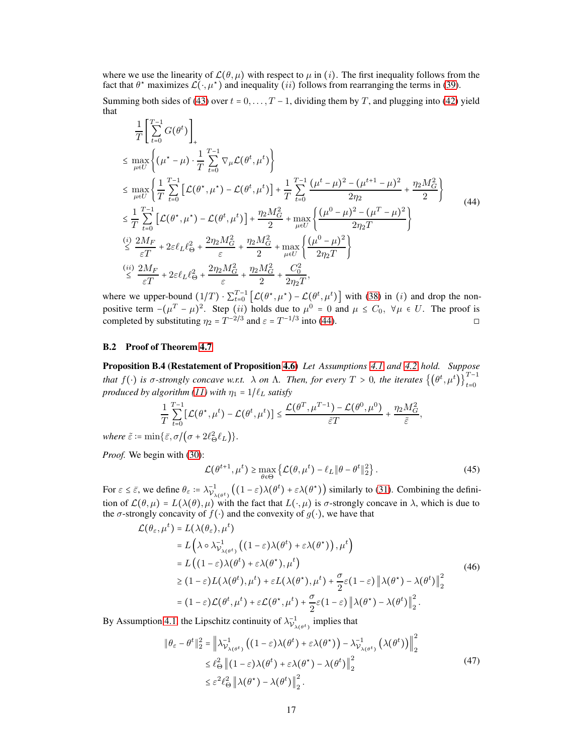where we use the linearity of $\mathcal{L}(\theta,\mu)$ with respect to $\mu$ in $(i)$. The first inequality follows from the fact that $\theta^\star$ maximizes $\mathcal{L}(\cdot,\mu^\star)$ and inequality $(ii)$ follows from rearranging the terms in (39).

Summing both sides of (43) over $t = 0,\dots,T-1$, dividing them by $T$, and plugging into (42) yield that

$$
\begin{aligned}
&\frac{1}{T}\left[\sum_{t=0}^{T-1} G(\theta^t)\right]_+ \\
&\le \max_{\mu\in U}\left\{(\mu^\star-\mu)\cdot\frac{1}{T}\sum_{t=0}^{T-1}\nabla_\mu\mathcal{L}(\theta^t,\mu^t)\right\} \\
&\le \max_{\mu\in U}\left\{\frac{1}{T}\sum_{t=0}^{T-1}\left[\mathcal{L}(\theta^\star,\mu^\star)-\mathcal{L}(\theta^t,\mu^t)\right]+\frac{1}{T}\sum_{t=0}^{T-1}\frac{(\mu^t-\mu)^2-(\mu^{t+1}-\mu)^2}{2\eta_2}+\frac{\eta_2 M_G^2}{2}\right\} \\
&\le \frac{1}{T}\sum_{t=0}^{T-1}\left[\mathcal{L}(\theta^\star,\mu^\star)-\mathcal{L}(\theta^t,\mu^t)\right]+\frac{\eta_2 M_G^2}{2}+\max_{\mu\in U}\left\{\frac{(\mu^0-\mu)^2-(\mu^T-\mu)^2}{2\eta_2 T}\right\} \\
&\overset{(i)}{\le} \frac{2M_F}{\varepsilon T}+2\varepsilon\ell_L\ell_\Theta^2+\frac{2\eta_2 M_G^2}{\varepsilon}+\frac{\eta_2 M_G^2}{2}+\max_{\mu\in U}\left\{\frac{(\mu^0-\mu)^2}{2\eta_2 T}\right\} \\
&\overset{(ii)}{\le} \frac{2M_F}{\varepsilon T}+2\varepsilon\ell_L\ell_\Theta^2+\frac{2\eta_2 M_G^2}{\varepsilon}+\frac{\eta_2 M_G^2}{2}+\frac{C_0^2}{2\eta_2 T},
\end{aligned}
\tag{44}
$$

where we upper-bound $(1/T)\cdot\sum_{t=0}^{T-1}\left[\mathcal{L}(\theta^\star,\mu^\star)-\mathcal{L}(\theta^t,\mu^t)\right]$ with (38) in $(i)$ and drop the non-positive term $-(\mu^T-\mu)^2$. Step $(ii)$ holds due to $\mu^0 = 0$ and $\mu \le C_0,\ \forall\mu\in U$. The proof is completed by substituting $\eta_2 = T^{-2/3}$ and $\varepsilon = T^{-1/3}$ into (44). □

### B.2 Proof of Theorem 4.7

**Proposition B.4 (Restatement of Proposition 4.6)** *Let Assumptions 4.1 and 4.2 hold. Suppose that $f(\cdot)$ is $\sigma$-strongly concave w.r.t. $\lambda$ on $\Lambda$. Then, for every $T > 0$, the iterates $\{(\theta^t,\mu^t)\}_{t=0}^{T-1}$ produced by algorithm (11) with $\eta_1 = 1/\ell_L$ satisfy*

$$
\frac{1}{T}\sum_{t=0}^{T-1}\left[\mathcal{L}(\theta^\star,\mu^t)-\mathcal{L}(\theta^t,\mu^t)\right] \le \frac{\mathcal{L}(\theta^T,\mu^{T-1})-\mathcal{L}(\theta^0,\mu^0)}{\tilde{\varepsilon}T}+\frac{\eta_2 M_G^2}{\tilde{\varepsilon}},
$$

*where $\tilde{\varepsilon} := \min\{\bar{\varepsilon}, \sigma/(\sigma+2\ell_\Theta^2\ell_L)\}$.*

*Proof.* We begin with (30):

$$
\mathcal{L}(\theta^{t+1},\mu^t) \ge \max_{\theta\in\Theta}\left\{\mathcal{L}(\theta,\mu^t)-\ell_L\|\theta-\theta^t\|_2^2\right\}. \tag{45}
$$

For $\varepsilon \le \bar{\varepsilon}$, we define $\theta_\varepsilon := \lambda^{-1}_{\mathcal{V}_{\lambda(\theta^t)}}\left((1-\varepsilon)\lambda(\theta^t)+\varepsilon\lambda(\theta^\star)\right)$ similarly to (31). Combining the definition of $\mathcal{L}(\theta,\mu) = L(\lambda(\theta),\mu)$ with the fact that $L(\cdot,\mu)$ is $\sigma$-strongly concave in $\lambda$, which is due to the $\sigma$-strongly concavity of $f(\cdot)$ and the convexity of $g(\cdot)$, we have that

$$
\begin{aligned}
\mathcal{L}(\theta_\varepsilon,\mu^t) &= L(\lambda(\theta_\varepsilon),\mu^t) \\
&= L\left(\lambda\circ\lambda^{-1}_{\mathcal{V}_{\lambda(\theta^t)}}\left((1-\varepsilon)\lambda(\theta^t)+\varepsilon\lambda(\theta^\star)\right),\mu^t\right) \\
&= L\left((1-\varepsilon)\lambda(\theta^t)+\varepsilon\lambda(\theta^\star),\mu^t\right) \\
&\ge (1-\varepsilon)L(\lambda(\theta^t),\mu^t)+\varepsilon L(\lambda(\theta^\star),\mu^t)+\frac{\sigma}{2}\varepsilon(1-\varepsilon)\left\|\lambda(\theta^\star)-\lambda(\theta^t)\right\|_2^2 \\
&= (1-\varepsilon)\mathcal{L}(\theta^t,\mu^t)+\varepsilon\mathcal{L}(\theta^\star,\mu^t)+\frac{\sigma}{2}\varepsilon(1-\varepsilon)\left\|\lambda(\theta^\star)-\lambda(\theta^t)\right\|_2^2.
\end{aligned}
\tag{46}
$$

By Assumption 4.1, the Lipschitz continuity of $\lambda^{-1}_{\mathcal{V}_{\lambda(\theta^t)}}$ implies that

$$
\begin{aligned}
\|\theta_\varepsilon-\theta^t\|_2^2 &= \left\|\lambda^{-1}_{\mathcal{V}_{\lambda(\theta^t)}}\left((1-\varepsilon)\lambda(\theta^t)+\varepsilon\lambda(\theta^\star)\right)-\lambda^{-1}_{\mathcal{V}_{\lambda(\theta^t)}}\left(\lambda(\theta^t)\right)\right\|_2^2 \\
&\le \ell_\Theta^2\left\|(1-\varepsilon)\lambda(\theta^t)+\varepsilon\lambda(\theta^\star)-\lambda(\theta^t)\right\|_2^2 \\
&\le \varepsilon^2\ell_\Theta^2\left\|\lambda(\theta^\star)-\lambda(\theta^t)\right\|_2^2.
\end{aligned}
\tag{47}
$$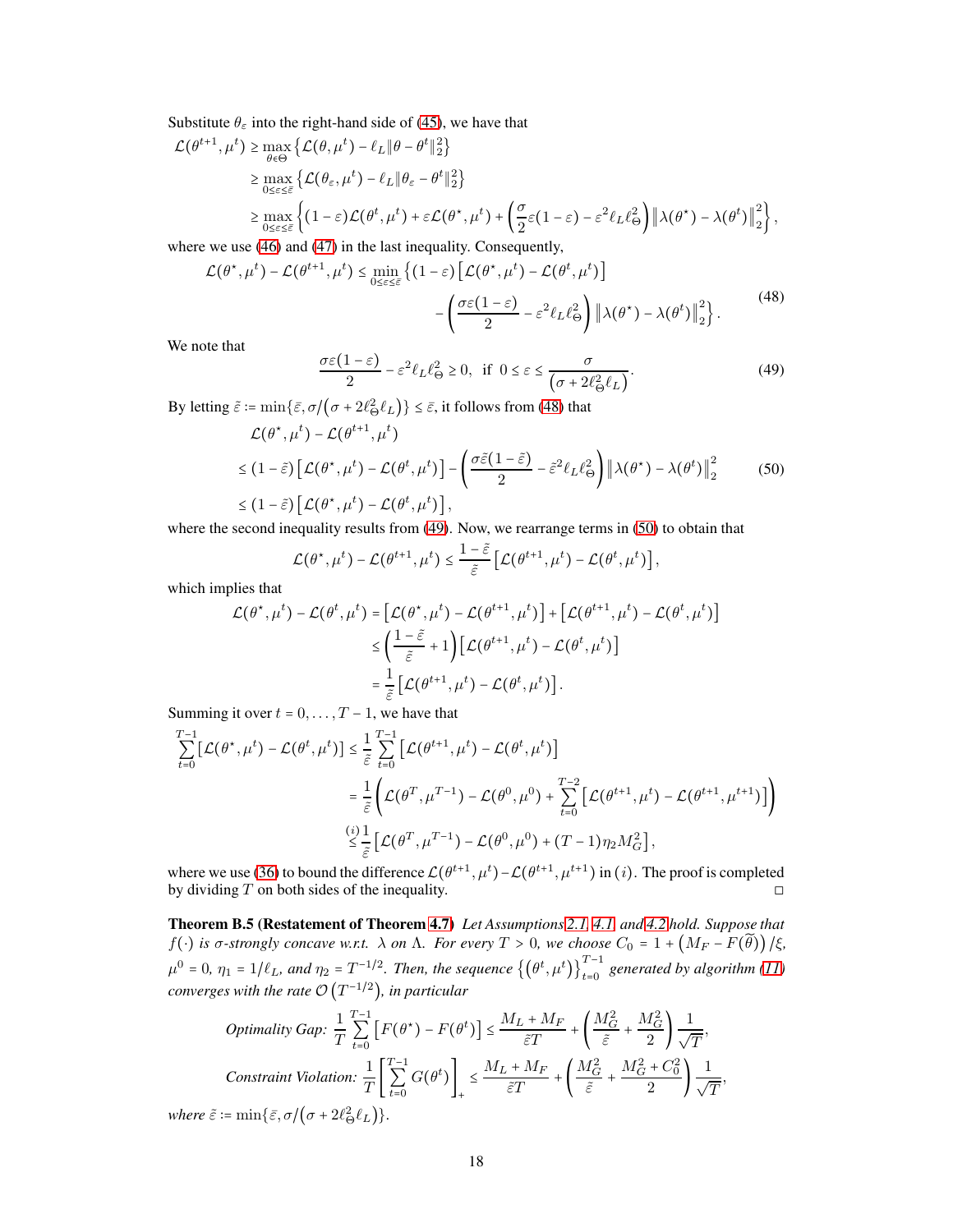Substitute $\theta_\varepsilon$ into the right-hand side of (45), we have that

$$
\begin{aligned}
\mathcal{L}(\theta^{t+1}, \mu^t) &\geq \max_{\theta \in \Theta} \left\{ \mathcal{L}(\theta, \mu^t) - \ell_L \|\theta - \theta^t\|_2^2 \right\} \\
&\geq \max_{0 \leq \varepsilon \leq \bar{\varepsilon}} \left\{ \mathcal{L}(\theta_\varepsilon, \mu^t) - \ell_L \|\theta_\varepsilon - \theta^t\|_2^2 \right\} \\
&\geq \max_{0 \leq \varepsilon \leq \bar{\varepsilon}} \left\{ (1-\varepsilon)\mathcal{L}(\theta^t, \mu^t) + \varepsilon \mathcal{L}(\theta^\star, \mu^t) + \left( \frac{\sigma}{2}\varepsilon(1-\varepsilon) - \varepsilon^2 \ell_L \ell_\Theta^2 \right) \left\| \lambda(\theta^\star) - \lambda(\theta^t) \right\|_2^2 \right\},
\end{aligned}
$$

where we use (46) and (47) in the last inequality. Consequently,

$$
\begin{aligned}
\mathcal{L}(\theta^\star, \mu^t) - \mathcal{L}(\theta^{t+1}, \mu^t) \leq \min_{0 \leq \varepsilon \leq \bar{\varepsilon}} \Big\{ (1-\varepsilon) \left[ \mathcal{L}(\theta^\star, \mu^t) - \mathcal{L}(\theta^t, \mu^t) \right] \\
- \left( \frac{\sigma \varepsilon (1-\varepsilon)}{2} - \varepsilon^2 \ell_L \ell_\Theta^2 \right) \left\| \lambda(\theta^\star) - \lambda(\theta^t) \right\|_2^2 \Big\}.
\end{aligned}
\tag{48}
$$

We note that

$$
\frac{\sigma\varepsilon(1-\varepsilon)}{2} - \varepsilon^2 \ell_L \ell_\Theta^2 \geq 0, \;\; \text{if } \; 0 \leq \varepsilon \leq \frac{\sigma}{\left(\sigma + 2\ell_\Theta^2 \ell_L\right)}. \tag{49}
$$

By letting $\tilde{\varepsilon} := \min\{\bar{\varepsilon}, \sigma/\left(\sigma + 2\ell_\Theta^2 \ell_L\right)\} \leq \bar{\varepsilon}$, it follows from (48) that

$$
\begin{aligned}
&\mathcal{L}(\theta^\star, \mu^t) - \mathcal{L}(\theta^{t+1}, \mu^t) \\
&\leq (1-\tilde{\varepsilon}) \left[ \mathcal{L}(\theta^\star, \mu^t) - \mathcal{L}(\theta^t, \mu^t) \right] - \left( \frac{\sigma\tilde{\varepsilon}(1-\tilde{\varepsilon})}{2} - \tilde{\varepsilon}^2 \ell_L \ell_\Theta^2 \right) \left\| \lambda(\theta^\star) - \lambda(\theta^t) \right\|_2^2 \\
&\leq (1-\tilde{\varepsilon}) \left[ \mathcal{L}(\theta^\star, \mu^t) - \mathcal{L}(\theta^t, \mu^t) \right],
\end{aligned}
\tag{50}
$$

where the second inequality results from (49). Now, we rearrange terms in (50) to obtain that

$$
\mathcal{L}(\theta^\star, \mu^t) - \mathcal{L}(\theta^{t+1}, \mu^t) \leq \frac{1-\tilde{\varepsilon}}{\tilde{\varepsilon}} \left[ \mathcal{L}(\theta^{t+1}, \mu^t) - \mathcal{L}(\theta^t, \mu^t) \right],
$$

which implies that

$$
\begin{aligned}
\mathcal{L}(\theta^\star, \mu^t) - \mathcal{L}(\theta^t, \mu^t) &= \left[ \mathcal{L}(\theta^\star, \mu^t) - \mathcal{L}(\theta^{t+1}, \mu^t) \right] + \left[ \mathcal{L}(\theta^{t+1}, \mu^t) - \mathcal{L}(\theta^t, \mu^t) \right] \\
&\leq \left( \frac{1-\tilde{\varepsilon}}{\tilde{\varepsilon}} + 1 \right) \left[ \mathcal{L}(\theta^{t+1}, \mu^t) - \mathcal{L}(\theta^t, \mu^t) \right] \\
&= \frac{1}{\tilde{\varepsilon}} \left[ \mathcal{L}(\theta^{t+1}, \mu^t) - \mathcal{L}(\theta^t, \mu^t) \right].
\end{aligned}
$$

Summing it over $t = 0, \ldots, T-1$, we have that

$$
\begin{aligned}
\sum_{t=0}^{T-1} \left[ \mathcal{L}(\theta^\star, \mu^t) - \mathcal{L}(\theta^t, \mu^t) \right] &\leq \frac{1}{\tilde{\varepsilon}} \sum_{t=0}^{T-1} \left[ \mathcal{L}(\theta^{t+1}, \mu^t) - \mathcal{L}(\theta^t, \mu^t) \right] \\
&= \frac{1}{\tilde{\varepsilon}} \left( \mathcal{L}(\theta^T, \mu^{T-1}) - \mathcal{L}(\theta^0, \mu^0) + \sum_{t=0}^{T-2} \left[ \mathcal{L}(\theta^{t+1}, \mu^t) - \mathcal{L}(\theta^{t+1}, \mu^{t+1}) \right] \right) \\
&\overset{(i)}{\leq} \frac{1}{\tilde{\varepsilon}} \left[ \mathcal{L}(\theta^T, \mu^{T-1}) - \mathcal{L}(\theta^0, \mu^0) + (T-1)\eta_2 M_G^2 \right],
\end{aligned}
$$

where we use (36) to bound the difference $\mathcal{L}(\theta^{t+1}, \mu^t) - \mathcal{L}(\theta^{t+1}, \mu^{t+1})$ in $(i)$. The proof is completed by dividing $T$ on both sides of the inequality. □

**Theorem B.5 (Restatement of Theorem 4.7)** *Let Assumptions 2.1, 4.1, and 4.2 hold. Suppose that $f(\cdot)$ is $\sigma$-strongly concave w.r.t. $\lambda$ on $\Lambda$. For every $T > 0$, we choose $C_0 = 1 + \left(M_F - F(\widetilde{\theta})\right)/\xi$, $\mu^0 = 0$, $\eta_1 = 1/\ell_L$, and $\eta_2 = T^{-1/2}$. Then, the sequence $\left\{(\theta^t, \mu^t)\right\}_{t=0}^{T-1}$ generated by algorithm (11) converges with the rate $\mathcal{O}\left(T^{-1/2}\right)$, in particular*

$$
\textit{Optimality Gap: } \frac{1}{T} \sum_{t=0}^{T-1} \left[ F(\theta^\star) - F(\theta^t) \right] \leq \frac{M_L + M_F}{\tilde{\varepsilon} T} + \left( \frac{M_G^2}{\tilde{\varepsilon}} + \frac{M_G^2}{2} \right) \frac{1}{\sqrt{T}},
$$

$$
\textit{Constraint Violation: } \frac{1}{T} \left[ \sum_{t=0}^{T-1} G(\theta^t) \right]_+ \leq \frac{M_L + M_F}{\tilde{\varepsilon} T} + \left( \frac{M_G^2}{\tilde{\varepsilon}} + \frac{M_G^2 + C_0^2}{2} \right) \frac{1}{\sqrt{T}},
$$

*where $\tilde{\varepsilon} := \min\{\bar{\varepsilon}, \sigma/\left(\sigma + 2\ell_\Theta^2 \ell_L\right)\}$.*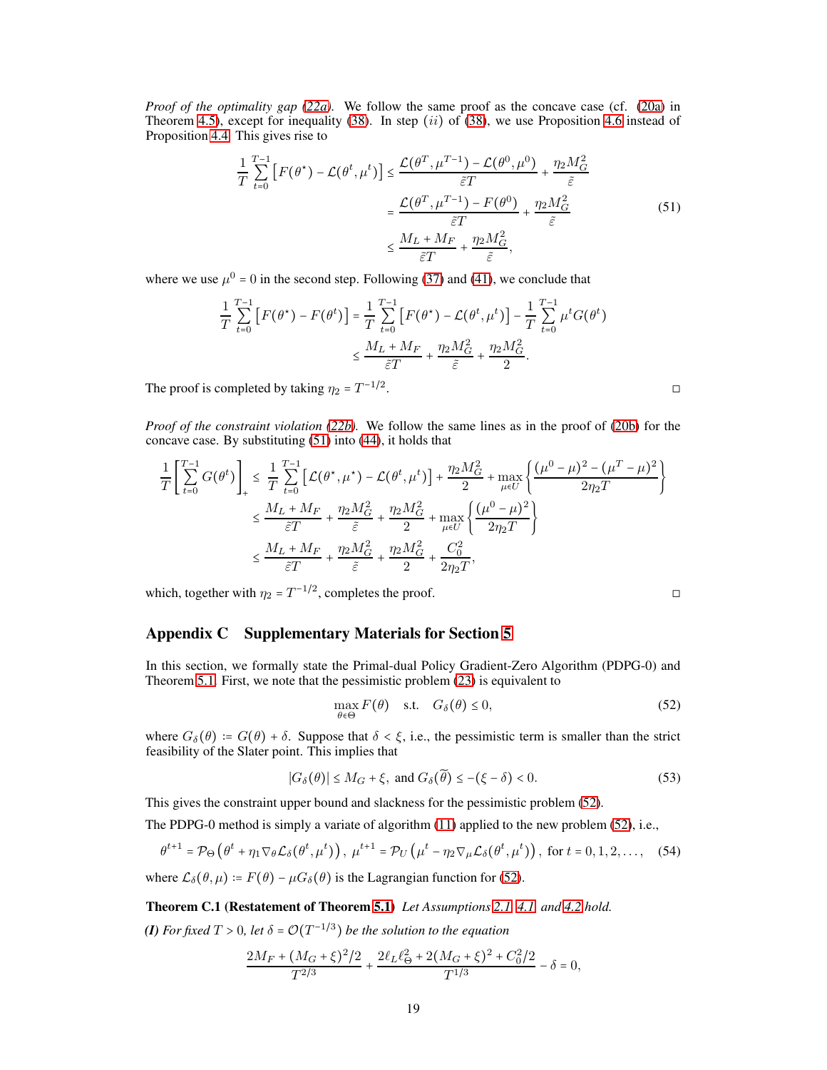*Proof of the optimality gap (22a).* We follow the same proof as the concave case (cf. (20a) in Theorem 4.5), except for inequality (38). In step $(ii)$ of (38), we use Proposition 4.6 instead of Proposition 4.4. This gives rise to

$$
\begin{aligned}
\frac{1}{T}\sum_{t=0}^{T-1}\left[F(\theta^\star) - \mathcal{L}(\theta^t,\mu^t)\right] &\leq \frac{\mathcal{L}(\theta^T,\mu^{T-1}) - \mathcal{L}(\theta^0,\mu^0)}{\tilde{\varepsilon}T} + \frac{\eta_2 M_G^2}{\tilde{\varepsilon}} \\
&= \frac{\mathcal{L}(\theta^T,\mu^{T-1}) - F(\theta^0)}{\tilde{\varepsilon}T} + \frac{\eta_2 M_G^2}{\tilde{\varepsilon}} \\
&\leq \frac{M_L + M_F}{\tilde{\varepsilon}T} + \frac{\eta_2 M_G^2}{\tilde{\varepsilon}},
\end{aligned}
\tag{51}
$$

where we use $\mu^0 = 0$ in the second step. Following (37) and (41), we conclude that

$$
\begin{aligned}
\frac{1}{T}\sum_{t=0}^{T-1}\left[F(\theta^\star) - F(\theta^t)\right] &= \frac{1}{T}\sum_{t=0}^{T-1}\left[F(\theta^\star) - \mathcal{L}(\theta^t,\mu^t)\right] - \frac{1}{T}\sum_{t=0}^{T-1}\mu^t G(\theta^t) \\
&\leq \frac{M_L + M_F}{\tilde{\varepsilon}T} + \frac{\eta_2 M_G^2}{\tilde{\varepsilon}} + \frac{\eta_2 M_G^2}{2}.
\end{aligned}
$$

The proof is completed by taking $\eta_2 = T^{-1/2}$. □

*Proof of the constraint violation (22b).* We follow the same lines as in the proof of (20b) for the concave case. By substituting (51) into (44), it holds that

$$
\begin{aligned}
\frac{1}{T}\left[\sum_{t=0}^{T-1} G(\theta^t)\right]_+ &\leq \frac{1}{T}\sum_{t=0}^{T-1}\left[\mathcal{L}(\theta^\star,\mu^\star) - \mathcal{L}(\theta^t,\mu^t)\right] + \frac{\eta_2 M_G^2}{2} + \max_{\mu\in U}\left\{\frac{(\mu^0-\mu)^2 - (\mu^T-\mu)^2}{2\eta_2 T}\right\} \\
&\leq \frac{M_L + M_F}{\tilde{\varepsilon}T} + \frac{\eta_2 M_G^2}{\tilde{\varepsilon}} + \frac{\eta_2 M_G^2}{2} + \max_{\mu\in U}\left\{\frac{(\mu^0-\mu)^2}{2\eta_2 T}\right\} \\
&\leq \frac{M_L + M_F}{\tilde{\varepsilon}T} + \frac{\eta_2 M_G^2}{\tilde{\varepsilon}} + \frac{\eta_2 M_G^2}{2} + \frac{C_0^2}{2\eta_2 T},
\end{aligned}
$$

which, together with $\eta_2 = T^{-1/2}$, completes the proof. □

## Appendix C Supplementary Materials for Section 5

In this section, we formally state the Primal-dual Policy Gradient-Zero Algorithm (PDPG-0) and Theorem 5.1. First, we note that the pessimistic problem (23) is equivalent to

$$
\max_{\theta\in\Theta} F(\theta) \quad \text{s.t.} \quad G_\delta(\theta) \leq 0,
\tag{52}
$$

where $G_\delta(\theta) \coloneqq G(\theta) + \delta$. Suppose that $\delta < \xi$, i.e., the pessimistic term is smaller than the strict feasibility of the Slater point. This implies that

$$
|G_\delta(\theta)| \leq M_G + \xi, \text{ and } G_\delta(\widetilde{\theta}) \leq -(\xi - \delta) < 0.
\tag{53}
$$

This gives the constraint upper bound and slackness for the pessimistic problem (52).

The PDPG-0 method is simply a variate of algorithm (11) applied to the new problem (52), i.e.,

$$
\theta^{t+1} = \mathcal{P}_\Theta\left(\theta^t + \eta_1 \nabla_\theta \mathcal{L}_\delta(\theta^t,\mu^t)\right),\ \mu^{t+1} = \mathcal{P}_U\left(\mu^t - \eta_2 \nabla_\mu \mathcal{L}_\delta(\theta^t,\mu^t)\right), \text{ for } t = 0,1,2,\ldots,
\tag{54}
$$

where $\mathcal{L}_\delta(\theta,\mu) \coloneqq F(\theta) - \mu G_\delta(\theta)$ is the Lagrangian function for (52).

**Theorem C.1 (Restatement of Theorem 5.1)** *Let Assumptions 2.1, 4.1, and 4.2 hold.*

***(I)*** *For fixed $T > 0$, let $\delta = \mathcal{O}(T^{-1/3})$ be the solution to the equation*

$$
\frac{2M_F + (M_G+\xi)^2/2}{T^{2/3}} + \frac{2\ell_L \ell_\Theta^2 + 2(M_G+\xi)^2 + C_0^2/2}{T^{1/3}} - \delta = 0,
$$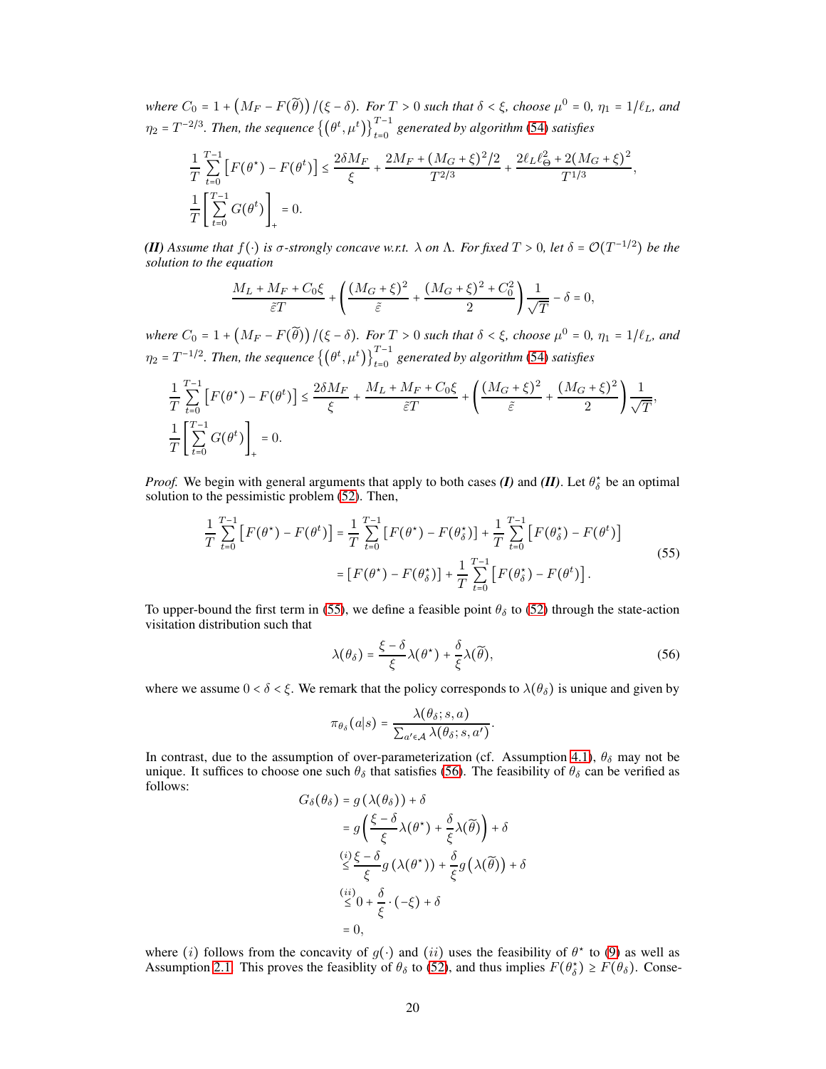*where* $C_0 = 1 + \left(M_F - F(\widetilde{\theta})\right)/(\xi - \delta)$*. For* $T > 0$ *such that* $\delta < \xi$*, choose* $\mu^0 = 0$*,* $\eta_1 = 1/\ell_L$*, and* $\eta_2 = T^{-2/3}$*. Then, the sequence* $\left\{(\theta^t, \mu^t)\right\}_{t=0}^{T-1}$ *generated by algorithm* (54) *satisfies*

$$
\begin{aligned}
&\frac{1}{T}\sum_{t=0}^{T-1}\left[F(\theta^\star) - F(\theta^t)\right] \le \frac{2\delta M_F}{\xi} + \frac{2M_F + (M_G+\xi)^2/2}{T^{2/3}} + \frac{2\ell_L \ell_\Theta^2 + 2(M_G+\xi)^2}{T^{1/3}},\\
&\frac{1}{T}\left[\sum_{t=0}^{T-1} G(\theta^t)\right]_+ = 0.
\end{aligned}
$$

***(II)*** *Assume that* $f(\cdot)$ *is* $\sigma$*-strongly concave w.r.t.* $\lambda$ *on* $\Lambda$*. For fixed* $T > 0$*, let* $\delta = \mathcal{O}(T^{-1/2})$ *be the solution to the equation*

$$
\frac{M_L + M_F + C_0\xi}{\tilde{\varepsilon}T} + \left(\frac{(M_G+\xi)^2}{\tilde{\varepsilon}} + \frac{(M_G+\xi)^2 + C_0^2}{2}\right)\frac{1}{\sqrt{T}} - \delta = 0,
$$

*where* $C_0 = 1 + \left(M_F - F(\widetilde{\theta})\right)/(\xi - \delta)$*. For* $T > 0$ *such that* $\delta < \xi$*, choose* $\mu^0 = 0$*,* $\eta_1 = 1/\ell_L$*, and* $\eta_2 = T^{-1/2}$*. Then, the sequence* $\left\{(\theta^t, \mu^t)\right\}_{t=0}^{T-1}$ *generated by algorithm* (54) *satisfies*

$$
\begin{aligned}
&\frac{1}{T}\sum_{t=0}^{T-1}\left[F(\theta^\star) - F(\theta^t)\right] \le \frac{2\delta M_F}{\xi} + \frac{M_L + M_F + C_0\xi}{\tilde{\varepsilon}T} + \left(\frac{(M_G+\xi)^2}{\tilde{\varepsilon}} + \frac{(M_G+\xi)^2}{2}\right)\frac{1}{\sqrt{T}},\\
&\frac{1}{T}\left[\sum_{t=0}^{T-1} G(\theta^t)\right]_+ = 0.
\end{aligned}
$$

*Proof.* We begin with general arguments that apply to both cases ***(I)*** and ***(II)***. Let $\theta_\delta^\star$ be an optimal solution to the pessimistic problem (52). Then,

$$
\begin{aligned}
\frac{1}{T}\sum_{t=0}^{T-1}\left[F(\theta^\star) - F(\theta^t)\right] &= \frac{1}{T}\sum_{t=0}^{T-1}\left[F(\theta^\star) - F(\theta_\delta^\star)\right] + \frac{1}{T}\sum_{t=0}^{T-1}\left[F(\theta_\delta^\star) - F(\theta^t)\right]\\
&= \left[F(\theta^\star) - F(\theta_\delta^\star)\right] + \frac{1}{T}\sum_{t=0}^{T-1}\left[F(\theta_\delta^\star) - F(\theta^t)\right].
\end{aligned}
\tag{55}
$$

To upper-bound the first term in (55), we define a feasible point $\theta_\delta$ to (52) through the state-action visitation distribution such that

$$
\lambda(\theta_\delta) = \frac{\xi - \delta}{\xi}\lambda(\theta^\star) + \frac{\delta}{\xi}\lambda(\widetilde{\theta}),
\tag{56}
$$

where we assume $0 < \delta < \xi$. We remark that the policy corresponds to $\lambda(\theta_\delta)$ is unique and given by

$$
\pi_{\theta_\delta}(a|s) = \frac{\lambda(\theta_\delta; s, a)}{\sum_{a' \in \mathcal{A}} \lambda(\theta_\delta; s, a')}.
$$

In contrast, due to the assumption of over-parameterization (cf. Assumption 4.1), $\theta_\delta$ may not be unique. It suffices to choose one such $\theta_\delta$ that satisfies (56). The feasibility of $\theta_\delta$ can be verified as follows:

$$
\begin{aligned}
G_\delta(\theta_\delta) &= g\left(\lambda(\theta_\delta)\right) + \delta\\
&= g\left(\frac{\xi - \delta}{\xi}\lambda(\theta^\star) + \frac{\delta}{\xi}\lambda(\widetilde{\theta})\right) + \delta\\
&\overset{(i)}{\le} \frac{\xi - \delta}{\xi} g\left(\lambda(\theta^\star)\right) + \frac{\delta}{\xi} g\left(\lambda(\widetilde{\theta})\right) + \delta\\
&\overset{(ii)}{\le} 0 + \frac{\delta}{\xi}\cdot(-\xi) + \delta\\
&= 0,
\end{aligned}
$$

where $(i)$ follows from the concavity of $g(\cdot)$ and $(ii)$ uses the feasibility of $\theta^\star$ to (9) as well as Assumption 2.1. This proves the feasiblity of $\theta_\delta$ to (52), and thus implies $F(\theta_\delta^\star) \ge F(\theta_\delta)$. Conse-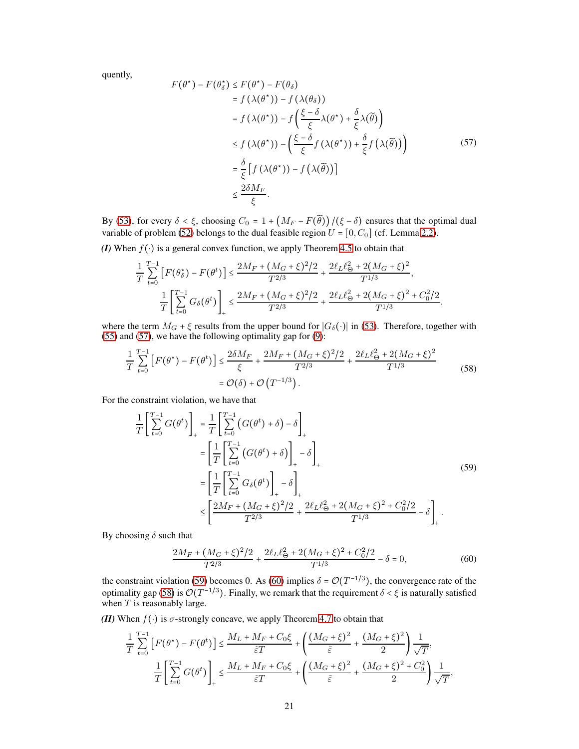quently,

$$
\begin{aligned}
F(\theta^\star) - F(\theta_\delta^\star) &\le F(\theta^\star) - F(\theta_\delta) \\
&= f(\lambda(\theta^\star)) - f(\lambda(\theta_\delta)) \\
&= f(\lambda(\theta^\star)) - f\left(\frac{\xi-\delta}{\xi}\lambda(\theta^\star) + \frac{\delta}{\xi}\lambda(\widetilde{\theta})\right) \\
&\le f(\lambda(\theta^\star)) - \left(\frac{\xi-\delta}{\xi} f(\lambda(\theta^\star)) + \frac{\delta}{\xi} f\left(\lambda(\widetilde{\theta})\right)\right) \\
&= \frac{\delta}{\xi}\left[f(\lambda(\theta^\star)) - f\left(\lambda(\widetilde{\theta})\right)\right] \\
&\le \frac{2\delta M_F}{\xi}.
\end{aligned}
\tag{57}
$$

By (53), for every $\delta < \xi$, choosing $C_0 = 1 + \left(M_F - F(\widetilde{\theta})\right)/(\xi - \delta)$ ensures that the optimal dual variable of problem (52) belongs to the dual feasible region $U = [0, C_0]$ (cf. Lemma 2.2).

***(I)*** When $f(\cdot)$ is a general convex function, we apply Theorem 4.5 to obtain that

$$
\frac{1}{T}\sum_{t=0}^{T-1}\left[F(\theta_\delta^\star) - F(\theta^t)\right] \le \frac{2M_F + (M_G+\xi)^2/2}{T^{2/3}} + \frac{2\ell_L\ell_\Theta^2 + 2(M_G+\xi)^2}{T^{1/3}},
$$

$$
\frac{1}{T}\left[\sum_{t=0}^{T-1} G_\delta(\theta^t)\right]_+ \le \frac{2M_F + (M_G+\xi)^2/2}{T^{2/3}} + \frac{2\ell_L\ell_\Theta^2 + 2(M_G+\xi)^2 + C_0^2/2}{T^{1/3}}.
$$

where the term $M_G + \xi$ results from the upper bound for $|G_\delta(\cdot)|$ in (53). Therefore, together with (55) and (57), we have the following optimality gap for (9):

$$
\begin{aligned}
\frac{1}{T}\sum_{t=0}^{T-1}\left[F(\theta^\star) - F(\theta^t)\right] &\le \frac{2\delta M_F}{\xi} + \frac{2M_F + (M_G+\xi)^2/2}{T^{2/3}} + \frac{2\ell_L\ell_\Theta^2 + 2(M_G+\xi)^2}{T^{1/3}} \\
&= \mathcal{O}(\delta) + \mathcal{O}\left(T^{-1/3}\right).
\end{aligned}
\tag{58}
$$

For the constraint violation, we have that

$$
\begin{aligned}
\frac{1}{T}\left[\sum_{t=0}^{T-1} G(\theta^t)\right]_+ &= \frac{1}{T}\left[\sum_{t=0}^{T-1}\left(G(\theta^t) + \delta\right) - \delta\right]_+ \\
&= \left[\frac{1}{T}\left[\sum_{t=0}^{T-1}\left(G(\theta^t) + \delta\right)\right]_+ - \delta\right]_+ \\
&= \left[\frac{1}{T}\left[\sum_{t=0}^{T-1} G_\delta(\theta^t)\right]_+ - \delta\right]_+ \\
&\le \left[\frac{2M_F + (M_G+\xi)^2/2}{T^{2/3}} + \frac{2\ell_L\ell_\Theta^2 + 2(M_G+\xi)^2 + C_0^2/2}{T^{1/3}} - \delta\right]_+.
\end{aligned}
\tag{59}
$$

By choosing $\delta$ such that

$$
\frac{2M_F + (M_G+\xi)^2/2}{T^{2/3}} + \frac{2\ell_L\ell_\Theta^2 + 2(M_G+\xi)^2 + C_0^2/2}{T^{1/3}} - \delta = 0,
\tag{60}
$$

the constraint violation (59) becomes 0. As (60) implies $\delta = \mathcal{O}(T^{-1/3})$, the convergence rate of the optimality gap (58) is $\mathcal{O}(T^{-1/3})$. Finally, we remark that the requirement $\delta < \xi$ is naturally satisfied when $T$ is reasonably large.

***(II)*** When $f(\cdot)$ is $\sigma$-strongly concave, we apply Theorem 4.7 to obtain that

$$
\frac{1}{T}\sum_{t=0}^{T-1}\left[F(\theta^\star) - F(\theta^t)\right] \le \frac{M_L + M_F + C_0\xi}{\tilde{\varepsilon}T} + \left(\frac{(M_G+\xi)^2}{\tilde{\varepsilon}} + \frac{(M_G+\xi)^2}{2}\right)\frac{1}{\sqrt{T}},
$$

$$
\frac{1}{T}\left[\sum_{t=0}^{T-1} G(\theta^t)\right]_+ \le \frac{M_L + M_F + C_0\xi}{\tilde{\varepsilon}T} + \left(\frac{(M_G+\xi)^2}{\tilde{\varepsilon}} + \frac{(M_G+\xi)^2 + C_0^2}{2}\right)\frac{1}{\sqrt{T}},
$$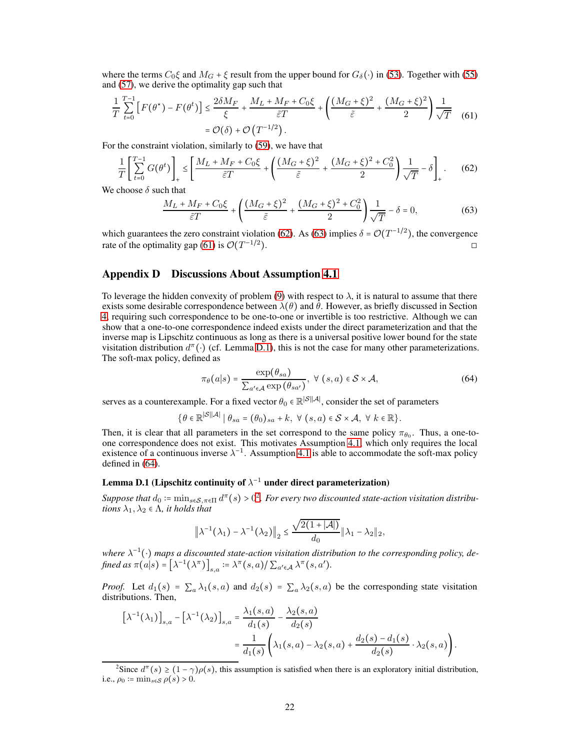where the terms $C_0\xi$ and $M_G + \xi$ result from the upper bound for $G_\delta(\cdot)$ in (53). Together with (55) and (57), we derive the optimality gap such that

$$\frac{1}{T}\sum_{t=0}^{T-1}\left[F(\theta^\star) - F(\theta^t)\right] \le \frac{2\delta M_F}{\xi} + \frac{M_L + M_F + C_0\xi}{\tilde{\varepsilon}T} + \left(\frac{(M_G+\xi)^2}{\tilde{\varepsilon}} + \frac{(M_G+\xi)^2}{2}\right)\frac{1}{\sqrt{T}} \quad (61)$$
$$= \mathcal{O}(\delta) + \mathcal{O}\left(T^{-1/2}\right).$$

For the constraint violation, similarly to (59), we have that

$$\frac{1}{T}\left[\sum_{t=0}^{T-1} G(\theta^t)\right]_+ \le \left[\frac{M_L + M_F + C_0\xi}{\tilde{\varepsilon}T} + \left(\frac{(M_G+\xi)^2}{\tilde{\varepsilon}} + \frac{(M_G+\xi)^2 + C_0^2}{2}\right)\frac{1}{\sqrt{T}} - \delta\right]_+. \quad (62)$$

We choose $\delta$ such that

$$\frac{M_L + M_F + C_0\xi}{\tilde{\varepsilon}T} + \left(\frac{(M_G+\xi)^2}{\tilde{\varepsilon}} + \frac{(M_G+\xi)^2 + C_0^2}{2}\right)\frac{1}{\sqrt{T}} - \delta = 0, \quad (63)$$

which guarantees the zero constraint violation (62). As (63) implies $\delta = \mathcal{O}(T^{-1/2})$, the convergence rate of the optimality gap (61) is $\mathcal{O}(T^{-1/2})$. □

## Appendix D Discussions About Assumption 4.1

To leverage the hidden convexity of problem (9) with respect to $\lambda$, it is natural to assume that there exists some desirable correspondence between $\lambda(\theta)$ and $\theta$. However, as briefly discussed in Section 4, requiring such correspondence to be one-to-one or invertible is too restrictive. Although we can show that a one-to-one correspondence indeed exists under the direct parameterization and that the inverse map is Lipschitz continuous as long as there is a universal positive lower bound for the state visitation distribution $d^\pi(\cdot)$ (cf. Lemma D.1), this is not the case for many other parameterizations. The soft-max policy, defined as

$$\pi_\theta(a|s) = \frac{\exp(\theta_{sa})}{\sum_{a'\in\mathcal{A}}\exp(\theta_{sa'})},\ \forall\ (s,a)\in\mathcal{S}\times\mathcal{A}, \quad (64)$$

serves as a counterexample. For a fixed vector $\theta_0 \in \mathbb{R}^{|\mathcal{S}||\mathcal{A}|}$, consider the set of parameters

$$\{\theta\in\mathbb{R}^{|\mathcal{S}||\mathcal{A}|} \mid \theta_{sa} = (\theta_0)_{sa} + k,\ \forall\ (s,a)\in\mathcal{S}\times\mathcal{A},\ \forall\ k\in\mathbb{R}\}.$$

Then, it is clear that all parameters in the set correspond to the same policy $\pi_{\theta_0}$. Thus, a one-to-one correspondence does not exist. This motivates Assumption 4.1, which only requires the local existence of a continuous inverse $\lambda^{-1}$. Assumption 4.1 is able to accommodate the soft-max policy defined in (64).

**Lemma D.1 (Lipschitz continuity of $\lambda^{-1}$ under direct parameterization)**

*Suppose that $d_0 := \min_{s\in\mathcal{S},\pi\in\Pi} d^\pi(s) > 0$[2]. For every two discounted state-action visitation distributions $\lambda_1, \lambda_2 \in \Lambda$, it holds that*

$$\left\|\lambda^{-1}(\lambda_1) - \lambda^{-1}(\lambda_2)\right\|_2 \le \frac{\sqrt{2(1+|\mathcal{A}|)}}{d_0}\|\lambda_1 - \lambda_2\|_2,$$

*where $\lambda^{-1}(\cdot)$ maps a discounted state-action visitation distribution to the corresponding policy, defined as $\pi(a|s) = \left[\lambda^{-1}(\lambda^\pi)\right]_{s,a} := \lambda^\pi(s,a)/\sum_{a'\in\mathcal{A}}\lambda^\pi(s,a')$.*

*Proof.* Let $d_1(s) = \sum_a \lambda_1(s,a)$ and $d_2(s) = \sum_a \lambda_2(s,a)$ be the corresponding state visitation distributions. Then,

$$\left[\lambda^{-1}(\lambda_1)\right]_{s,a} - \left[\lambda^{-1}(\lambda_2)\right]_{s,a} = \frac{\lambda_1(s,a)}{d_1(s)} - \frac{\lambda_2(s,a)}{d_2(s)}$$
$$= \frac{1}{d_1(s)}\left(\lambda_1(s,a) - \lambda_2(s,a) + \frac{d_2(s) - d_1(s)}{d_2(s)}\cdot\lambda_2(s,a)\right).$$

[2] Since $d^\pi(s) \ge (1-\gamma)\rho(s)$, this assumption is satisfied when there is an exploratory initial distribution, i.e., $\rho_0 := \min_{s\in\mathcal{S}}\rho(s) > 0$.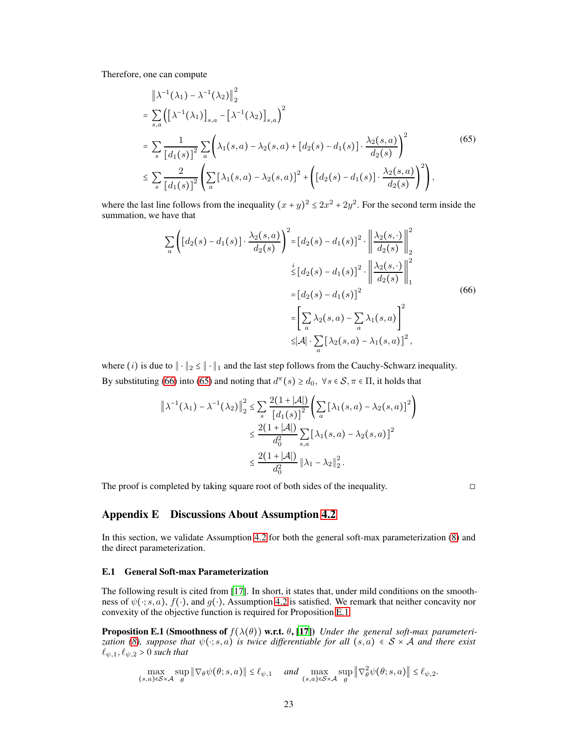Therefore, one can compute

$$
\begin{aligned}
&\left\|\lambda^{-1}(\lambda_1) - \lambda^{-1}(\lambda_2)\right\|_2^2 \\
=& \sum_{s,a} \left(\left[\lambda^{-1}(\lambda_1)\right]_{s,a} - \left[\lambda^{-1}(\lambda_2)\right]_{s,a}\right)^2 \\
=& \sum_s \frac{1}{\left[d_1(s)\right]^2} \sum_a \left(\lambda_1(s,a) - \lambda_2(s,a) + \left[d_2(s) - d_1(s)\right] \cdot \frac{\lambda_2(s,a)}{d_2(s)}\right)^2 \\
\le& \sum_s \frac{2}{\left[d_1(s)\right]^2} \left(\sum_a \left[\lambda_1(s,a) - \lambda_2(s,a)\right]^2 + \left(\left[d_2(s) - d_1(s)\right] \cdot \frac{\lambda_2(s,a)}{d_2(s)}\right)^2\right),
\end{aligned}
\tag{65}
$$

where the last line follows from the inequality $(x+y)^2 \le 2x^2 + 2y^2$. For the second term inside the summation, we have that

$$
\begin{aligned}
\sum_a \left(\left[d_2(s) - d_1(s)\right] \cdot \frac{\lambda_2(s,a)}{d_2(s)}\right)^2 &= \left[d_2(s) - d_1(s)\right]^2 \cdot \left\|\frac{\lambda_2(s,\cdot)}{d_2(s)}\right\|_2^2 \\
&\overset{i}{\le} \left[d_2(s) - d_1(s)\right]^2 \cdot \left\|\frac{\lambda_2(s,\cdot)}{d_2(s)}\right\|_1^2 \\
&= \left[d_2(s) - d_1(s)\right]^2 \\
&= \left[\sum_a \lambda_2(s,a) - \sum_a \lambda_1(s,a)\right]^2 \\
&\le |\mathcal{A}| \cdot \sum_a \left[\lambda_2(s,a) - \lambda_1(s,a)\right]^2,
\end{aligned}
\tag{66}
$$

where $(i)$ is due to $\|\cdot\|_2 \le \|\cdot\|_1$ and the last step follows from the Cauchy-Schwarz inequality.

By substituting (66) into (65) and noting that $d^\pi(s) \ge d_0,\ \forall s \in \mathcal{S}, \pi \in \Pi$, it holds that

$$
\begin{aligned}
\left\|\lambda^{-1}(\lambda_1) - \lambda^{-1}(\lambda_2)\right\|_2^2 &\le \sum_s \frac{2(1+|\mathcal{A}|)}{\left[d_1(s)\right]^2} \left(\sum_a \left[\lambda_1(s,a) - \lambda_2(s,a)\right]^2\right) \\
&\le \frac{2(1+|\mathcal{A}|)}{d_0^2} \sum_{s,a} \left[\lambda_1(s,a) - \lambda_2(s,a)\right]^2 \\
&\le \frac{2(1+|\mathcal{A}|)}{d_0^2} \left\|\lambda_1 - \lambda_2\right\|_2^2.
\end{aligned}
$$

The proof is completed by taking square root of both sides of the inequality. □

## Appendix E Discussions About Assumption 4.2

In this section, we validate Assumption 4.2 for both the general soft-max parameterization (8) and the direct parameterization.

### E.1 General Soft-max Parameterization

The following result is cited from [17]. In short, it states that, under mild conditions on the smoothness of $\psi(\cdot; s,a)$, $f(\cdot)$, and $g(\cdot)$, Assumption 4.2 is satisfied. We remark that neither concavity nor convexity of the objective function is required for Proposition E.1.

**Proposition E.1 (Smoothness of $f(\lambda(\theta))$ w.r.t. $\theta$, [17])** *Under the general soft-max parameterization (8), suppose that $\psi(\cdot; s,a)$ is twice differentiable for all $(s,a) \in \mathcal{S} \times \mathcal{A}$ and there exist $\ell_{\psi,1}, \ell_{\psi,2} > 0$ such that*

$$
\max_{(s,a)\in\mathcal{S}\times\mathcal{A}} \sup_\theta \left\|\nabla_\theta \psi(\theta; s,a)\right\| \le \ell_{\psi,1} \quad \textit{and} \quad \max_{(s,a)\in\mathcal{S}\times\mathcal{A}} \sup_\theta \left\|\nabla_\theta^2 \psi(\theta; s,a)\right\| \le \ell_{\psi,2}.
$$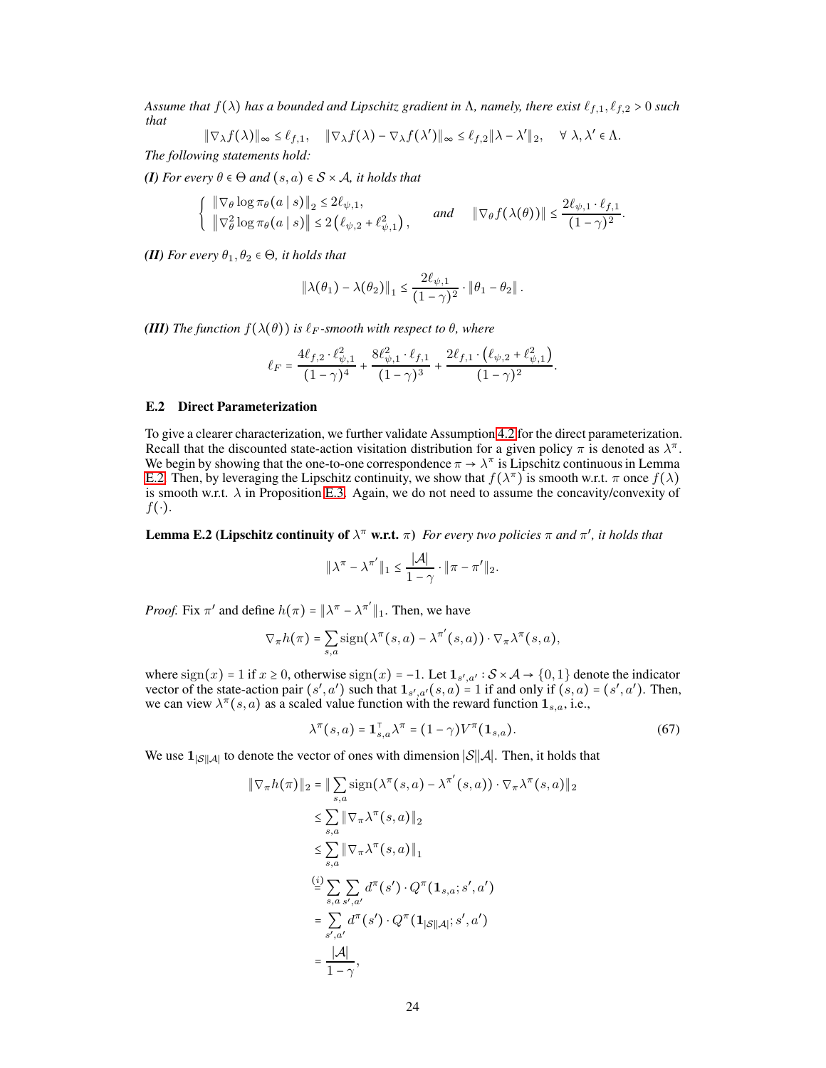*Assume that $f(\lambda)$ has a bounded and Lipschitz gradient in $\Lambda$, namely, there exist $\ell_{f,1}, \ell_{f,2} > 0$ such that*

$$\|\nabla_\lambda f(\lambda)\|_\infty \le \ell_{f,1}, \quad \|\nabla_\lambda f(\lambda) - \nabla_\lambda f(\lambda')\|_\infty \le \ell_{f,2}\|\lambda - \lambda'\|_2, \quad \forall\ \lambda, \lambda' \in \Lambda.$$

*The following statements hold:*

***(I)** For every $\theta \in \Theta$ and $(s,a) \in \mathcal{S} \times \mathcal{A}$, it holds that*

$$\begin{cases} \|\nabla_\theta \log \pi_\theta(a \mid s)\|_2 \le 2\ell_{\psi,1}, \\ \|\nabla^2_\theta \log \pi_\theta(a \mid s)\| \le 2\left(\ell_{\psi,2} + \ell_{\psi,1}^2\right), \end{cases} \quad \textit{and} \quad \|\nabla_\theta f(\lambda(\theta))\| \le \frac{2\ell_{\psi,1} \cdot \ell_{f,1}}{(1-\gamma)^2}.$$

***(II)** For every $\theta_1, \theta_2 \in \Theta$, it holds that*

$$\|\lambda(\theta_1) - \lambda(\theta_2)\|_1 \le \frac{2\ell_{\psi,1}}{(1-\gamma)^2} \cdot \|\theta_1 - \theta_2\|.$$

***(III)** The function $f(\lambda(\theta))$ is $\ell_F$-smooth with respect to $\theta$, where*

$$\ell_F = \frac{4\ell_{f,2} \cdot \ell_{\psi,1}^2}{(1-\gamma)^4} + \frac{8\ell_{\psi,1}^2 \cdot \ell_{f,1}}{(1-\gamma)^3} + \frac{2\ell_{f,1} \cdot \left(\ell_{\psi,2} + \ell_{\psi,1}^2\right)}{(1-\gamma)^2}.$$

### E.2 Direct Parameterization

To give a clearer characterization, we further validate Assumption 4.2 for the direct parameterization. Recall that the discounted state-action visitation distribution for a given policy $\pi$ is denoted as $\lambda^\pi$. We begin by showing that the one-to-one correspondence $\pi \to \lambda^\pi$ is Lipschitz continuous in Lemma E.2. Then, by leveraging the Lipschitz continuity, we show that $f(\lambda^\pi)$ is smooth w.r.t. $\pi$ once $f(\lambda)$ is smooth w.r.t. $\lambda$ in Proposition E.3. Again, we do not need to assume the concavity/convexity of $f(\cdot)$.

**Lemma E.2 (Lipschitz continuity of $\lambda^\pi$ w.r.t. $\pi$)** *For every two policies $\pi$ and $\pi'$, it holds that*

$$\|\lambda^\pi - \lambda^{\pi'}\|_1 \le \frac{|\mathcal{A}|}{1-\gamma} \cdot \|\pi - \pi'\|_2.$$

*Proof.* Fix $\pi'$ and define $h(\pi) = \|\lambda^\pi - \lambda^{\pi'}\|_1$. Then, we have

$$\nabla_\pi h(\pi) = \sum_{s,a} \mathrm{sign}(\lambda^\pi(s,a) - \lambda^{\pi'}(s,a)) \cdot \nabla_\pi \lambda^\pi(s,a),$$

where $\mathrm{sign}(x) = 1$ if $x \ge 0$, otherwise $\mathrm{sign}(x) = -1$. Let $\mathbf{1}_{s',a'} : \mathcal{S} \times \mathcal{A} \to \{0,1\}$ denote the indicator vector of the state-action pair $(s',a')$ such that $\mathbf{1}_{s',a'}(s,a) = 1$ if and only if $(s,a) = (s',a')$. Then, we can view $\lambda^\pi(s,a)$ as a scaled value function with the reward function $\mathbf{1}_{s,a}$, i.e.,

$$\lambda^\pi(s,a) = \mathbf{1}_{s,a}^\top \lambda^\pi = (1-\gamma) V^\pi(\mathbf{1}_{s,a}). \tag{67}$$

We use $\mathbf{1}_{|\mathcal{S}||\mathcal{A}|}$ to denote the vector of ones with dimension $|\mathcal{S}||\mathcal{A}|$. Then, it holds that

$$\begin{aligned}
\|\nabla_\pi h(\pi)\|_2 &= \|\sum_{s,a} \mathrm{sign}(\lambda^\pi(s,a) - \lambda^{\pi'}(s,a)) \cdot \nabla_\pi \lambda^\pi(s,a)\|_2 \\
&\le \sum_{s,a} \|\nabla_\pi \lambda^\pi(s,a)\|_2 \\
&\le \sum_{s,a} \|\nabla_\pi \lambda^\pi(s,a)\|_1 \\
&\overset{(i)}{=} \sum_{s,a} \sum_{s',a'} d^\pi(s') \cdot Q^\pi(\mathbf{1}_{s,a}; s', a') \\
&= \sum_{s',a'} d^\pi(s') \cdot Q^\pi(\mathbf{1}_{|\mathcal{S}||\mathcal{A}|}; s', a') \\
&= \frac{|\mathcal{A}|}{1-\gamma},
\end{aligned}$$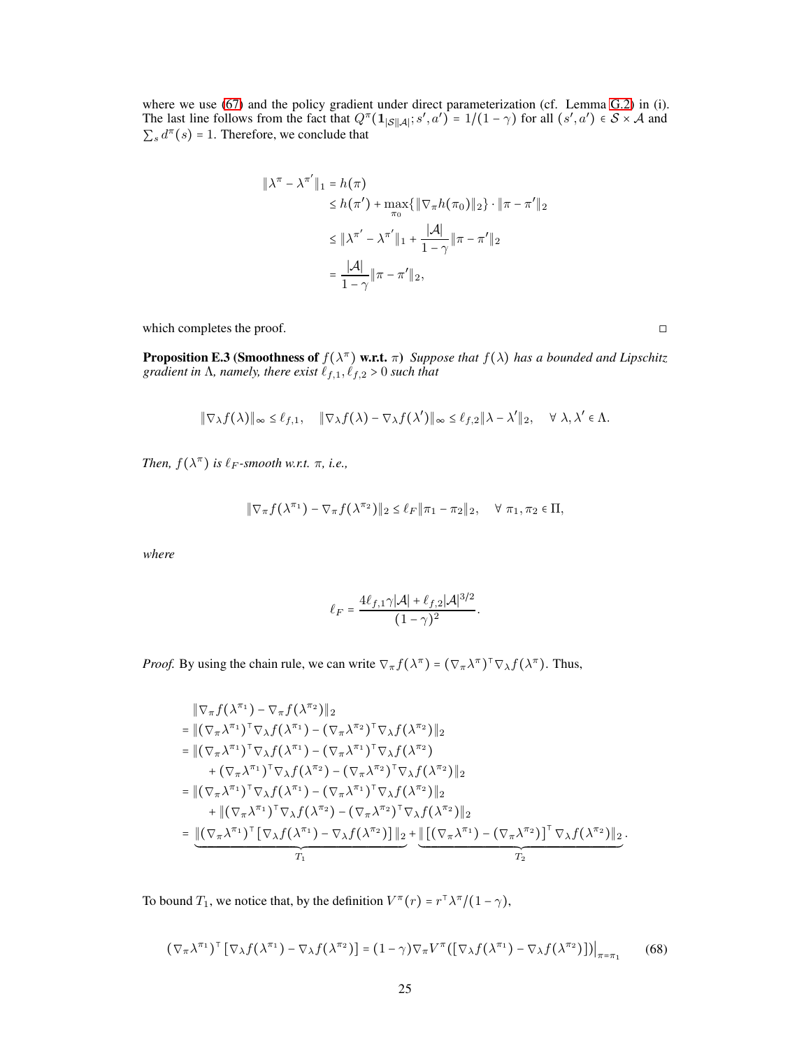where we use (67) and the policy gradient under direct parameterization (cf. Lemma G.2) in (i). The last line follows from the fact that $Q^\pi(\mathbf{1}_{|\mathcal{S}||\mathcal{A}|}; s', a') = 1/(1-\gamma)$ for all $(s', a') \in \mathcal{S} \times \mathcal{A}$ and $\sum_s d^\pi(s) = 1$. Therefore, we conclude that

$$
\begin{aligned}
\|\lambda^\pi - \lambda^{\pi'}\|_1 &= h(\pi) \\
&\leq h(\pi') + \max_{\pi_0}\{\|\nabla_\pi h(\pi_0)\|_2\} \cdot \|\pi - \pi'\|_2 \\
&\leq \|\lambda^{\pi'} - \lambda^{\pi'}\|_1 + \frac{|\mathcal{A}|}{1-\gamma}\|\pi - \pi'\|_2 \\
&= \frac{|\mathcal{A}|}{1-\gamma}\|\pi - \pi'\|_2,
\end{aligned}
$$

which completes the proof. □

**Proposition E.3 (Smoothness of $f(\lambda^\pi)$ w.r.t. $\pi$)** *Suppose that $f(\lambda)$ has a bounded and Lipschitz gradient in $\Lambda$, namely, there exist $\ell_{f,1}, \ell_{f,2} > 0$ such that*

$$
\|\nabla_\lambda f(\lambda)\|_\infty \leq \ell_{f,1}, \quad \|\nabla_\lambda f(\lambda) - \nabla_\lambda f(\lambda')\|_\infty \leq \ell_{f,2}\|\lambda - \lambda'\|_2, \quad \forall\ \lambda, \lambda' \in \Lambda.
$$

*Then, $f(\lambda^\pi)$ is $\ell_F$-smooth w.r.t. $\pi$, i.e.,*

$$
\|\nabla_\pi f(\lambda^{\pi_1}) - \nabla_\pi f(\lambda^{\pi_2})\|_2 \leq \ell_F\|\pi_1 - \pi_2\|_2, \quad \forall\ \pi_1, \pi_2 \in \Pi,
$$

*where*

$$
\ell_F = \frac{4\ell_{f,1}\gamma|\mathcal{A}| + \ell_{f,2}|\mathcal{A}|^{3/2}}{(1-\gamma)^2}.
$$

*Proof.* By using the chain rule, we can write $\nabla_\pi f(\lambda^\pi) = (\nabla_\pi \lambda^\pi)^\top \nabla_\lambda f(\lambda^\pi)$. Thus,

$$
\begin{aligned}
&\|\nabla_\pi f(\lambda^{\pi_1}) - \nabla_\pi f(\lambda^{\pi_2})\|_2 \\
&= \|(\nabla_\pi \lambda^{\pi_1})^\top \nabla_\lambda f(\lambda^{\pi_1}) - (\nabla_\pi \lambda^{\pi_2})^\top \nabla_\lambda f(\lambda^{\pi_2})\|_2 \\
&= \|(\nabla_\pi \lambda^{\pi_1})^\top \nabla_\lambda f(\lambda^{\pi_1}) - (\nabla_\pi \lambda^{\pi_1})^\top \nabla_\lambda f(\lambda^{\pi_2}) \\
&\quad + (\nabla_\pi \lambda^{\pi_1})^\top \nabla_\lambda f(\lambda^{\pi_2}) - (\nabla_\pi \lambda^{\pi_2})^\top \nabla_\lambda f(\lambda^{\pi_2})\|_2 \\
&= \|(\nabla_\pi \lambda^{\pi_1})^\top \nabla_\lambda f(\lambda^{\pi_1}) - (\nabla_\pi \lambda^{\pi_1})^\top \nabla_\lambda f(\lambda^{\pi_2})\|_2 \\
&\quad + \|(\nabla_\pi \lambda^{\pi_1})^\top \nabla_\lambda f(\lambda^{\pi_2}) - (\nabla_\pi \lambda^{\pi_2})^\top \nabla_\lambda f(\lambda^{\pi_2})\|_2 \\
&= \underbrace{\|(\nabla_\pi \lambda^{\pi_1})^\top \left[\nabla_\lambda f(\lambda^{\pi_1}) - \nabla_\lambda f(\lambda^{\pi_2})\right]\|_2}_{T_1} + \underbrace{\|\left[(\nabla_\pi \lambda^{\pi_1}) - (\nabla_\pi \lambda^{\pi_2})\right]^\top \nabla_\lambda f(\lambda^{\pi_2})\|_2}_{T_2}.
\end{aligned}
$$

To bound $T_1$, we notice that, by the definition $V^\pi(r) = r^\top \lambda^\pi/(1-\gamma)$,

$$
(\nabla_\pi \lambda^{\pi_1})^\top \left[\nabla_\lambda f(\lambda^{\pi_1}) - \nabla_\lambda f(\lambda^{\pi_2})\right] = (1-\gamma)\nabla_\pi V^\pi(\left[\nabla_\lambda f(\lambda^{\pi_1}) - \nabla_\lambda f(\lambda^{\pi_2})\right])\Big|_{\pi=\pi_1} \tag{68}
$$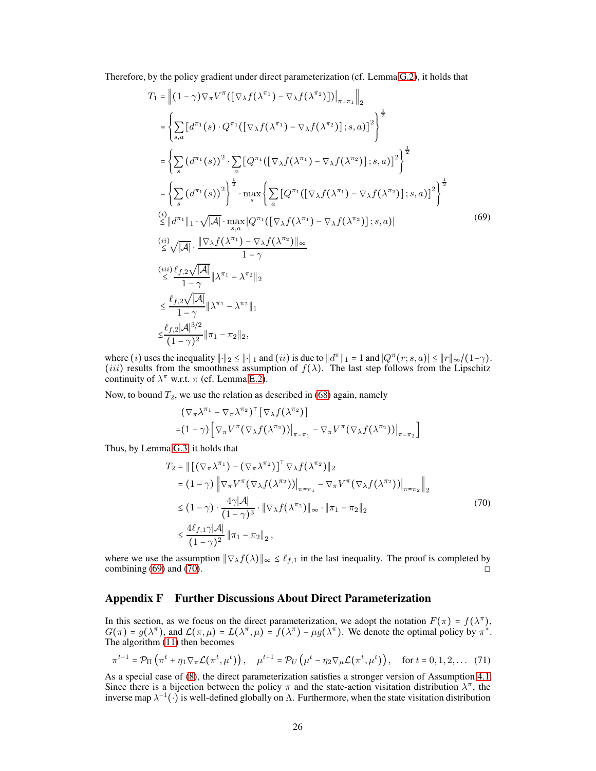Therefore, by the policy gradient under direct parameterization (cf. Lemma G.2), it holds that

$$
\begin{aligned}
T_1 &= \left\| (1-\gamma) \nabla_\pi V^\pi([\nabla_\lambda f(\lambda^{\pi_1}) - \nabla_\lambda f(\lambda^{\pi_2})]) \big|_{\pi=\pi_1} \right\|_2 \\
&= \left\{ \sum_{s,a} \left[ d^{\pi_1}(s) \cdot Q^{\pi_1}([\nabla_\lambda f(\lambda^{\pi_1}) - \nabla_\lambda f(\lambda^{\pi_2})]; s, a) \right]^2 \right\}^{\frac{1}{2}} \\
&= \left\{ \sum_{s} (d^{\pi_1}(s))^2 \cdot \sum_a \left[ Q^{\pi_1}([\nabla_\lambda f(\lambda^{\pi_1}) - \nabla_\lambda f(\lambda^{\pi_2})]; s, a) \right]^2 \right\}^{\frac{1}{2}} \\
&= \left\{ \sum_{s} (d^{\pi_1}(s))^2 \right\}^{\frac{1}{2}} \cdot \max_s \left\{ \sum_a \left[ Q^{\pi_1}([\nabla_\lambda f(\lambda^{\pi_1}) - \nabla_\lambda f(\lambda^{\pi_2})]; s, a) \right]^2 \right\}^{\frac{1}{2}} \\
&\overset{(i)}{\leq} \| d^{\pi_1} \|_1 \cdot \sqrt{|\mathcal{A}|} \cdot \max_{s,a} |Q^{\pi_1}([\nabla_\lambda f(\lambda^{\pi_1}) - \nabla_\lambda f(\lambda^{\pi_2})]; s, a)| \\
&\overset{(ii)}{\leq} \sqrt{|\mathcal{A}|} \cdot \frac{\| \nabla_\lambda f(\lambda^{\pi_1}) - \nabla_\lambda f(\lambda^{\pi_2}) \|_\infty}{1-\gamma} \\
&\overset{(iii)}{\leq} \frac{\ell_{f,2} \sqrt{|\mathcal{A}|}}{1-\gamma} \| \lambda^{\pi_1} - \lambda^{\pi_2} \|_2 \\
&\leq \frac{\ell_{f,2} \sqrt{|\mathcal{A}|}}{1-\gamma} \| \lambda^{\pi_1} - \lambda^{\pi_2} \|_1 \\
&\leq \frac{\ell_{f,2} |\mathcal{A}|^{3/2}}{(1-\gamma)^2} \| \pi_1 - \pi_2 \|_2,
\end{aligned} \tag{69}
$$

where $(i)$ uses the inequality $\|\cdot\|_2 \leq \|\cdot\|_1$ and $(ii)$ is due to $\|d^\pi\|_1 = 1$ and $|Q^\pi(r; s, a)| \leq \|r\|_\infty / (1-\gamma)$. $(iii)$ results from the smoothness assumption of $f(\lambda)$. The last step follows from the Lipschitz continuity of $\lambda^\pi$ w.r.t. $\pi$ (cf. Lemma E.2).

Now, to bound $T_2$, we use the relation as described in (68) again, namely

$$
\begin{aligned}
&(\nabla_\pi \lambda^{\pi_1} - \nabla_\pi \lambda^{\pi_2})^\top [\nabla_\lambda f(\lambda^{\pi_2})] \\
=&(1-\gamma) \left[ \nabla_\pi V^\pi(\nabla_\lambda f(\lambda^{\pi_2})) \big|_{\pi=\pi_1} - \nabla_\pi V^\pi(\nabla_\lambda f(\lambda^{\pi_2})) \big|_{\pi=\pi_2} \right]
\end{aligned}
$$

Thus, by Lemma G.3, it holds that

$$
\begin{aligned}
T_2 &= \| [(\nabla_\pi \lambda^{\pi_1}) - (\nabla_\pi \lambda^{\pi_2})]^\top \nabla_\lambda f(\lambda^{\pi_2}) \|_2 \\
&= (1-\gamma) \left\| \nabla_\pi V^\pi(\nabla_\lambda f(\lambda^{\pi_2})) \big|_{\pi=\pi_1} - \nabla_\pi V^\pi(\nabla_\lambda f(\lambda^{\pi_2})) \big|_{\pi=\pi_2} \right\|_2 \\
&\leq (1-\gamma) \cdot \frac{4\gamma |\mathcal{A}|}{(1-\gamma)^3} \cdot \| \nabla_\lambda f(\lambda^{\pi_2}) \|_\infty \cdot \| \pi_1 - \pi_2 \|_2 \\
&\leq \frac{4 \ell_{f,1} \gamma |\mathcal{A}|}{(1-\gamma)^2} \| \pi_1 - \pi_2 \|_2,
\end{aligned} \tag{70}
$$

where we use the assumption $\|\nabla_\lambda f(\lambda)\|_\infty \leq \ell_{f,1}$ in the last inequality. The proof is completed by combining (69) and (70). □

## Appendix F Further Discussions About Direct Parameterization

In this section, as we focus on the direct parameterization, we adopt the notation $F(\pi) = f(\lambda^\pi)$, $G(\pi) = g(\lambda^\pi)$, and $\mathcal{L}(\pi, \mu) = L(\lambda^\pi, \mu) = f(\lambda^\pi) - \mu g(\lambda^\pi)$. We denote the optimal policy by $\pi^\star$. The algorithm (11) then becomes

$$
\pi^{t+1} = \mathcal{P}_\Pi \left( \pi^t + \eta_1 \nabla_\pi \mathcal{L}(\pi^t, \mu^t) \right), \quad \mu^{t+1} = \mathcal{P}_U \left( \mu^t - \eta_2 \nabla_\mu \mathcal{L}(\pi^t, \mu^t) \right), \quad \text{for } t = 0, 1, 2, \ldots \tag{71}
$$

As a special case of (8), the direct parameterization satisfies a stronger version of Assumption 4.1. Since there is a bijection between the policy $\pi$ and the state-action visitation distribution $\lambda^\pi$, the inverse map $\lambda^{-1}(\cdot)$ is well-defined globally on $\Lambda$. Furthermore, when the state visitation distribution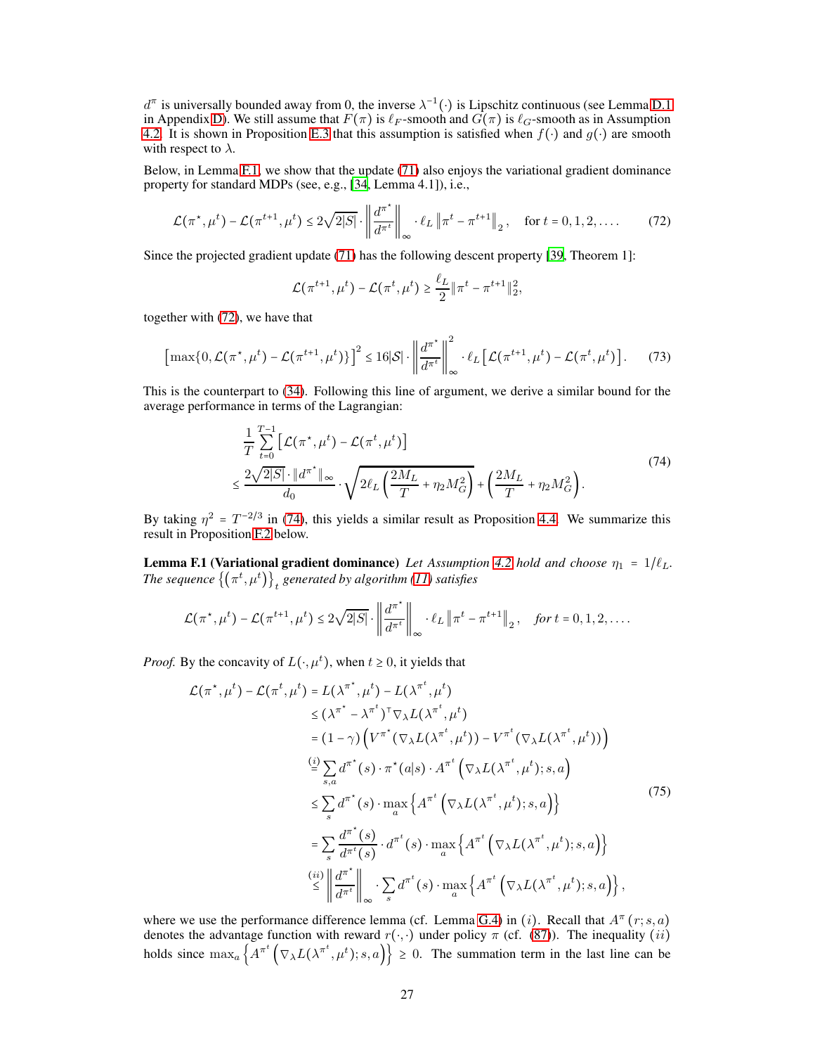$d^\pi$ is universally bounded away from 0, the inverse $\lambda^{-1}(\cdot)$ is Lipschitz continuous (see Lemma D.1 in Appendix D). We still assume that $F(\pi)$ is $\ell_F$-smooth and $G(\pi)$ is $\ell_G$-smooth as in Assumption 4.2. It is shown in Proposition E.3 that this assumption is satisfied when $f(\cdot)$ and $g(\cdot)$ are smooth with respect to $\lambda$.

Below, in Lemma F.1, we show that the update (71) also enjoys the variational gradient dominance property for standard MDPs (see, e.g., [34, Lemma 4.1]), i.e.,

$$
\mathcal{L}(\pi^\star, \mu^t) - \mathcal{L}(\pi^{t+1}, \mu^t) \le 2\sqrt{2|S|} \cdot \left\| \frac{d^{\pi^\star}}{d^{\pi^t}} \right\|_\infty \cdot \ell_L \left\| \pi^t - \pi^{t+1} \right\|_2, \quad \text{for } t = 0, 1, 2, \ldots. \tag{72}
$$

Since the projected gradient update (71) has the following descent property [39, Theorem 1]:

$$
\mathcal{L}(\pi^{t+1}, \mu^t) - \mathcal{L}(\pi^t, \mu^t) \ge \frac{\ell_L}{2} \| \pi^t - \pi^{t+1} \|_2^2,
$$

together with (72), we have that

$$
\left[ \max\{0, \mathcal{L}(\pi^\star, \mu^t) - \mathcal{L}(\pi^{t+1}, \mu^t)\} \right]^2 \le 16|\mathcal{S}| \cdot \left\| \frac{d^{\pi^\star}}{d^{\pi^t}} \right\|_\infty^2 \cdot \ell_L \left[ \mathcal{L}(\pi^{t+1}, \mu^t) - \mathcal{L}(\pi^t, \mu^t) \right]. \tag{73}
$$

This is the counterpart to (34). Following this line of argument, we derive a similar bound for the average performance in terms of the Lagrangian:

$$
\begin{aligned}
&\frac{1}{T} \sum_{t=0}^{T-1} \left[ \mathcal{L}(\pi^\star, \mu^t) - \mathcal{L}(\pi^t, \mu^t) \right] \\
&\le \frac{2\sqrt{2|S|} \cdot \| d^{\pi^\star} \|_\infty}{d_0} \cdot \sqrt{2\ell_L \left( \frac{2M_L}{T} + \eta_2 M_G^2 \right)} + \left( \frac{2M_L}{T} + \eta_2 M_G^2 \right).
\end{aligned} \tag{74}
$$

By taking $\eta^2 = T^{-2/3}$ in (74), this yields a similar result as Proposition 4.4. We summarize this result in Proposition F.2 below.

**Lemma F.1 (Variational gradient dominance)** *Let Assumption 4.2 hold and choose $\eta_1 = 1/\ell_L$. The sequence $\left\{ \left( \pi^t, \mu^t \right) \right\}_t$ generated by algorithm (11) satisfies*

$$
\mathcal{L}(\pi^\star, \mu^t) - \mathcal{L}(\pi^{t+1}, \mu^t) \le 2\sqrt{2|S|} \cdot \left\| \frac{d^{\pi^\star}}{d^{\pi^t}} \right\|_\infty \cdot \ell_L \left\| \pi^t - \pi^{t+1} \right\|_2, \quad \textit{for } t = 0, 1, 2, \ldots.
$$

*Proof.* By the concavity of $L(\cdot, \mu^t)$, when $t \ge 0$, it yields that

$$
\begin{aligned}
\mathcal{L}(\pi^\star, \mu^t) - \mathcal{L}(\pi^t, \mu^t) &= L(\lambda^{\pi^\star}, \mu^t) - L(\lambda^{\pi^t}, \mu^t) \\
&\le (\lambda^{\pi^\star} - \lambda^{\pi^t})^\top \nabla_\lambda L(\lambda^{\pi^t}, \mu^t) \\
&= (1-\gamma) \left( V^{\pi^\star}(\nabla_\lambda L(\lambda^{\pi^t}, \mu^t)) - V^{\pi^t}(\nabla_\lambda L(\lambda^{\pi^t}, \mu^t)) \right) \\
&\overset{(i)}{=} \sum_{s,a} d^{\pi^\star}(s) \cdot \pi^\star(a|s) \cdot A^{\pi^t}\left( \nabla_\lambda L(\lambda^{\pi^t}, \mu^t); s, a \right) \\
&\le \sum_s d^{\pi^\star}(s) \cdot \max_a \left\{ A^{\pi^t}\left( \nabla_\lambda L(\lambda^{\pi^t}, \mu^t); s, a \right) \right\} \\
&= \sum_s \frac{d^{\pi^\star}(s)}{d^{\pi^t}(s)} \cdot d^{\pi^t}(s) \cdot \max_a \left\{ A^{\pi^t}\left( \nabla_\lambda L(\lambda^{\pi^t}, \mu^t); s, a \right) \right\} \\
&\overset{(ii)}{\le} \left\| \frac{d^{\pi^\star}}{d^{\pi^t}} \right\|_\infty \cdot \sum_s d^{\pi^t}(s) \cdot \max_a \left\{ A^{\pi^t}\left( \nabla_\lambda L(\lambda^{\pi^t}, \mu^t); s, a \right) \right\},
\end{aligned} \tag{75}
$$

where we use the performance difference lemma (cf. Lemma G.4) in $(i)$. Recall that $A^\pi(r; s, a)$ denotes the advantage function with reward $r(\cdot, \cdot)$ under policy $\pi$ (cf. (87)). The inequality $(ii)$ holds since $\max_a \left\{ A^{\pi^t}\left( \nabla_\lambda L(\lambda^{\pi^t}, \mu^t); s, a \right) \right\} \ge 0$. The summation term in the last line can be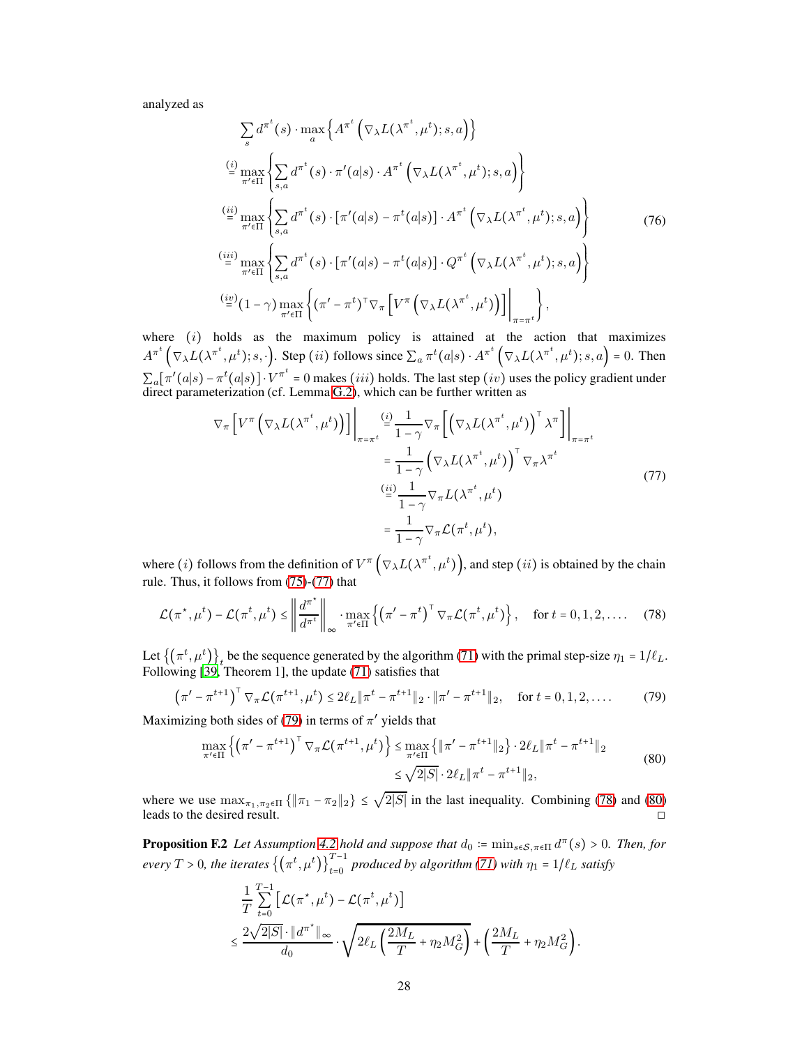analyzed as

$$
\begin{aligned}
&\sum_s d^{\pi^t}(s) \cdot \max_a \left\{ A^{\pi^t}\left(\nabla_\lambda L(\lambda^{\pi^t}, \mu^t); s, a\right) \right\} \\
&\overset{(i)}{=} \max_{\pi' \in \Pi} \left\{ \sum_{s,a} d^{\pi^t}(s) \cdot \pi'(a|s) \cdot A^{\pi^t}\left(\nabla_\lambda L(\lambda^{\pi^t}, \mu^t); s, a\right) \right\} \\
&\overset{(ii)}{=} \max_{\pi' \in \Pi} \left\{ \sum_{s,a} d^{\pi^t}(s) \cdot [\pi'(a|s) - \pi^t(a|s)] \cdot A^{\pi^t}\left(\nabla_\lambda L(\lambda^{\pi^t}, \mu^t); s, a\right) \right\} \\
&\overset{(iii)}{=} \max_{\pi' \in \Pi} \left\{ \sum_{s,a} d^{\pi^t}(s) \cdot [\pi'(a|s) - \pi^t(a|s)] \cdot Q^{\pi^t}\left(\nabla_\lambda L(\lambda^{\pi^t}, \mu^t); s, a\right) \right\} \\
&\overset{(iv)}{=} (1-\gamma) \max_{\pi' \in \Pi} \left\{ (\pi' - \pi^t)^\top \nabla_\pi \left[ V^\pi\left(\nabla_\lambda L(\lambda^{\pi^t}, \mu^t)\right) \right] \bigg|_{\pi = \pi^t} \right\},
\end{aligned} \tag{76}
$$

where $(i)$ holds as the maximum policy is attained at the action that maximizes $A^{\pi^t}\left(\nabla_\lambda L(\lambda^{\pi^t}, \mu^t); s, \cdot\right)$. Step $(ii)$ follows since $\sum_a \pi^t(a|s) \cdot A^{\pi^t}\left(\nabla_\lambda L(\lambda^{\pi^t}, \mu^t); s, a\right) = 0$. Then $\sum_a [\pi'(a|s) - \pi^t(a|s)] \cdot V^{\pi^t} = 0$ makes $(iii)$ holds. The last step $(iv)$ uses the policy gradient under direct parameterization (cf. Lemma G.2), which can be further written as

$$
\begin{aligned}
\nabla_\pi \left[ V^\pi\left(\nabla_\lambda L(\lambda^{\pi^t}, \mu^t)\right) \right] \bigg|_{\pi = \pi^t} &\overset{(i)}{=} \frac{1}{1-\gamma} \nabla_\pi \left[ \left(\nabla_\lambda L(\lambda^{\pi^t}, \mu^t)\right)^\top \lambda^\pi \right] \bigg|_{\pi = \pi^t} \\
&= \frac{1}{1-\gamma} \left(\nabla_\lambda L(\lambda^{\pi^t}, \mu^t)\right)^\top \nabla_\pi \lambda^{\pi^t} \\
&\overset{(ii)}{=} \frac{1}{1-\gamma} \nabla_\pi L(\lambda^{\pi^t}, \mu^t) \\
&= \frac{1}{1-\gamma} \nabla_\pi \mathcal{L}(\pi^t, \mu^t),
\end{aligned} \tag{77}
$$

where $(i)$ follows from the definition of $V^\pi\left(\nabla_\lambda L(\lambda^{\pi^t}, \mu^t)\right)$, and step $(ii)$ is obtained by the chain rule. Thus, it follows from (75)-(77) that

$$
\mathcal{L}(\pi^\star, \mu^t) - \mathcal{L}(\pi^t, \mu^t) \le \left\| \frac{d^{\pi^\star}}{d^{\pi^t}} \right\|_\infty \cdot \max_{\pi' \in \Pi} \left\{ \left(\pi' - \pi^t\right)^\top \nabla_\pi \mathcal{L}(\pi^t, \mu^t) \right\}, \quad \text{for } t = 0, 1, 2, \ldots. \tag{78}
$$

Let $\left\{\left(\pi^t, \mu^t\right)\right\}_t$ be the sequence generated by the algorithm (71) with the primal step-size $\eta_1 = 1/\ell_L$. Following [39, Theorem 1], the update (71) satisfies that

$$
\left(\pi' - \pi^{t+1}\right)^\top \nabla_\pi \mathcal{L}(\pi^{t+1}, \mu^t) \le 2\ell_L \|\pi^t - \pi^{t+1}\|_2 \cdot \|\pi' - \pi^{t+1}\|_2, \quad \text{for } t = 0, 1, 2, \ldots. \tag{79}
$$

Maximizing both sides of (79) in terms of $\pi'$ yields that

$$
\begin{aligned}
\max_{\pi' \in \Pi} \left\{ \left(\pi' - \pi^{t+1}\right)^\top \nabla_\pi \mathcal{L}(\pi^{t+1}, \mu^t) \right\} &\le \max_{\pi' \in \Pi} \left\{ \|\pi' - \pi^{t+1}\|_2 \right\} \cdot 2\ell_L \|\pi^t - \pi^{t+1}\|_2 \\
&\le \sqrt{2|S|} \cdot 2\ell_L \|\pi^t - \pi^{t+1}\|_2,
\end{aligned} \tag{80}
$$

where we use $\max_{\pi_1, \pi_2 \in \Pi} \left\{ \|\pi_1 - \pi_2\|_2 \right\} \le \sqrt{2|S|}$ in the last inequality. Combining (78) and (80) leads to the desired result. □

**Proposition F.2** *Let Assumption 4.2 hold and suppose that $d_0 := \min_{s \in \mathcal{S}, \pi \in \Pi} d^\pi(s) > 0$. Then, for every $T > 0$, the iterates $\left\{\left(\pi^t, \mu^t\right)\right\}_{t=0}^{T-1}$ produced by algorithm (71) with $\eta_1 = 1/\ell_L$ satisfy*

$$
\begin{aligned}
&\frac{1}{T} \sum_{t=0}^{T-1} \left[ \mathcal{L}(\pi^\star, \mu^t) - \mathcal{L}(\pi^t, \mu^t) \right] \\
&\le \frac{2\sqrt{2|S|} \cdot \|d^{\pi^\star}\|_\infty}{d_0} \cdot \sqrt{2\ell_L \left( \frac{2M_L}{T} + \eta_2 M_G^2 \right)} + \left( \frac{2M_L}{T} + \eta_2 M_G^2 \right).
\end{aligned}
$$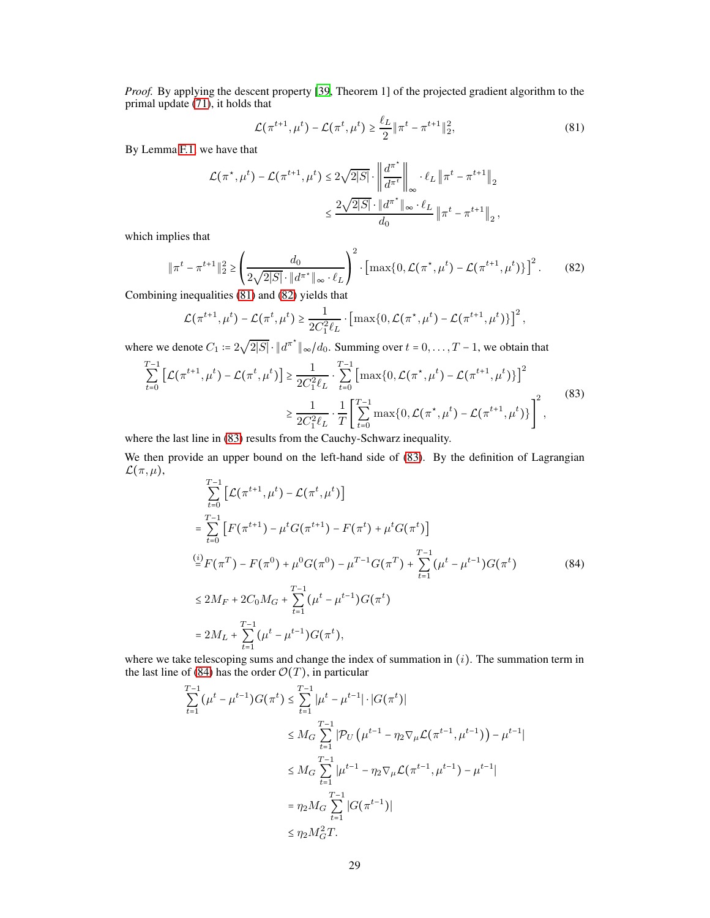*Proof.* By applying the descent property [39, Theorem 1] of the projected gradient algorithm to the primal update (71), it holds that

$$\mathcal{L}(\pi^{t+1}, \mu^t) - \mathcal{L}(\pi^t, \mu^t) \geq \frac{\ell_L}{2} \|\pi^t - \pi^{t+1}\|_2^2, \tag{81}$$

By Lemma F.1, we have that

$$\begin{aligned}
\mathcal{L}(\pi^\star, \mu^t) - \mathcal{L}(\pi^{t+1}, \mu^t) &\leq 2\sqrt{2|S|} \cdot \left\| \frac{d^{\pi^\star}}{d^{\pi^t}} \right\|_\infty \cdot \ell_L \left\| \pi^t - \pi^{t+1} \right\|_2 \\
&\leq \frac{2\sqrt{2|S|} \cdot \|d^{\pi^\star}\|_\infty \cdot \ell_L}{d_0} \left\| \pi^t - \pi^{t+1} \right\|_2,
\end{aligned}$$

which implies that

$$\|\pi^t - \pi^{t+1}\|_2^2 \geq \left( \frac{d_0}{2\sqrt{2|S|} \cdot \|d^{\pi^\star}\|_\infty \cdot \ell_L} \right)^2 \cdot \left[ \max\{0, \mathcal{L}(\pi^\star, \mu^t) - \mathcal{L}(\pi^{t+1}, \mu^t)\} \right]^2. \tag{82}$$

Combining inequalities (81) and (82) yields that

$$\mathcal{L}(\pi^{t+1}, \mu^t) - \mathcal{L}(\pi^t, \mu^t) \geq \frac{1}{2C_1^2 \ell_L} \cdot \left[ \max\{0, \mathcal{L}(\pi^\star, \mu^t) - \mathcal{L}(\pi^{t+1}, \mu^t)\} \right]^2,$$

where we denote $C_1 := 2\sqrt{2|S|} \cdot \|d^{\pi^\star}\|_\infty / d_0$. Summing over $t = 0, \ldots, T-1$, we obtain that

$$\begin{aligned}
\sum_{t=0}^{T-1} \left[ \mathcal{L}(\pi^{t+1}, \mu^t) - \mathcal{L}(\pi^t, \mu^t) \right] &\geq \frac{1}{2C_1^2 \ell_L} \cdot \sum_{t=0}^{T-1} \left[ \max\{0, \mathcal{L}(\pi^\star, \mu^t) - \mathcal{L}(\pi^{t+1}, \mu^t)\} \right]^2 \\
&\geq \frac{1}{2C_1^2 \ell_L} \cdot \frac{1}{T} \left[ \sum_{t=0}^{T-1} \max\{0, \mathcal{L}(\pi^\star, \mu^t) - \mathcal{L}(\pi^{t+1}, \mu^t)\} \right]^2,
\end{aligned} \tag{83}$$

where the last line in (83) results from the Cauchy-Schwarz inequality.

We then provide an upper bound on the left-hand side of (83). By the definition of Lagrangian $\mathcal{L}(\pi, \mu)$,

$$\begin{aligned}
&\sum_{t=0}^{T-1} \left[ \mathcal{L}(\pi^{t+1}, \mu^t) - \mathcal{L}(\pi^t, \mu^t) \right] \\
&= \sum_{t=0}^{T-1} \left[ F(\pi^{t+1}) - \mu^t G(\pi^{t+1}) - F(\pi^t) + \mu^t G(\pi^t) \right] \\
&\overset{(i)}{=} F(\pi^T) - F(\pi^0) + \mu^0 G(\pi^0) - \mu^{T-1} G(\pi^T) + \sum_{t=1}^{T-1} (\mu^t - \mu^{t-1}) G(\pi^t) \\
&\leq 2M_F + 2C_0 M_G + \sum_{t=1}^{T-1} (\mu^t - \mu^{t-1}) G(\pi^t) \\
&= 2M_L + \sum_{t=1}^{T-1} (\mu^t - \mu^{t-1}) G(\pi^t),
\end{aligned} \tag{84}$$

where we take telescoping sums and change the index of summation in $(i)$. The summation term in the last line of (84) has the order $\mathcal{O}(T)$, in particular

$$\begin{aligned}
\sum_{t=1}^{T-1} (\mu^t - \mu^{t-1}) G(\pi^t) &\leq \sum_{t=1}^{T-1} |\mu^t - \mu^{t-1}| \cdot |G(\pi^t)| \\
&\leq M_G \sum_{t=1}^{T-1} \left| \mathcal{P}_U \left( \mu^{t-1} - \eta_2 \nabla_\mu \mathcal{L}(\pi^{t-1}, \mu^{t-1}) \right) - \mu^{t-1} \right| \\
&\leq M_G \sum_{t=1}^{T-1} \left| \mu^{t-1} - \eta_2 \nabla_\mu \mathcal{L}(\pi^{t-1}, \mu^{t-1}) - \mu^{t-1} \right| \\
&= \eta_2 M_G \sum_{t=1}^{T-1} |G(\pi^{t-1})| \\
&\leq \eta_2 M_G^2 T.
\end{aligned}$$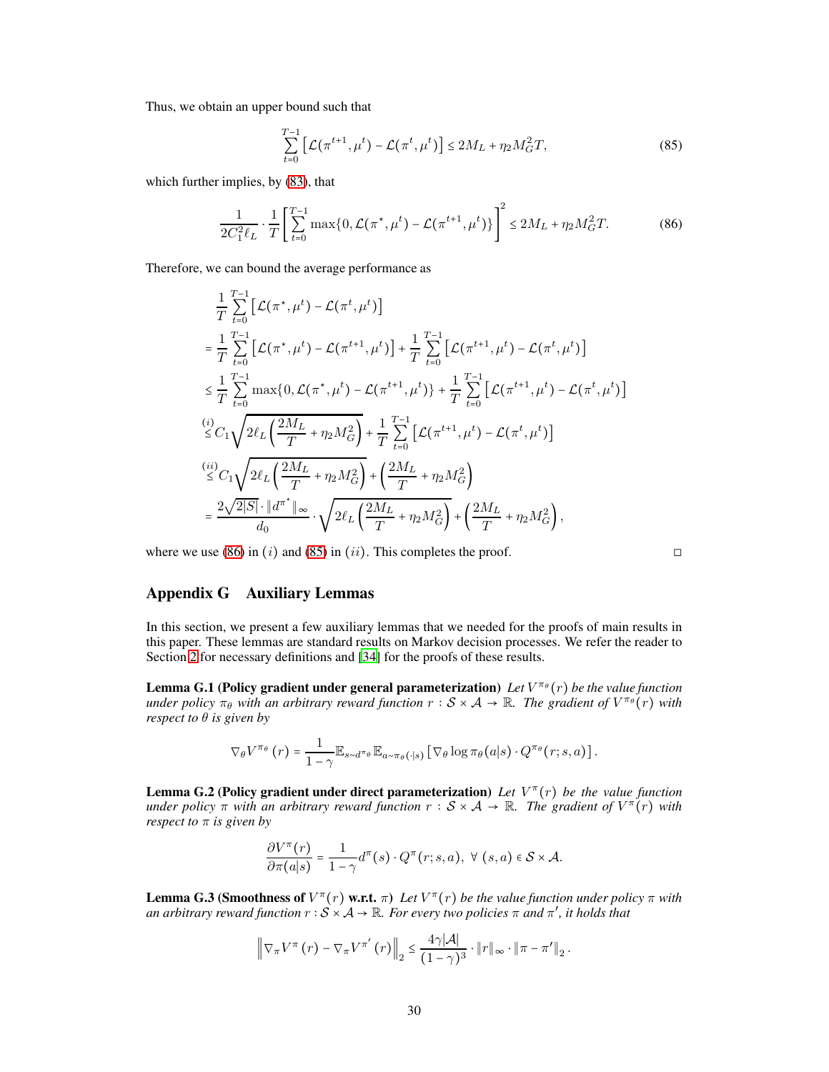Thus, we obtain an upper bound such that

$$\sum_{t=0}^{T-1} \left[ \mathcal{L}(\pi^{t+1}, \mu^t) - \mathcal{L}(\pi^t, \mu^t) \right] \le 2M_L + \eta_2 M_G^2 T, \tag{85}$$

which further implies, by (83), that

$$\frac{1}{2C_1^2 \ell_L} \cdot \frac{1}{T} \left[ \sum_{t=0}^{T-1} \max\{0, \mathcal{L}(\pi^\star, \mu^t) - \mathcal{L}(\pi^{t+1}, \mu^t)\} \right]^2 \le 2M_L + \eta_2 M_G^2 T. \tag{86}$$

Therefore, we can bound the average performance as

$$\begin{aligned}
&\frac{1}{T} \sum_{t=0}^{T-1} \left[ \mathcal{L}(\pi^\star, \mu^t) - \mathcal{L}(\pi^t, \mu^t) \right] \\
&= \frac{1}{T} \sum_{t=0}^{T-1} \left[ \mathcal{L}(\pi^\star, \mu^t) - \mathcal{L}(\pi^{t+1}, \mu^t) \right] + \frac{1}{T} \sum_{t=0}^{T-1} \left[ \mathcal{L}(\pi^{t+1}, \mu^t) - \mathcal{L}(\pi^t, \mu^t) \right] \\
&\le \frac{1}{T} \sum_{t=0}^{T-1} \max\{0, \mathcal{L}(\pi^\star, \mu^t) - \mathcal{L}(\pi^{t+1}, \mu^t)\} + \frac{1}{T} \sum_{t=0}^{T-1} \left[ \mathcal{L}(\pi^{t+1}, \mu^t) - \mathcal{L}(\pi^t, \mu^t) \right] \\
&\overset{(i)}{\le} C_1 \sqrt{2\ell_L \left( \frac{2M_L}{T} + \eta_2 M_G^2 \right)} + \frac{1}{T} \sum_{t=0}^{T-1} \left[ \mathcal{L}(\pi^{t+1}, \mu^t) - \mathcal{L}(\pi^t, \mu^t) \right] \\
&\overset{(ii)}{\le} C_1 \sqrt{2\ell_L \left( \frac{2M_L}{T} + \eta_2 M_G^2 \right)} + \left( \frac{2M_L}{T} + \eta_2 M_G^2 \right) \\
&= \frac{2\sqrt{2|S|} \cdot \|d^{\pi^\star}\|_\infty}{d_0} \cdot \sqrt{2\ell_L \left( \frac{2M_L}{T} + \eta_2 M_G^2 \right)} + \left( \frac{2M_L}{T} + \eta_2 M_G^2 \right),
\end{aligned}$$

where we use (86) in $(i)$ and (85) in $(ii)$. This completes the proof. $\square$

## Appendix G Auxiliary Lemmas

In this section, we present a few auxiliary lemmas that we needed for the proofs of main results in this paper. These lemmas are standard results on Markov decision processes. We refer the reader to Section 2 for necessary definitions and [34] for the proofs of these results.

**Lemma G.1 (Policy gradient under general parameterization)** *Let $V^{\pi_\theta}(r)$ be the value function under policy $\pi_\theta$ with an arbitrary reward function $r : \mathcal{S} \times \mathcal{A} \to \mathbb{R}$. The gradient of $V^{\pi_\theta}(r)$ with respect to $\theta$ is given by*

$$\nabla_\theta V^{\pi_\theta}(r) = \frac{1}{1-\gamma} \mathbb{E}_{s \sim d^{\pi_\theta}} \mathbb{E}_{a \sim \pi_\theta(\cdot|s)} \left[ \nabla_\theta \log \pi_\theta(a|s) \cdot Q^{\pi_\theta}(r; s, a) \right].$$

**Lemma G.2 (Policy gradient under direct parameterization)** *Let $V^\pi(r)$ be the value function under policy $\pi$ with an arbitrary reward function $r : \mathcal{S} \times \mathcal{A} \to \mathbb{R}$. The gradient of $V^\pi(r)$ with respect to $\pi$ is given by*

$$\frac{\partial V^\pi(r)}{\partial \pi(a|s)} = \frac{1}{1-\gamma} d^\pi(s) \cdot Q^\pi(r; s, a), \ \forall \ (s, a) \in \mathcal{S} \times \mathcal{A}.$$

**Lemma G.3 (Smoothness of $V^\pi(r)$ w.r.t. $\pi$)** *Let $V^\pi(r)$ be the value function under policy $\pi$ with an arbitrary reward function $r : \mathcal{S} \times \mathcal{A} \to \mathbb{R}$. For every two policies $\pi$ and $\pi'$, it holds that*

$$\left\| \nabla_\pi V^\pi(r) - \nabla_\pi V^{\pi'}(r) \right\|_2 \le \frac{4\gamma |\mathcal{A}|}{(1-\gamma)^3} \cdot \|r\|_\infty \cdot \|\pi - \pi'\|_2.$$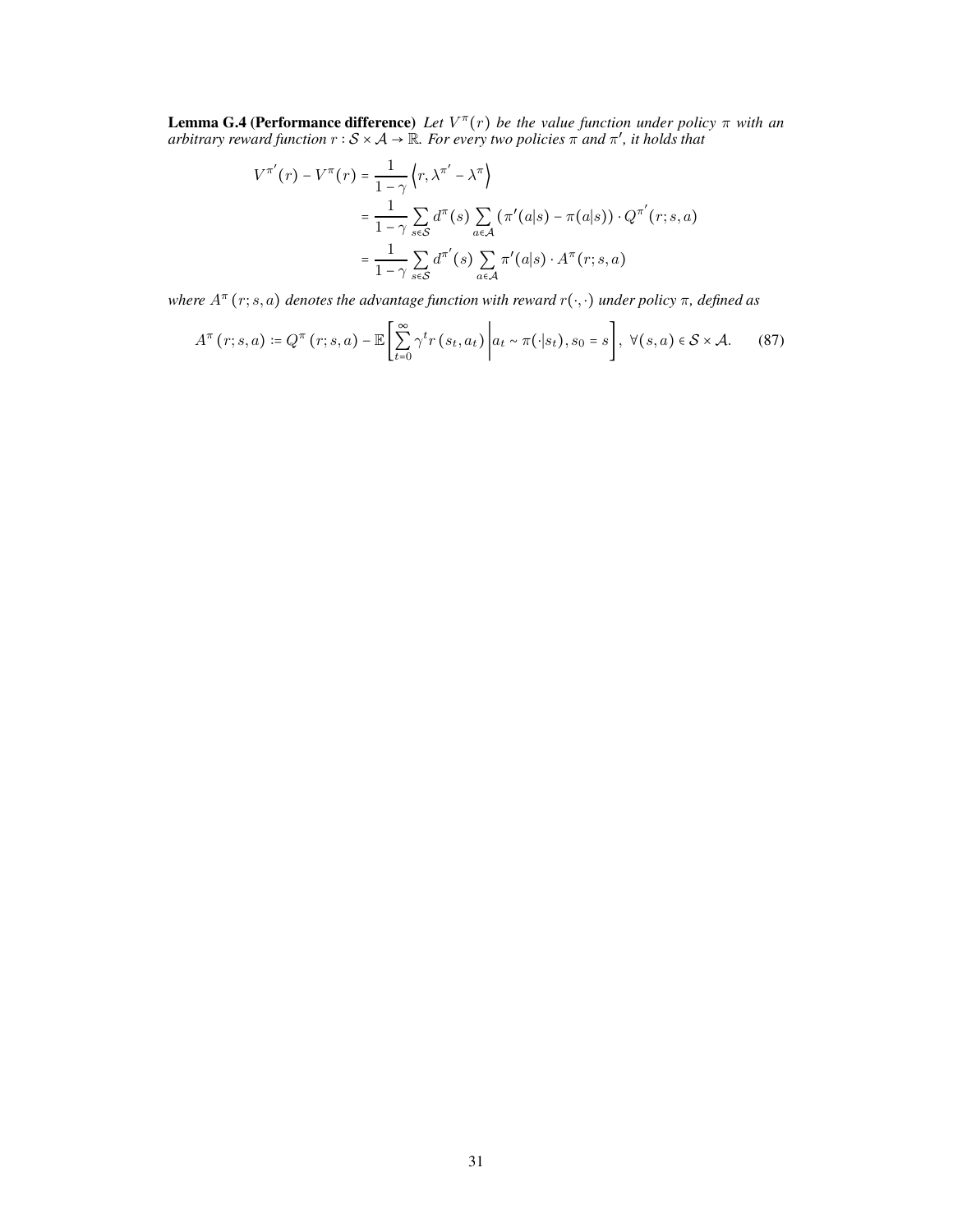**Lemma G.4 (Performance difference)** *Let $V^{\pi}(r)$ be the value function under policy $\pi$ with an arbitrary reward function $r : \mathcal{S} \times \mathcal{A} \to \mathbb{R}$. For every two policies $\pi$ and $\pi'$, it holds that*

$$
\begin{aligned}
V^{\pi'}(r) - V^{\pi}(r) &= \frac{1}{1-\gamma} \left\langle r, \lambda^{\pi'} - \lambda^{\pi} \right\rangle \\
&= \frac{1}{1-\gamma} \sum_{s \in \mathcal{S}} d^{\pi}(s) \sum_{a \in \mathcal{A}} \left( \pi'(a|s) - \pi(a|s) \right) \cdot Q^{\pi'}(r; s, a) \\
&= \frac{1}{1-\gamma} \sum_{s \in \mathcal{S}} d^{\pi'}(s) \sum_{a \in \mathcal{A}} \pi'(a|s) \cdot A^{\pi}(r; s, a)
\end{aligned}
$$

*where $A^{\pi}(r; s, a)$ denotes the advantage function with reward $r(\cdot, \cdot)$ under policy $\pi$, defined as*

$$
A^{\pi}(r; s, a) \coloneqq Q^{\pi}(r; s, a) - \mathbb{E}\left[ \sum_{t=0}^{\infty} \gamma^t r(s_t, a_t) \,\middle|\, a_t \sim \pi(\cdot|s_t), s_0 = s \right], \ \forall (s, a) \in \mathcal{S} \times \mathcal{A}. \tag{87}
$$